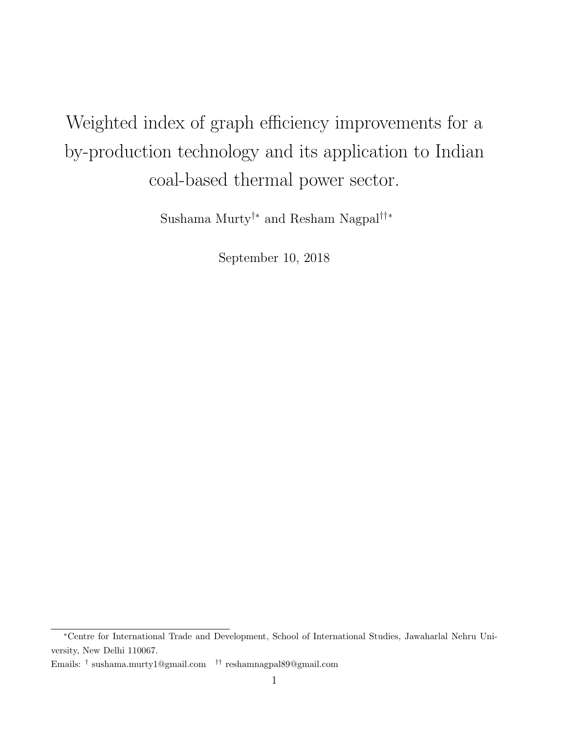# Weighted index of graph efficiency improvements for a by-production technology and its application to Indian coal-based thermal power sector.

Sushama Murty[†*] and Resham Nagpal[††*]

September 10, 2018

---

[*]Centre for International Trade and Development, School of International Studies, Jawaharlal Nehru University, New Delhi 110067.

Emails: [†] sushama.murty1@gmail.com [††] reshamnagpal89@gmail.com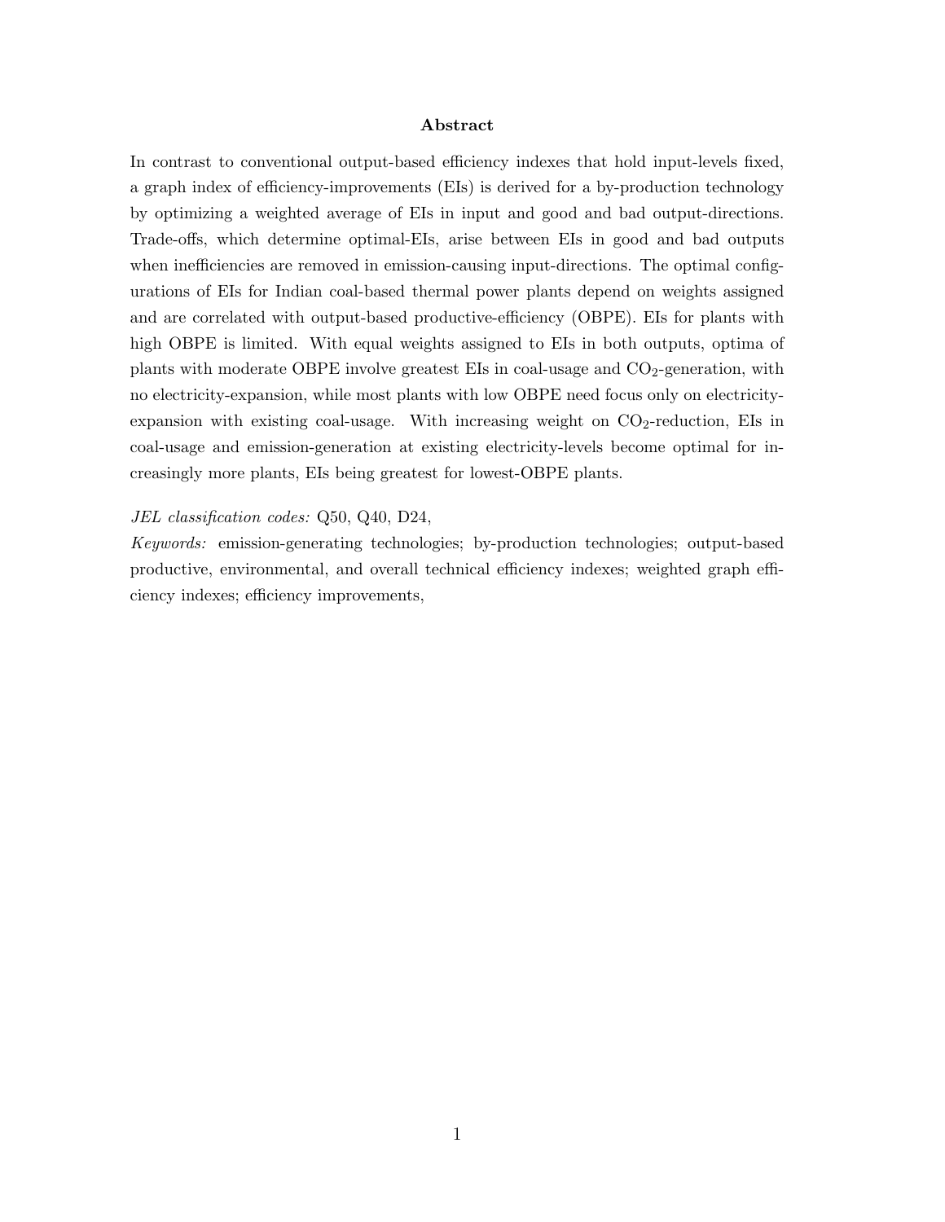## Abstract

In contrast to conventional output-based efficiency indexes that hold input-levels fixed, a graph index of efficiency-improvements (EIs) is derived for a by-production technology by optimizing a weighted average of EIs in input and good and bad output-directions. Trade-offs, which determine optimal-EIs, arise between EIs in good and bad outputs when inefficiencies are removed in emission-causing input-directions. The optimal configurations of EIs for Indian coal-based thermal power plants depend on weights assigned and are correlated with output-based productive-efficiency (OBPE). EIs for plants with high OBPE is limited. With equal weights assigned to EIs in both outputs, optima of plants with moderate OBPE involve greatest EIs in coal-usage and $CO_2$-generation, with no electricity-expansion, while most plants with low OBPE need focus only on electricity-expansion with existing coal-usage. With increasing weight on $CO_2$-reduction, EIs in coal-usage and emission-generation at existing electricity-levels become optimal for increasingly more plants, EIs being greatest for lowest-OBPE plants.

*JEL classification codes:* Q50, Q40, D24,

*Keywords:* emission-generating technologies; by-production technologies; output-based productive, environmental, and overall technical efficiency indexes; weighted graph efficiency indexes; efficiency improvements,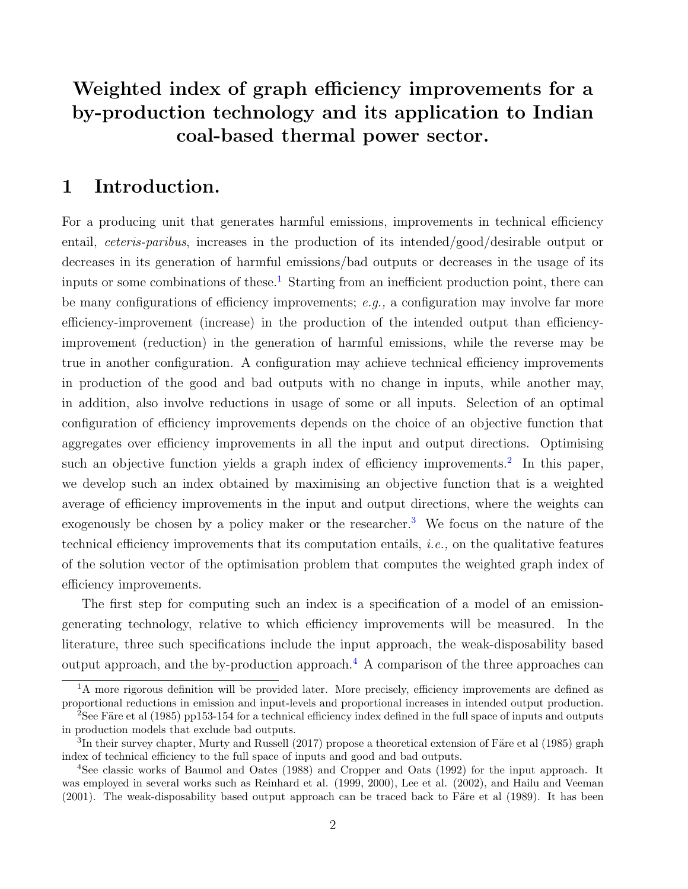# Weighted index of graph efficiency improvements for a by-production technology and its application to Indian coal-based thermal power sector.

## 1 Introduction.

For a producing unit that generates harmful emissions, improvements in technical efficiency entail, *ceteris-paribus*, increases in the production of its intended/good/desirable output or decreases in its generation of harmful emissions/bad outputs or decreases in the usage of its inputs or some combinations of these.[1] Starting from an inefficient production point, there can be many configurations of efficiency improvements; *e.g.,* a configuration may involve far more efficiency-improvement (increase) in the production of the intended output than efficiency-improvement (reduction) in the generation of harmful emissions, while the reverse may be true in another configuration. A configuration may achieve technical efficiency improvements in production of the good and bad outputs with no change in inputs, while another may, in addition, also involve reductions in usage of some or all inputs. Selection of an optimal configuration of efficiency improvements depends on the choice of an objective function that aggregates over efficiency improvements in all the input and output directions. Optimising such an objective function yields a graph index of efficiency improvements.[2] In this paper, we develop such an index obtained by maximising an objective function that is a weighted average of efficiency improvements in the input and output directions, where the weights can exogenously be chosen by a policy maker or the researcher.[3] We focus on the nature of the technical efficiency improvements that its computation entails, *i.e.,* on the qualitative features of the solution vector of the optimisation problem that computes the weighted graph index of efficiency improvements.

The first step for computing such an index is a specification of a model of an emission-generating technology, relative to which efficiency improvements will be measured. In the literature, three such specifications include the input approach, the weak-disposability based output approach, and the by-production approach.[4] A comparison of the three approaches can

---

[1] A more rigorous definition will be provided later. More precisely, efficiency improvements are defined as proportional reductions in emission and input-levels and proportional increases in intended output production.

[2] See Färe et al (1985) pp153-154 for a technical efficiency index defined in the full space of inputs and outputs in production models that exclude bad outputs.

[3] In their survey chapter, Murty and Russell (2017) propose a theoretical extension of Färe et al (1985) graph index of technical efficiency to the full space of inputs and good and bad outputs.

[4] See classic works of Baumol and Oates (1988) and Cropper and Oats (1992) for the input approach. It was employed in several works such as Reinhard et al. (1999, 2000), Lee et al. (2002), and Hailu and Veeman (2001). The weak-disposability based output approach can be traced back to Färe et al (1989). It has been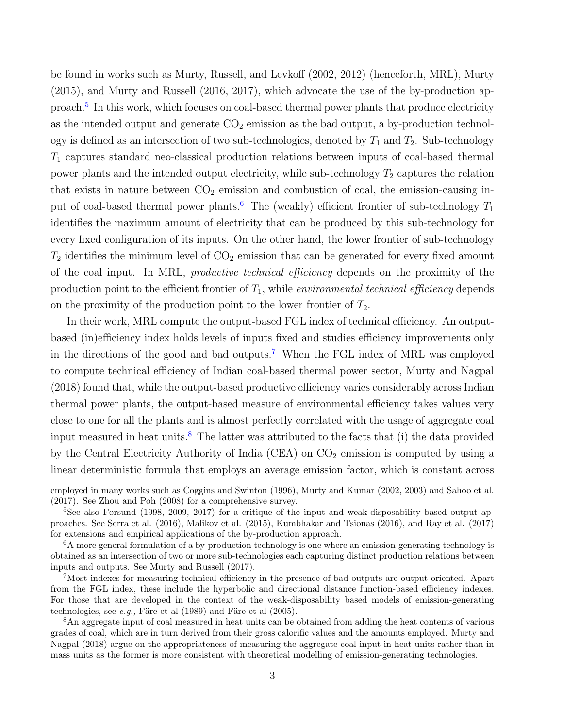be found in works such as Murty, Russell, and Levkoff (2002, 2012) (henceforth, MRL), Murty (2015), and Murty and Russell (2016, 2017), which advocate the use of the by-production approach.[5] In this work, which focuses on coal-based thermal power plants that produce electricity as the intended output and generate $CO_2$ emission as the bad output, a by-production technology is defined as an intersection of two sub-technologies, denoted by $T_1$ and $T_2$. Sub-technology $T_1$ captures standard neo-classical production relations between inputs of coal-based thermal power plants and the intended output electricity, while sub-technology $T_2$ captures the relation that exists in nature between $CO_2$ emission and combustion of coal, the emission-causing input of coal-based thermal power plants.[6] The (weakly) efficient frontier of sub-technology $T_1$ identifies the maximum amount of electricity that can be produced by this sub-technology for every fixed configuration of its inputs. On the other hand, the lower frontier of sub-technology $T_2$ identifies the minimum level of $CO_2$ emission that can be generated for every fixed amount of the coal input. In MRL, *productive technical efficiency* depends on the proximity of the production point to the efficient frontier of $T_1$, while *environmental technical efficiency* depends on the proximity of the production point to the lower frontier of $T_2$.

In their work, MRL compute the output-based FGL index of technical efficiency. An output-based (in)efficiency index holds levels of inputs fixed and studies efficiency improvements only in the directions of the good and bad outputs.[7] When the FGL index of MRL was employed to compute technical efficiency of Indian coal-based thermal power sector, Murty and Nagpal (2018) found that, while the output-based productive efficiency varies considerably across Indian thermal power plants, the output-based measure of environmental efficiency takes values very close to one for all the plants and is almost perfectly correlated with the usage of aggregate coal input measured in heat units.[8] The latter was attributed to the facts that (i) the data provided by the Central Electricity Authority of India (CEA) on $CO_2$ emission is computed by using a linear deterministic formula that employs an average emission factor, which is constant across

employed in many works such as Coggins and Swinton (1996), Murty and Kumar (2002, 2003) and Sahoo et al. (2017). See Zhou and Poh (2008) for a comprehensive survey.

[5] See also Førsund (1998, 2009, 2017) for a critique of the input and weak-disposability based output approaches. See Serra et al. (2016), Malikov et al. (2015), Kumbhakar and Tsionas (2016), and Ray et al. (2017) for extensions and empirical applications of the by-production approach.

[6] A more general formulation of a by-production technology is one where an emission-generating technology is obtained as an intersection of two or more sub-technologies each capturing distinct production relations between inputs and outputs. See Murty and Russell (2017).

[7] Most indexes for measuring technical efficiency in the presence of bad outputs are output-oriented. Apart from the FGL index, these include the hyperbolic and directional distance function-based efficiency indexes. For those that are developed in the context of the weak-disposability based models of emission-generating technologies, see *e.g.,* Färe et al (1989) and Färe et al (2005).

[8] An aggregate input of coal measured in heat units can be obtained from adding the heat contents of various grades of coal, which are in turn derived from their gross calorific values and the amounts employed. Murty and Nagpal (2018) argue on the appropriateness of measuring the aggregate coal input in heat units rather than in mass units as the former is more consistent with theoretical modelling of emission-generating technologies.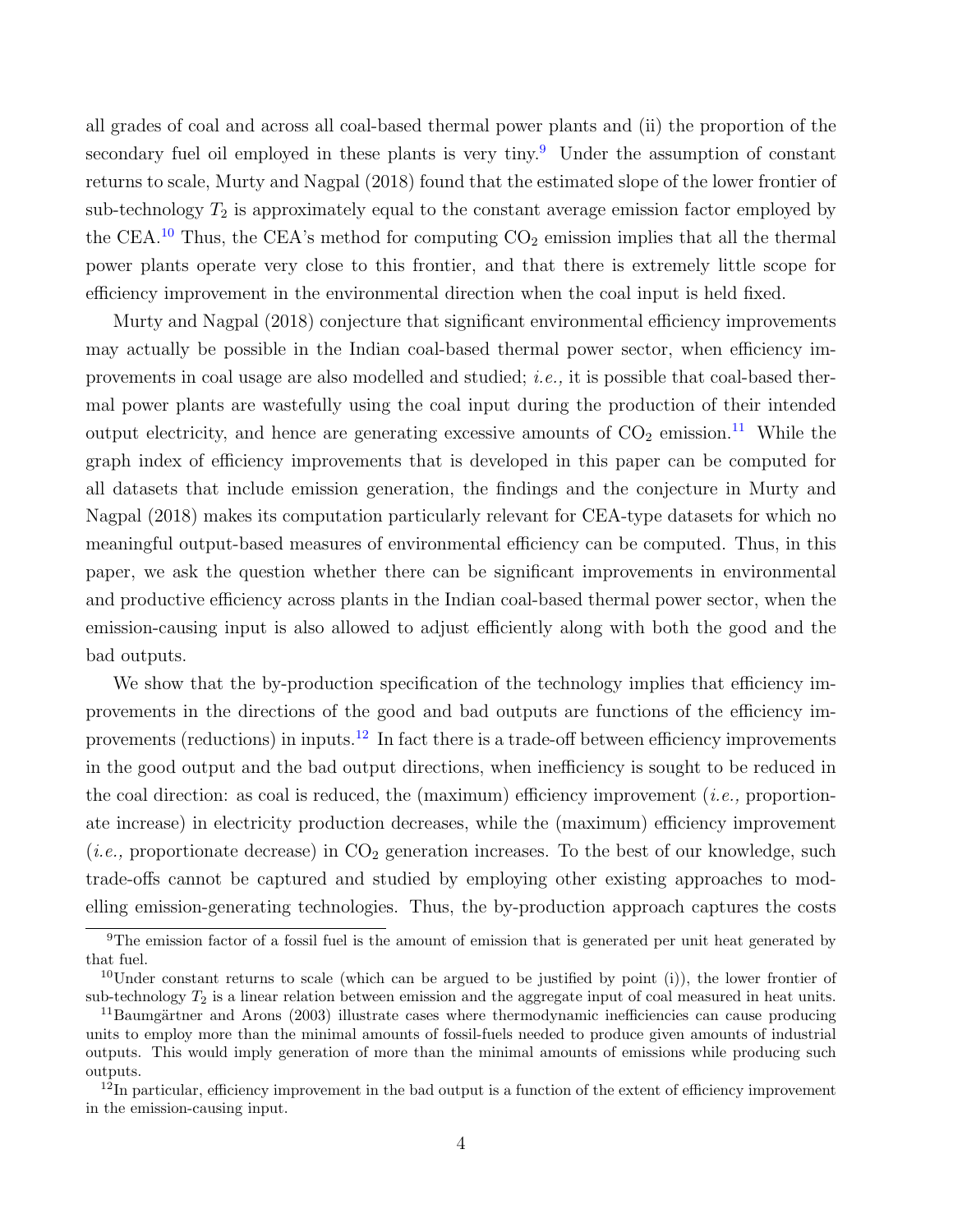all grades of coal and across all coal-based thermal power plants and (ii) the proportion of the secondary fuel oil employed in these plants is very tiny.[9] Under the assumption of constant returns to scale, Murty and Nagpal (2018) found that the estimated slope of the lower frontier of sub-technology $T_2$ is approximately equal to the constant average emission factor employed by the CEA.[10] Thus, the CEA's method for computing $CO_2$ emission implies that all the thermal power plants operate very close to this frontier, and that there is extremely little scope for efficiency improvement in the environmental direction when the coal input is held fixed.

Murty and Nagpal (2018) conjecture that significant environmental efficiency improvements may actually be possible in the Indian coal-based thermal power sector, when efficiency improvements in coal usage are also modelled and studied; *i.e.,* it is possible that coal-based thermal power plants are wastefully using the coal input during the production of their intended output electricity, and hence are generating excessive amounts of $CO_2$ emission.[11] While the graph index of efficiency improvements that is developed in this paper can be computed for all datasets that include emission generation, the findings and the conjecture in Murty and Nagpal (2018) makes its computation particularly relevant for CEA-type datasets for which no meaningful output-based measures of environmental efficiency can be computed. Thus, in this paper, we ask the question whether there can be significant improvements in environmental and productive efficiency across plants in the Indian coal-based thermal power sector, when the emission-causing input is also allowed to adjust efficiently along with both the good and the bad outputs.

We show that the by-production specification of the technology implies that efficiency improvements in the directions of the good and bad outputs are functions of the efficiency improvements (reductions) in inputs.[12] In fact there is a trade-off between efficiency improvements in the good output and the bad output directions, when inefficiency is sought to be reduced in the coal direction: as coal is reduced, the (maximum) efficiency improvement (*i.e.,* proportionate increase) in electricity production decreases, while the (maximum) efficiency improvement (*i.e.,* proportionate decrease) in $CO_2$ generation increases. To the best of our knowledge, such trade-offs cannot be captured and studied by employing other existing approaches to modelling emission-generating technologies. Thus, the by-production approach captures the costs

[9] The emission factor of a fossil fuel is the amount of emission that is generated per unit heat generated by that fuel.

[10] Under constant returns to scale (which can be argued to be justified by point (i)), the lower frontier of sub-technology $T_2$ is a linear relation between emission and the aggregate input of coal measured in heat units.

[11] Baumgärtner and Arons (2003) illustrate cases where thermodynamic inefficiencies can cause producing units to employ more than the minimal amounts of fossil-fuels needed to produce given amounts of industrial outputs. This would imply generation of more than the minimal amounts of emissions while producing such outputs.

[12] In particular, efficiency improvement in the bad output is a function of the extent of efficiency improvement in the emission-causing input.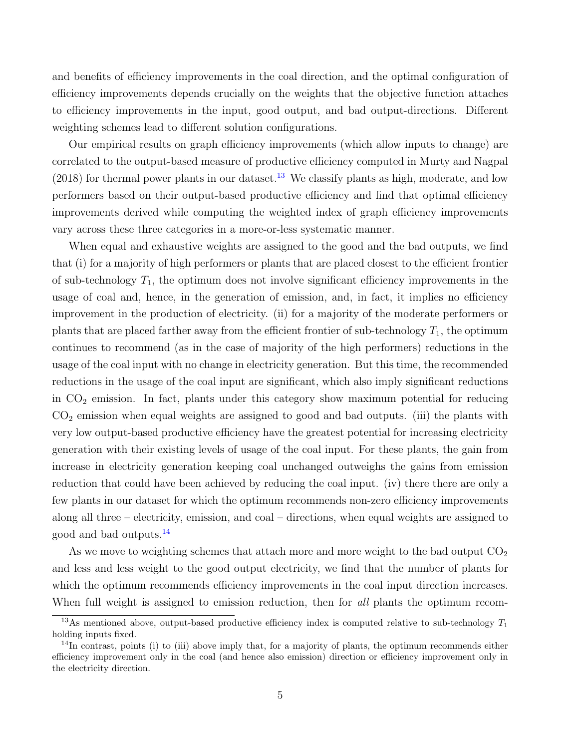and benefits of efficiency improvements in the coal direction, and the optimal configuration of efficiency improvements depends crucially on the weights that the objective function attaches to efficiency improvements in the input, good output, and bad output-directions. Different weighting schemes lead to different solution configurations.

Our empirical results on graph efficiency improvements (which allow inputs to change) are correlated to the output-based measure of productive efficiency computed in Murty and Nagpal (2018) for thermal power plants in our dataset.[13] We classify plants as high, moderate, and low performers based on their output-based productive efficiency and find that optimal efficiency improvements derived while computing the weighted index of graph efficiency improvements vary across these three categories in a more-or-less systematic manner.

When equal and exhaustive weights are assigned to the good and the bad outputs, we find that (i) for a majority of high performers or plants that are placed closest to the efficient frontier of sub-technology $T_1$, the optimum does not involve significant efficiency improvements in the usage of coal and, hence, in the generation of emission, and, in fact, it implies no efficiency improvement in the production of electricity. (ii) for a majority of the moderate performers or plants that are placed farther away from the efficient frontier of sub-technology $T_1$, the optimum continues to recommend (as in the case of majority of the high performers) reductions in the usage of the coal input with no change in electricity generation. But this time, the recommended reductions in the usage of the coal input are significant, which also imply significant reductions in $CO_2$ emission. In fact, plants under this category show maximum potential for reducing $CO_2$ emission when equal weights are assigned to good and bad outputs. (iii) the plants with very low output-based productive efficiency have the greatest potential for increasing electricity generation with their existing levels of usage of the coal input. For these plants, the gain from increase in electricity generation keeping coal unchanged outweighs the gains from emission reduction that could have been achieved by reducing the coal input. (iv) there there are only a few plants in our dataset for which the optimum recommends non-zero efficiency improvements along all three – electricity, emission, and coal – directions, when equal weights are assigned to good and bad outputs.[14]

As we move to weighting schemes that attach more and more weight to the bad output $CO_2$ and less and less weight to the good output electricity, we find that the number of plants for which the optimum recommends efficiency improvements in the coal input direction increases. When full weight is assigned to emission reduction, then for *all* plants the optimum recom-

[13] As mentioned above, output-based productive efficiency index is computed relative to sub-technology $T_1$ holding inputs fixed.

[14] In contrast, points (i) to (iii) above imply that, for a majority of plants, the optimum recommends either efficiency improvement only in the coal (and hence also emission) direction or efficiency improvement only in the electricity direction.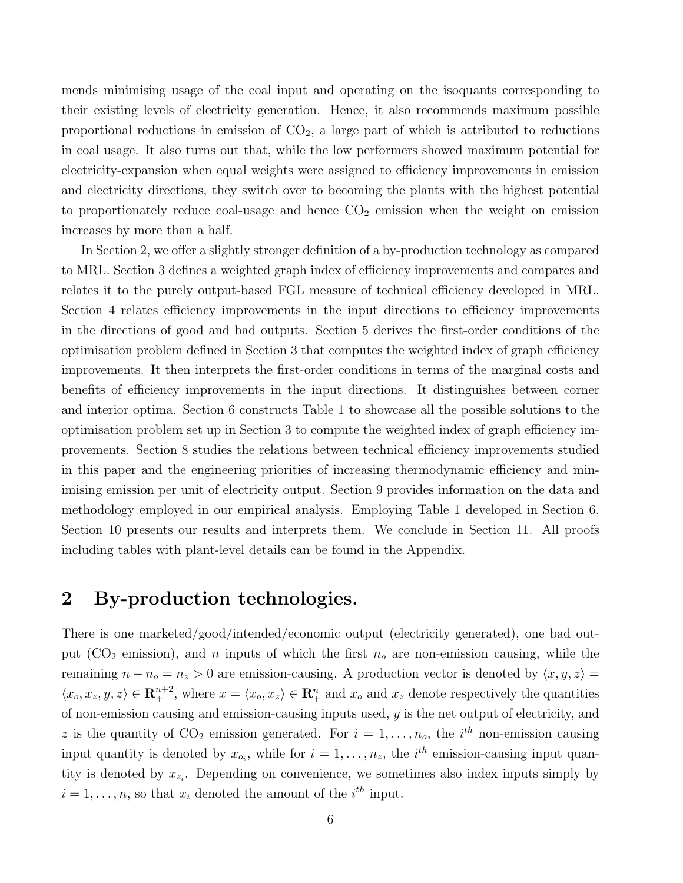mends minimising usage of the coal input and operating on the isoquants corresponding to their existing levels of electricity generation. Hence, it also recommends maximum possible proportional reductions in emission of $CO_2$, a large part of which is attributed to reductions in coal usage. It also turns out that, while the low performers showed maximum potential for electricity-expansion when equal weights were assigned to efficiency improvements in emission and electricity directions, they switch over to becoming the plants with the highest potential to proportionately reduce coal-usage and hence $CO_2$ emission when the weight on emission increases by more than a half.

In Section 2, we offer a slightly stronger definition of a by-production technology as compared to MRL. Section 3 defines a weighted graph index of efficiency improvements and compares and relates it to the purely output-based FGL measure of technical efficiency developed in MRL. Section 4 relates efficiency improvements in the input directions to efficiency improvements in the directions of good and bad outputs. Section 5 derives the first-order conditions of the optimisation problem defined in Section 3 that computes the weighted index of graph efficiency improvements. It then interprets the first-order conditions in terms of the marginal costs and benefits of efficiency improvements in the input directions. It distinguishes between corner and interior optima. Section 6 constructs Table 1 to showcase all the possible solutions to the optimisation problem set up in Section 3 to compute the weighted index of graph efficiency improvements. Section 8 studies the relations between technical efficiency improvements studied in this paper and the engineering priorities of increasing thermodynamic efficiency and minimising emission per unit of electricity output. Section 9 provides information on the data and methodology employed in our empirical analysis. Employing Table 1 developed in Section 6, Section 10 presents our results and interprets them. We conclude in Section 11. All proofs including tables with plant-level details can be found in the Appendix.

## 2 By-production technologies.

There is one marketed/good/intended/economic output (electricity generated), one bad output ($CO_2$ emission), and $n$ inputs of which the first $n_o$ are non-emission causing, while the remaining $n - n_o = n_z > 0$ are emission-causing. A production vector is denoted by $\langle x, y, z \rangle = \langle x_o, x_z, y, z \rangle \in \mathbf{R}_+^{n+2}$, where $x = \langle x_o, x_z \rangle \in \mathbf{R}_+^n$ and $x_o$ and $x_z$ denote respectively the quantities of non-emission causing and emission-causing inputs used, $y$ is the net output of electricity, and $z$ is the quantity of $CO_2$ emission generated. For $i = 1, \ldots, n_o$, the $i^{th}$ non-emission causing input quantity is denoted by $x_{o_i}$, while for $i = 1, \ldots, n_z$, the $i^{th}$ emission-causing input quantity is denoted by $x_{z_i}$. Depending on convenience, we sometimes also index inputs simply by $i = 1, \ldots, n$, so that $x_i$ denoted the amount of the $i^{th}$ input.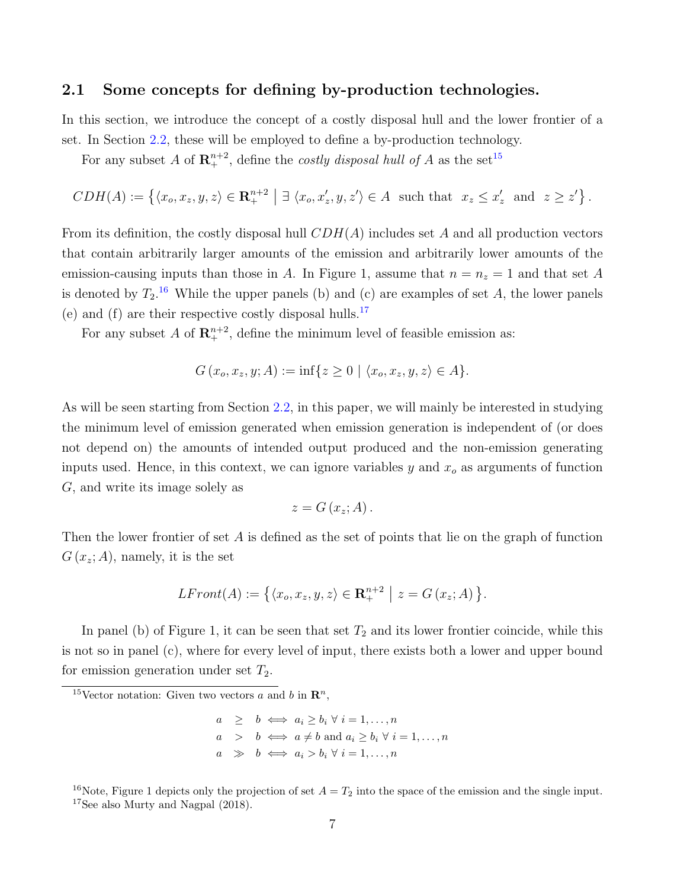### 2.1 Some concepts for defining by-production technologies.

In this section, we introduce the concept of a costly disposal hull and the lower frontier of a set. In Section 2.2, these will be employed to define a by-production technology.

For any subset $A$ of $\mathbf{R}_+^{n+2}$, define the *costly disposal hull of* $A$ as the set[15]

$$CDH(A) := \left\{ \langle x_o, x_z, y, z \rangle \in \mathbf{R}_+^{n+2} \;\middle|\; \exists \; \langle x_o, x_z', y, z' \rangle \in A \;\text{ such that }\; x_z \leq x_z' \;\text{ and }\; z \geq z' \right\}.$$

From its definition, the costly disposal hull $CDH(A)$ includes set $A$ and all production vectors that contain arbitrarily larger amounts of the emission and arbitrarily lower amounts of the emission-causing inputs than those in $A$. In Figure 1, assume that $n = n_z = 1$ and that set $A$ is denoted by $T_2$.[16] While the upper panels (b) and (c) are examples of set $A$, the lower panels (e) and (f) are their respective costly disposal hulls.[17]

For any subset $A$ of $\mathbf{R}_+^{n+2}$, define the minimum level of feasible emission as:

$$G\left(x_o, x_z, y; A\right) := \inf\{z \geq 0 \mid \langle x_o, x_z, y, z \rangle \in A\}.$$

As will be seen starting from Section 2.2, in this paper, we will mainly be interested in studying the minimum level of emission generated when emission generation is independent of (or does not depend on) the amounts of intended output produced and the non-emission generating inputs used. Hence, in this context, we can ignore variables $y$ and $x_o$ as arguments of function $G$, and write its image solely as

$$z = G\left(x_z; A\right).$$

Then the lower frontier of set $A$ is defined as the set of points that lie on the graph of function $G\left(x_z; A\right)$, namely, it is the set

$$LFront(A) := \left\{ \langle x_o, x_z, y, z \rangle \in \mathbf{R}_+^{n+2} \;\middle|\; z = G\left(x_z; A\right) \right\}.$$

In panel (b) of Figure 1, it can be seen that set $T_2$ and its lower frontier coincide, while this is not so in panel (c), where for every level of input, there exists both a lower and upper bound for emission generation under set $T_2$.

---

[15] Vector notation: Given two vectors $a$ and $b$ in $\mathbf{R}^n$,

$$\begin{aligned} a &\geq b \iff a_i \geq b_i \;\forall\; i = 1, \ldots, n \\ a &> b \iff a \neq b \text{ and } a_i \geq b_i \;\forall\; i = 1, \ldots, n \\ a &\gg b \iff a_i > b_i \;\forall\; i = 1, \ldots, n \end{aligned}$$

[16] Note, Figure 1 depicts only the projection of set $A = T_2$ into the space of the emission and the single input.

[17] See also Murty and Nagpal (2018).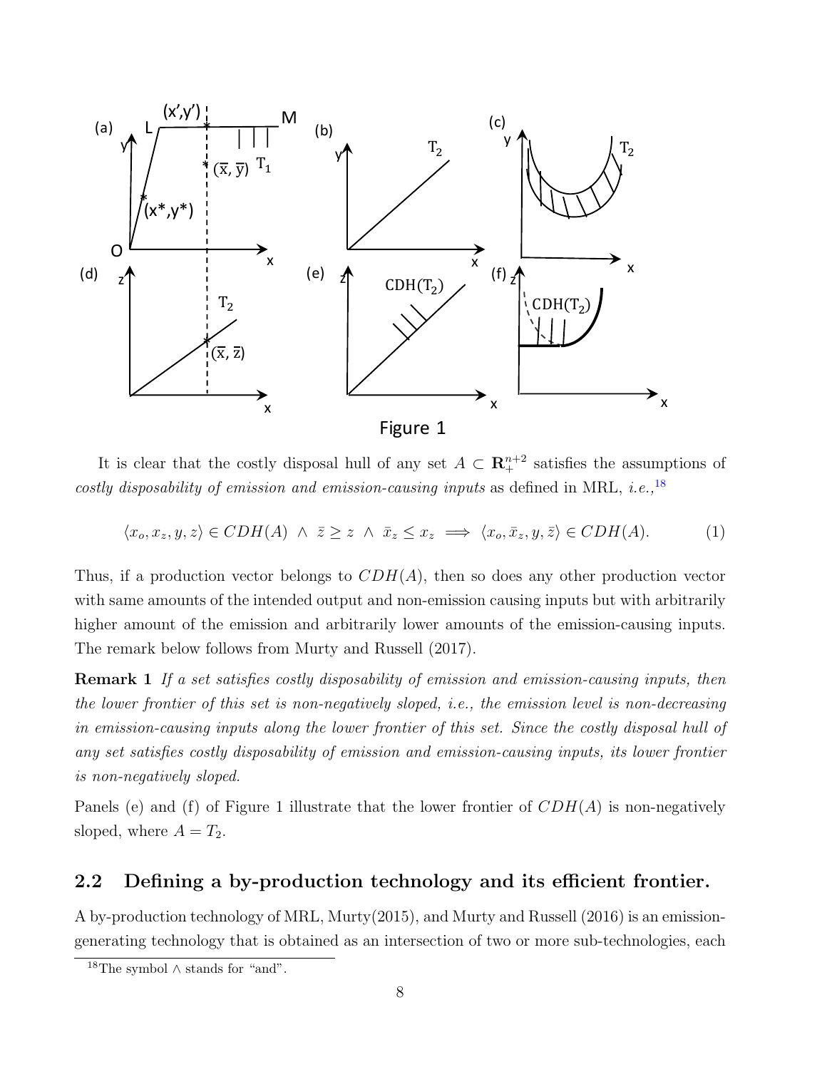Figure 1

It is clear that the costly disposal hull of any set $A \subset \mathbf{R}_+^{n+2}$ satisfies the assumptions of *costly disposability of emission and emission-causing inputs* as defined in MRL, *i.e.*,[18]

$$\langle x_o, x_z, y, z \rangle \in CDH(A) \ \wedge \ \bar{z} \geq z \ \wedge \ \bar{x}_z \leq x_z \implies \langle x_o, \bar{x}_z, y, \bar{z} \rangle \in CDH(A). \tag{1}$$

Thus, if a production vector belongs to $CDH(A)$, then so does any other production vector with same amounts of the intended output and non-emission causing inputs but with arbitrarily higher amount of the emission and arbitrarily lower amounts of the emission-causing inputs. The remark below follows from Murty and Russell (2017).

**Remark 1** *If a set satisfies costly disposability of emission and emission-causing inputs, then the lower frontier of this set is non-negatively sloped, i.e., the emission level is non-decreasing in emission-causing inputs along the lower frontier of this set. Since the costly disposal hull of any set satisfies costly disposability of emission and emission-causing inputs, its lower frontier is non-negatively sloped.*

Panels (e) and (f) of Figure 1 illustrate that the lower frontier of $CDH(A)$ is non-negatively sloped, where $A = T_2$.

## 2.2 Defining a by-production technology and its efficient frontier.

A by-production technology of MRL, Murty(2015), and Murty and Russell (2016) is an emission-generating technology that is obtained as an intersection of two or more sub-technologies, each

[18] The symbol $\wedge$ stands for "and".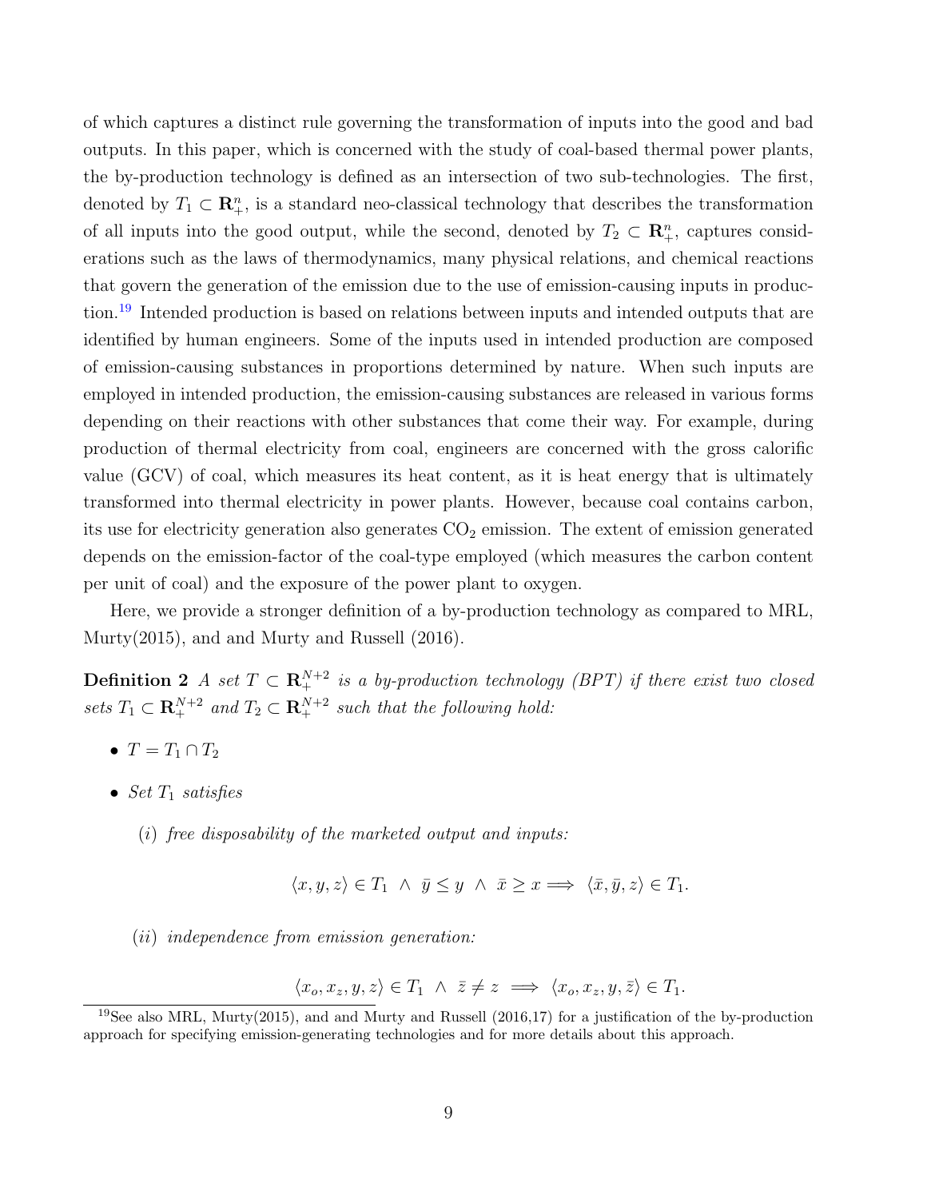of which captures a distinct rule governing the transformation of inputs into the good and bad outputs. In this paper, which is concerned with the study of coal-based thermal power plants, the by-production technology is defined as an intersection of two sub-technologies. The first, denoted by $T_1 \subset \mathbf{R}^n_+$, is a standard neo-classical technology that describes the transformation of all inputs into the good output, while the second, denoted by $T_2 \subset \mathbf{R}^n_+$, captures considerations such as the laws of thermodynamics, many physical relations, and chemical reactions that govern the generation of the emission due to the use of emission-causing inputs in production.[19] Intended production is based on relations between inputs and intended outputs that are identified by human engineers. Some of the inputs used in intended production are composed of emission-causing substances in proportions determined by nature. When such inputs are employed in intended production, the emission-causing substances are released in various forms depending on their reactions with other substances that come their way. For example, during production of thermal electricity from coal, engineers are concerned with the gross calorific value (GCV) of coal, which measures its heat content, as it is heat energy that is ultimately transformed into thermal electricity in power plants. However, because coal contains carbon, its use for electricity generation also generates $CO_2$ emission. The extent of emission generated depends on the emission-factor of the coal-type employed (which measures the carbon content per unit of coal) and the exposure of the power plant to oxygen.

Here, we provide a stronger definition of a by-production technology as compared to MRL, Murty(2015), and and Murty and Russell (2016).

**Definition 2** *A set $T \subset \mathbf{R}^{N+2}_+$ is a by-production technology (BPT) if there exist two closed sets $T_1 \subset \mathbf{R}^{N+2}_+$ and $T_2 \subset \mathbf{R}^{N+2}_+$ such that the following hold:*

- $T = T_1 \cap T_2$
- *Set $T_1$ satisfies*

  *(i) free disposability of the marketed output and inputs:*

$$\langle x, y, z \rangle \in T_1 \ \wedge \ \bar{y} \leq y \ \wedge \ \bar{x} \geq x \Longrightarrow \ \langle \bar{x}, \bar{y}, z \rangle \in T_1.$$

  *(ii) independence from emission generation:*

$$\langle x_o, x_z, y, z \rangle \in T_1 \ \wedge \ \bar{z} \neq z \ \Longrightarrow \ \langle x_o, x_z, y, \bar{z} \rangle \in T_1.$$

[19] See also MRL, Murty(2015), and and Murty and Russell (2016,17) for a justification of the by-production approach for specifying emission-generating technologies and for more details about this approach.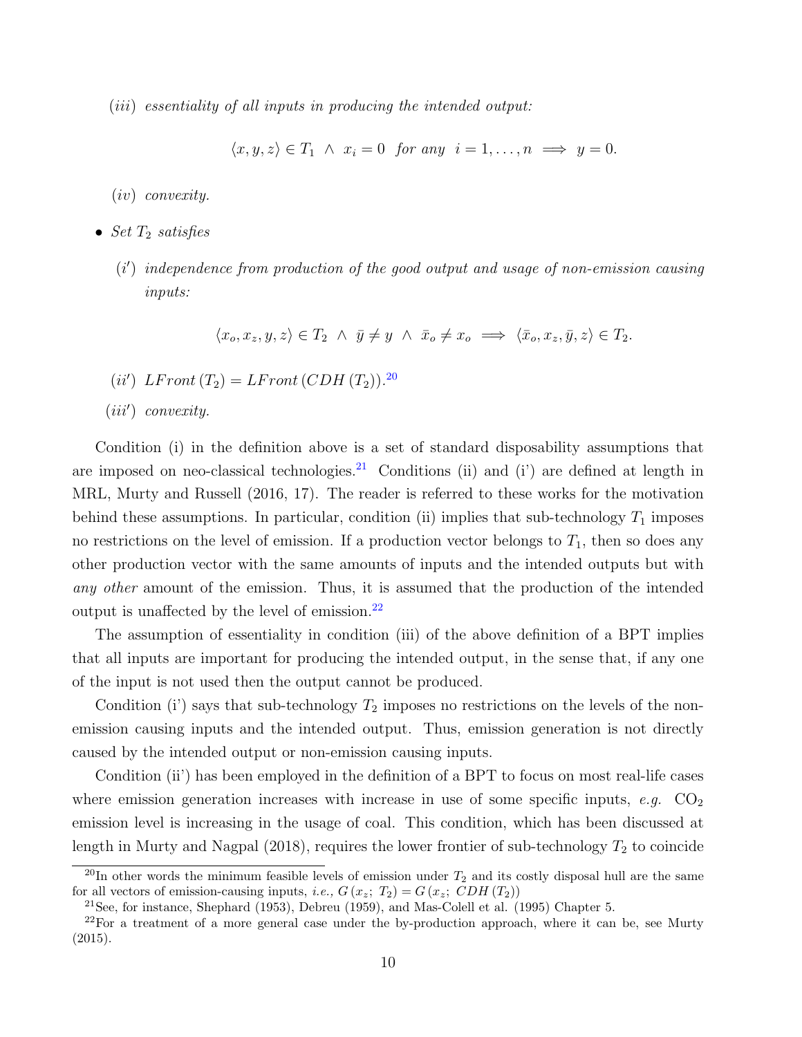(*iii*) *essentiality of all inputs in producing the intended output:*

$$\langle x, y, z \rangle \in T_1 \;\wedge\; x_i = 0 \;\; \text{for any} \;\; i = 1, \ldots, n \implies y = 0.$$

(*iv*) *convexity.*

- *Set $T_2$ satisfies*

  (*i'*) *independence from production of the good output and usage of non-emission causing inputs:*

  $$\langle x_o, x_z, y, z \rangle \in T_2 \;\wedge\; \bar{y} \neq y \;\wedge\; \bar{x}_o \neq x_o \implies \langle \bar{x}_o, x_z, \bar{y}, z \rangle \in T_2.$$

  (*ii'*) $LFront\,(T_2) = LFront\,(CDH\,(T_2))$.[20]

  (*iii'*) *convexity.*

Condition (i) in the definition above is a set of standard disposability assumptions that are imposed on neo-classical technologies.[21] Conditions (ii) and (i') are defined at length in MRL, Murty and Russell (2016, 17). The reader is referred to these works for the motivation behind these assumptions. In particular, condition (ii) implies that sub-technology $T_1$ imposes no restrictions on the level of emission. If a production vector belongs to $T_1$, then so does any other production vector with the same amounts of inputs and the intended outputs but with *any other* amount of the emission. Thus, it is assumed that the production of the intended output is unaffected by the level of emission.[22]

The assumption of essentiality in condition (iii) of the above definition of a BPT implies that all inputs are important for producing the intended output, in the sense that, if any one of the input is not used then the output cannot be produced.

Condition (i') says that sub-technology $T_2$ imposes no restrictions on the levels of the non-emission causing inputs and the intended output. Thus, emission generation is not directly caused by the intended output or non-emission causing inputs.

Condition (ii') has been employed in the definition of a BPT to focus on most real-life cases where emission generation increases with increase in use of some specific inputs, *e.g.* $CO_2$ emission level is increasing in the usage of coal. This condition, which has been discussed at length in Murty and Nagpal (2018), requires the lower frontier of sub-technology $T_2$ to coincide

[20] In other words the minimum feasible levels of emission under $T_2$ and its costly disposal hull are the same for all vectors of emission-causing inputs, *i.e.,* $G\,(x_z;\; T_2) = G\,(x_z;\; CDH\,(T_2))$

[21] See, for instance, Shephard (1953), Debreu (1959), and Mas-Colell et al. (1995) Chapter 5.

[22] For a treatment of a more general case under the by-production approach, where it can be, see Murty (2015).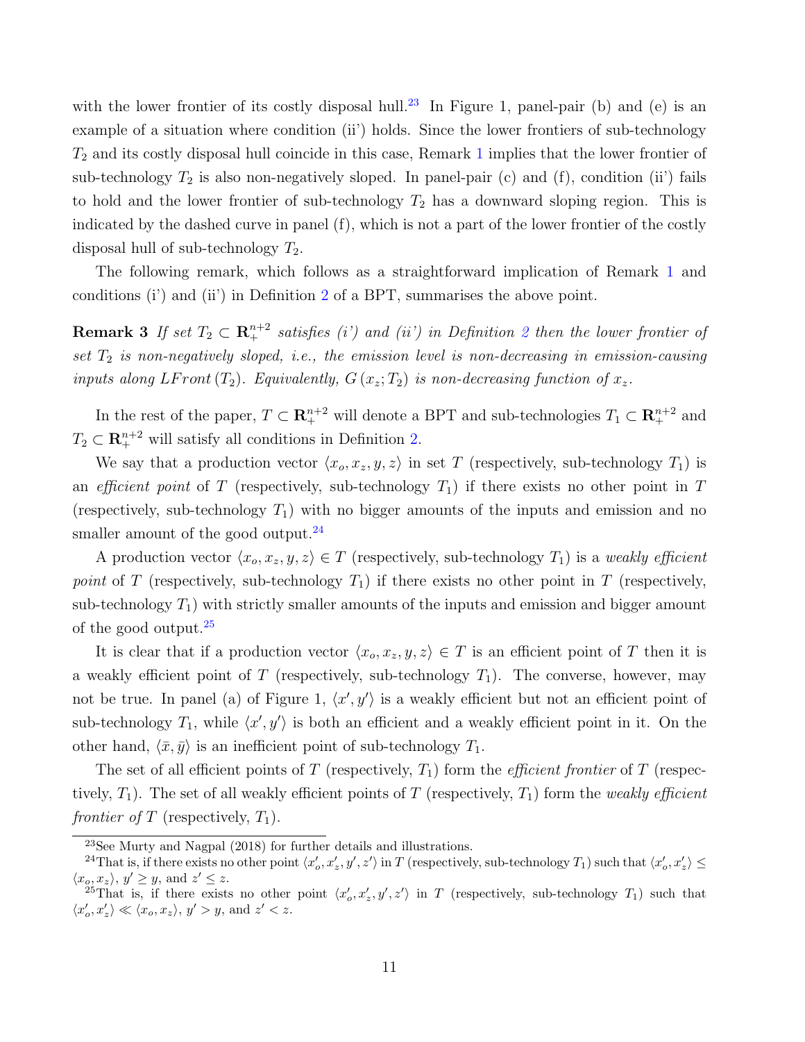with the lower frontier of its costly disposal hull.[23] In Figure 1, panel-pair (b) and (e) is an example of a situation where condition (ii') holds. Since the lower frontiers of sub-technology $T_2$ and its costly disposal hull coincide in this case, Remark 1 implies that the lower frontier of sub-technology $T_2$ is also non-negatively sloped. In panel-pair (c) and (f), condition (ii') fails to hold and the lower frontier of sub-technology $T_2$ has a downward sloping region. This is indicated by the dashed curve in panel (f), which is not a part of the lower frontier of the costly disposal hull of sub-technology $T_2$.

The following remark, which follows as a straightforward implication of Remark 1 and conditions (i') and (ii') in Definition 2 of a BPT, summarises the above point.

**Remark 3** *If set $T_2 \subset \mathbf{R}_+^{n+2}$ satisfies (i') and (ii') in Definition 2 then the lower frontier of set $T_2$ is non-negatively sloped, i.e., the emission level is non-decreasing in emission-causing inputs along $LFront\,(T_2)$. Equivalently, $G\,(x_z; T_2)$ is non-decreasing function of $x_z$.*

In the rest of the paper, $T \subset \mathbf{R}_+^{n+2}$ will denote a BPT and sub-technologies $T_1 \subset \mathbf{R}_+^{n+2}$ and $T_2 \subset \mathbf{R}_+^{n+2}$ will satisfy all conditions in Definition 2.

We say that a production vector $\langle x_o, x_z, y, z \rangle$ in set $T$ (respectively, sub-technology $T_1$) is an *efficient point* of $T$ (respectively, sub-technology $T_1$) if there exists no other point in $T$ (respectively, sub-technology $T_1$) with no bigger amounts of the inputs and emission and no smaller amount of the good output.[24]

A production vector $\langle x_o, x_z, y, z \rangle \in T$ (respectively, sub-technology $T_1$) is a *weakly efficient point* of $T$ (respectively, sub-technology $T_1$) if there exists no other point in $T$ (respectively, sub-technology $T_1$) with strictly smaller amounts of the inputs and emission and bigger amount of the good output.[25]

It is clear that if a production vector $\langle x_o, x_z, y, z \rangle \in T$ is an efficient point of $T$ then it is a weakly efficient point of $T$ (respectively, sub-technology $T_1$). The converse, however, may not be true. In panel (a) of Figure 1, $\langle x', y' \rangle$ is a weakly efficient but not an efficient point of sub-technology $T_1$, while $\langle x', y' \rangle$ is both an efficient and a weakly efficient point in it. On the other hand, $\langle \bar{x}, \bar{y} \rangle$ is an inefficient point of sub-technology $T_1$.

The set of all efficient points of $T$ (respectively, $T_1$) form the *efficient frontier* of $T$ (respectively, $T_1$). The set of all weakly efficient points of $T$ (respectively, $T_1$) form the *weakly efficient frontier of* $T$ (respectively, $T_1$).

[23] See Murty and Nagpal (2018) for further details and illustrations.

[24] That is, if there exists no other point $\langle x'_o, x'_z, y', z' \rangle$ in $T$ (respectively, sub-technology $T_1$) such that $\langle x'_o, x'_z \rangle \leq \langle x_o, x_z \rangle$, $y' \geq y$, and $z' \leq z$.

[25] That is, if there exists no other point $\langle x'_o, x'_z, y', z' \rangle$ in $T$ (respectively, sub-technology $T_1$) such that $\langle x'_o, x'_z \rangle \ll \langle x_o, x_z \rangle$, $y' > y$, and $z' < z$.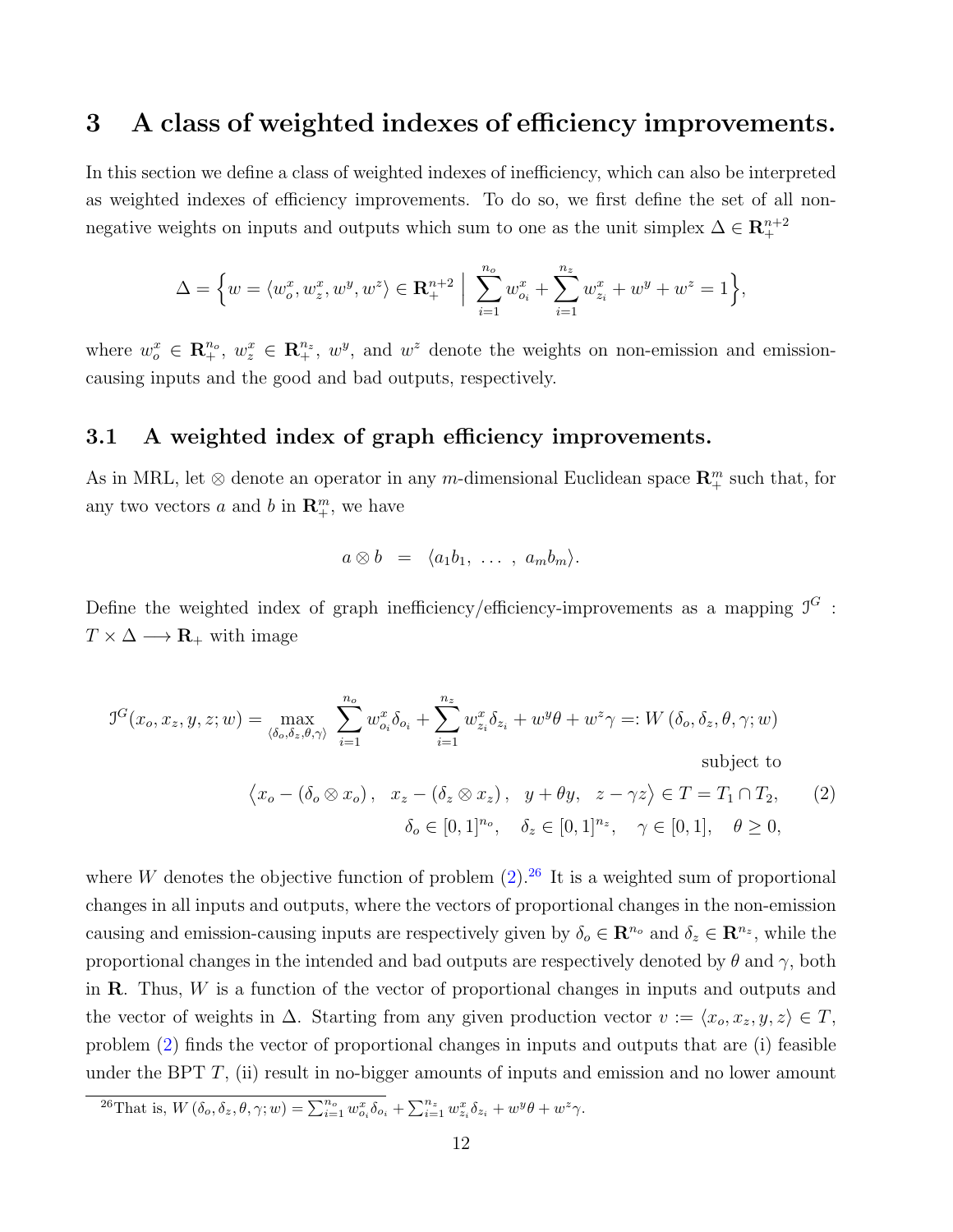## 3 A class of weighted indexes of efficiency improvements.

In this section we define a class of weighted indexes of inefficiency, which can also be interpreted as weighted indexes of efficiency improvements. To do so, we first define the set of all non-negative weights on inputs and outputs which sum to one as the unit simplex $\Delta \in \mathbf{R}^{n+2}_+$

$$\Delta = \Big\{ w = \langle w^x_o, w^x_z, w^y, w^z \rangle \in \mathbf{R}^{n+2}_+ \;\Big|\; \sum_{i=1}^{n_o} w^x_{o_i} + \sum_{i=1}^{n_z} w^x_{z_i} + w^y + w^z = 1 \Big\},$$

where $w^x_o \in \mathbf{R}^{n_o}_+$, $w^x_z \in \mathbf{R}^{n_z}_+$, $w^y$, and $w^z$ denote the weights on non-emission and emission-causing inputs and the good and bad outputs, respectively.

### 3.1 A weighted index of graph efficiency improvements.

As in MRL, let $\otimes$ denote an operator in any $m$-dimensional Euclidean space $\mathbf{R}^m_+$ such that, for any two vectors $a$ and $b$ in $\mathbf{R}^m_+$, we have

$$a \otimes b \;\; = \;\; \langle a_1 b_1, \; \ldots \; , \; a_m b_m \rangle.$$

Define the weighted index of graph inefficiency/efficiency-improvements as a mapping $\mathcal{I}^G : T \times \Delta \longrightarrow \mathbf{R}_+$ with image

$$\mathcal{I}^G(x_o, x_z, y, z; w) = \max_{\langle \delta_o, \delta_z, \theta, \gamma \rangle} \sum_{i=1}^{n_o} w^x_{o_i} \delta_{o_i} + \sum_{i=1}^{n_z} w^x_{z_i} \delta_{z_i} + w^y \theta + w^z \gamma =: W(\delta_o, \delta_z, \theta, \gamma; w)$$

$$\text{subject to}$$

$$\Big\langle x_o - (\delta_o \otimes x_o), \quad x_z - (\delta_z \otimes x_z), \quad y + \theta y, \quad z - \gamma z \Big\rangle \in T = T_1 \cap T_2, \qquad (2)$$

$$\delta_o \in [0,1]^{n_o}, \quad \delta_z \in [0,1]^{n_z}, \quad \gamma \in [0,1], \quad \theta \geq 0,$$

where $W$ denotes the objective function of problem (2).[26] It is a weighted sum of proportional changes in all inputs and outputs, where the vectors of proportional changes in the non-emission causing and emission-causing inputs are respectively given by $\delta_o \in \mathbf{R}^{n_o}$ and $\delta_z \in \mathbf{R}^{n_z}$, while the proportional changes in the intended and bad outputs are respectively denoted by $\theta$ and $\gamma$, both in $\mathbf{R}$. Thus, $W$ is a function of the vector of proportional changes in inputs and outputs and the vector of weights in $\Delta$. Starting from any given production vector $v := \langle x_o, x_z, y, z \rangle \in T$, problem (2) finds the vector of proportional changes in inputs and outputs that are (i) feasible under the BPT $T$, (ii) result in no-bigger amounts of inputs and emission and no lower amount

[26] That is, $W(\delta_o, \delta_z, \theta, \gamma; w) = \sum_{i=1}^{n_o} w^x_{o_i} \delta_{o_i} + \sum_{i=1}^{n_z} w^x_{z_i} \delta_{z_i} + w^y \theta + w^z \gamma$.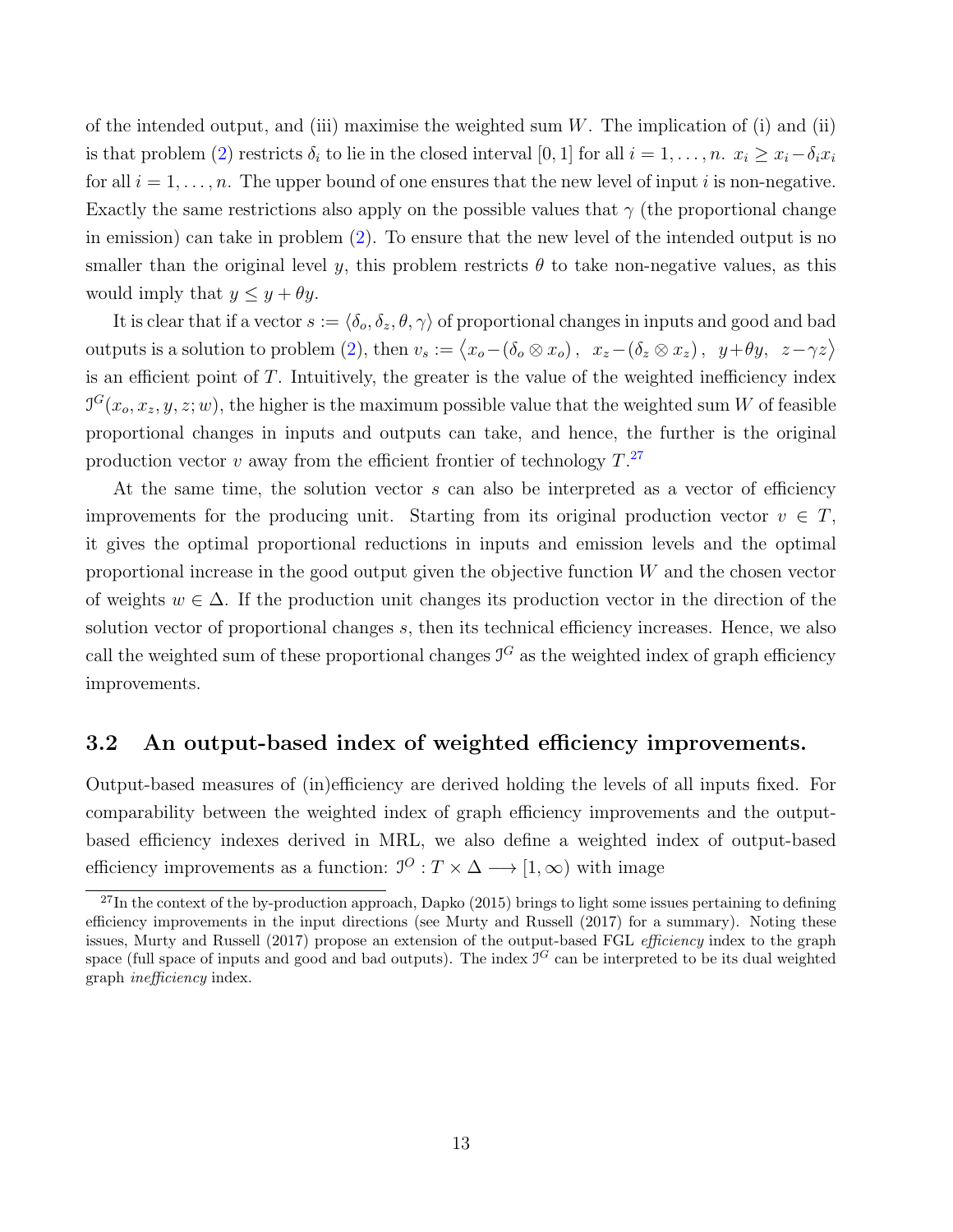of the intended output, and (iii) maximise the weighted sum $W$. The implication of (i) and (ii) is that problem (2) restricts $\delta_i$ to lie in the closed interval $[0, 1]$ for all $i = 1, \ldots, n$. $x_i \geq x_i - \delta_i x_i$ for all $i = 1, \ldots, n$. The upper bound of one ensures that the new level of input $i$ is non-negative. Exactly the same restrictions also apply on the possible values that $\gamma$ (the proportional change in emission) can take in problem (2). To ensure that the new level of the intended output is no smaller than the original level $y$, this problem restricts $\theta$ to take non-negative values, as this would imply that $y \leq y + \theta y$.

It is clear that if a vector $s := \langle \delta_o, \delta_z, \theta, \gamma \rangle$ of proportional changes in inputs and good and bad outputs is a solution to problem (2), then $v_s := \langle x_o - (\delta_o \otimes x_o)\,,\ \ x_z - (\delta_z \otimes x_z)\,,\ \ y + \theta y,\ \ z - \gamma z \rangle$ is an efficient point of $T$. Intuitively, the greater is the value of the weighted inefficiency index $\mathcal{I}^G(x_o, x_z, y, z; w)$, the higher is the maximum possible value that the weighted sum $W$ of feasible proportional changes in inputs and outputs can take, and hence, the further is the original production vector $v$ away from the efficient frontier of technology $T$.[27]

At the same time, the solution vector $s$ can also be interpreted as a vector of efficiency improvements for the producing unit. Starting from its original production vector $v \in T$, it gives the optimal proportional reductions in inputs and emission levels and the optimal proportional increase in the good output given the objective function $W$ and the chosen vector of weights $w \in \Delta$. If the production unit changes its production vector in the direction of the solution vector of proportional changes $s$, then its technical efficiency increases. Hence, we also call the weighted sum of these proportional changes $\mathcal{I}^G$ as the weighted index of graph efficiency improvements.

## 3.2 An output-based index of weighted efficiency improvements.

Output-based measures of (in)efficiency are derived holding the levels of all inputs fixed. For comparability between the weighted index of graph efficiency improvements and the output-based efficiency indexes derived in MRL, we also define a weighted index of output-based efficiency improvements as a function: $\mathcal{I}^O : T \times \Delta \longrightarrow [1, \infty)$ with image

[27] In the context of the by-production approach, Dapko (2015) brings to light some issues pertaining to defining efficiency improvements in the input directions (see Murty and Russell (2017) for a summary). Noting these issues, Murty and Russell (2017) propose an extension of the output-based FGL *efficiency* index to the graph space (full space of inputs and good and bad outputs). The index $\mathcal{I}^G$ can be interpreted to be its dual weighted graph *inefficiency* index.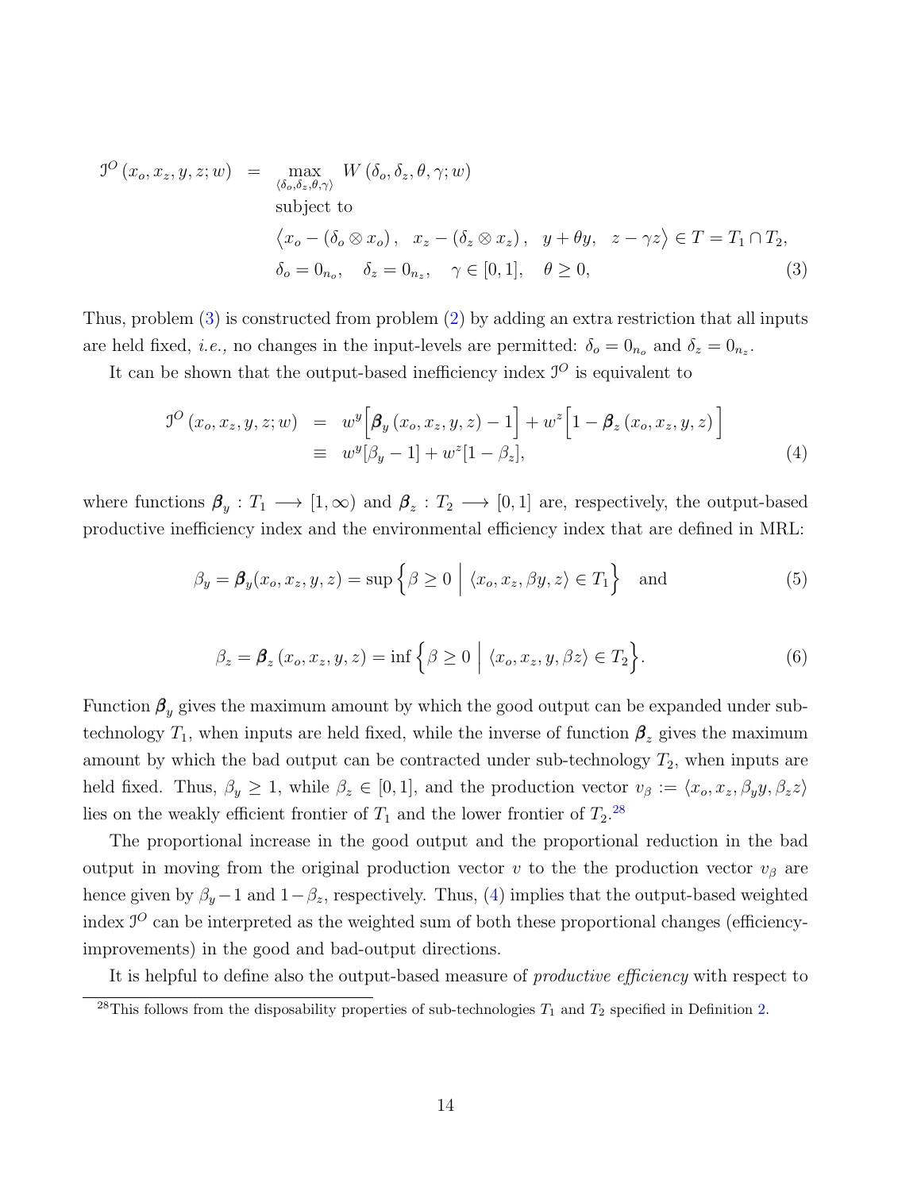$$
\begin{aligned}
\mathcal{I}^O(x_o, x_z, y, z; w) \;\; &= \;\; \max_{\langle \delta_o, \delta_z, \theta, \gamma \rangle} \; W(\delta_o, \delta_z, \theta, \gamma; w) \\
& \quad\;\; \text{subject to} \\
& \quad\;\; \big\langle x_o - (\delta_o \otimes x_o), \;\; x_z - (\delta_z \otimes x_z), \;\; y + \theta y, \;\; z - \gamma z \big\rangle \in T = T_1 \cap T_2, \\
& \quad\;\; \delta_o = 0_{n_o}, \quad \delta_z = 0_{n_z}, \quad \gamma \in [0,1], \quad \theta \geq 0,
\end{aligned} \tag{3}
$$

Thus, problem (3) is constructed from problem (2) by adding an extra restriction that all inputs are held fixed, *i.e.,* no changes in the input-levels are permitted: $\delta_o = 0_{n_o}$ and $\delta_z = 0_{n_z}$.

It can be shown that the output-based inefficiency index $\mathcal{I}^O$ is equivalent to

$$
\begin{aligned}
\mathcal{I}^O(x_o, x_z, y, z; w) \;\; &= \;\; w^y\Big[\boldsymbol{\beta}_y(x_o, x_z, y, z) - 1\Big] + w^z\Big[1 - \boldsymbol{\beta}_z(x_o, x_z, y, z)\Big] \\
&\equiv \;\; w^y[\beta_y - 1] + w^z[1 - \beta_z],
\end{aligned} \tag{4}
$$

where functions $\boldsymbol{\beta}_y : T_1 \longrightarrow [1, \infty)$ and $\boldsymbol{\beta}_z : T_2 \longrightarrow [0, 1]$ are, respectively, the output-based productive inefficiency index and the environmental efficiency index that are defined in MRL:

$$
\beta_y = \boldsymbol{\beta}_y(x_o, x_z, y, z) = \sup\Big\{\beta \geq 0 \;\Big|\; \langle x_o, x_z, \beta y, z \rangle \in T_1\Big\} \quad \text{and} \tag{5}
$$

$$
\beta_z = \boldsymbol{\beta}_z(x_o, x_z, y, z) = \inf\Big\{\beta \geq 0 \;\Big|\; \langle x_o, x_z, y, \beta z \rangle \in T_2\Big\}. \tag{6}
$$

Function $\boldsymbol{\beta}_y$ gives the maximum amount by which the good output can be expanded under sub-technology $T_1$, when inputs are held fixed, while the inverse of function $\boldsymbol{\beta}_z$ gives the maximum amount by which the bad output can be contracted under sub-technology $T_2$, when inputs are held fixed. Thus, $\beta_y \geq 1$, while $\beta_z \in [0, 1]$, and the production vector $v_\beta := \langle x_o, x_z, \beta_y y, \beta_z z \rangle$ lies on the weakly efficient frontier of $T_1$ and the lower frontier of $T_2$.[28]

The proportional increase in the good output and the proportional reduction in the bad output in moving from the original production vector $v$ to the the production vector $v_\beta$ are hence given by $\beta_y - 1$ and $1 - \beta_z$, respectively. Thus, (4) implies that the output-based weighted index $\mathcal{I}^O$ can be interpreted as the weighted sum of both these proportional changes (efficiency-improvements) in the good and bad-output directions.

It is helpful to define also the output-based measure of *productive efficiency* with respect to

[28]This follows from the disposability properties of sub-technologies $T_1$ and $T_2$ specified in Definition 2.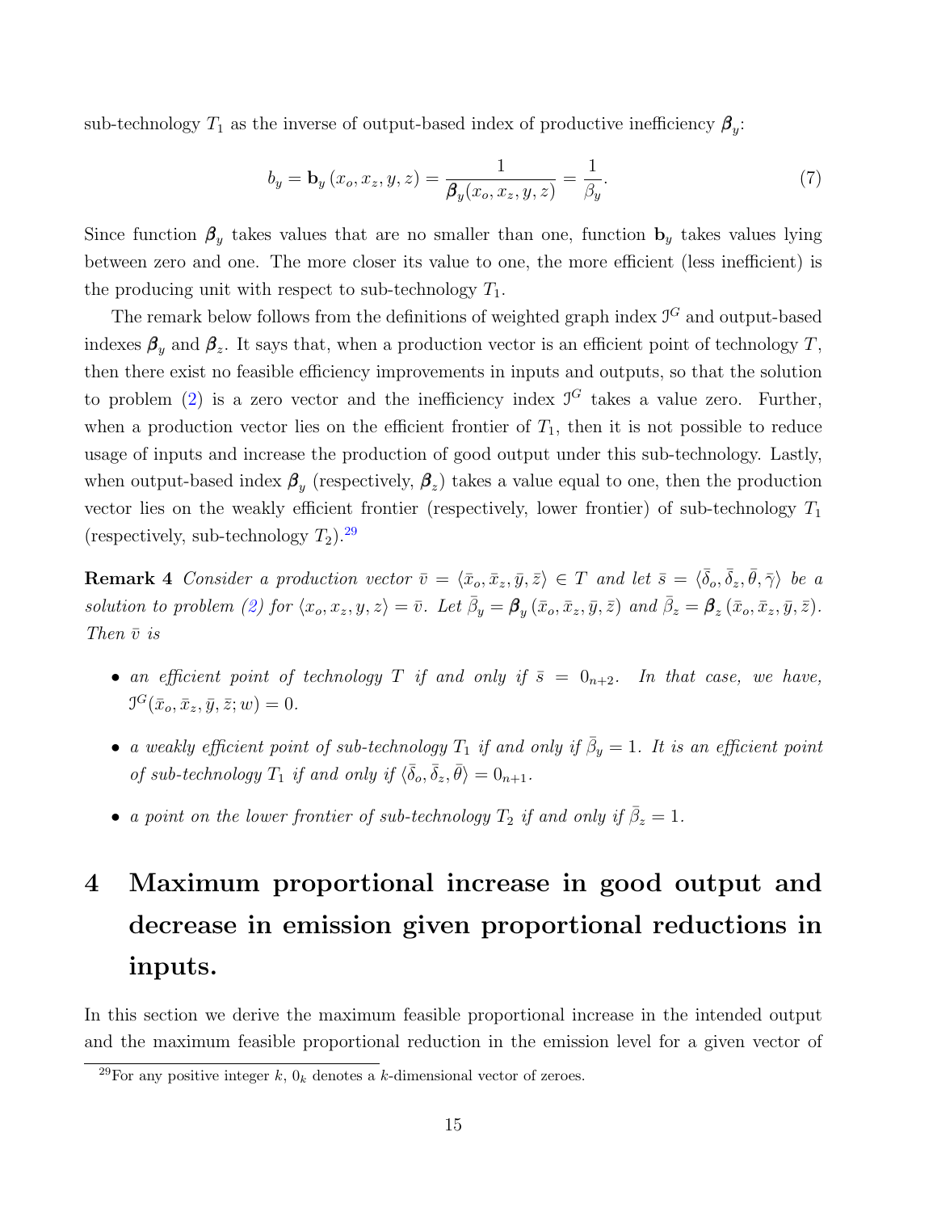sub-technology $T_1$ as the inverse of output-based index of productive inefficiency $\boldsymbol{\beta}_y$:

$$b_y = \mathbf{b}_y\left(x_o, x_z, y, z\right) = \frac{1}{\boldsymbol{\beta}_y(x_o, x_z, y, z)} = \frac{1}{\beta_y}. \tag{7}$$

Since function $\boldsymbol{\beta}_y$ takes values that are no smaller than one, function $\mathbf{b}_y$ takes values lying between zero and one. The more closer its value to one, the more efficient (less inefficient) is the producing unit with respect to sub-technology $T_1$.

The remark below follows from the definitions of weighted graph index $\mathcal{I}^G$ and output-based indexes $\boldsymbol{\beta}_y$ and $\boldsymbol{\beta}_z$. It says that, when a production vector is an efficient point of technology $T$, then there exist no feasible efficiency improvements in inputs and outputs, so that the solution to problem (2) is a zero vector and the inefficiency index $\mathcal{I}^G$ takes a value zero. Further, when a production vector lies on the efficient frontier of $T_1$, then it is not possible to reduce usage of inputs and increase the production of good output under this sub-technology. Lastly, when output-based index $\boldsymbol{\beta}_y$ (respectively, $\boldsymbol{\beta}_z$) takes a value equal to one, then the production vector lies on the weakly efficient frontier (respectively, lower frontier) of sub-technology $T_1$ (respectively, sub-technology $T_2$).[29]

**Remark 4** *Consider a production vector $\bar{v} = \langle \bar{x}_o, \bar{x}_z, \bar{y}, \bar{z}\rangle \in T$ and let $\bar{s} = \langle \bar{\delta}_o, \bar{\delta}_z, \bar{\theta}, \bar{\gamma}\rangle$ be a solution to problem (2) for $\langle x_o, x_z, y, z\rangle = \bar{v}$. Let $\bar{\beta}_y = \boldsymbol{\beta}_y\left(\bar{x}_o, \bar{x}_z, \bar{y}, \bar{z}\right)$ and $\bar{\beta}_z = \boldsymbol{\beta}_z\left(\bar{x}_o, \bar{x}_z, \bar{y}, \bar{z}\right)$. Then $\bar{v}$ is*

- *an efficient point of technology $T$ if and only if $\bar{s} = 0_{n+2}$. In that case, we have, $\mathcal{I}^G(\bar{x}_o, \bar{x}_z, \bar{y}, \bar{z}; w) = 0$.*
- *a weakly efficient point of sub-technology $T_1$ if and only if $\bar{\beta}_y = 1$. It is an efficient point of sub-technology $T_1$ if and only if $\langle \bar{\delta}_o, \bar{\delta}_z, \bar{\theta}\rangle = 0_{n+1}$.*
- *a point on the lower frontier of sub-technology $T_2$ if and only if $\bar{\beta}_z = 1$.*

# 4 Maximum proportional increase in good output and decrease in emission given proportional reductions in inputs.

In this section we derive the maximum feasible proportional increase in the intended output and the maximum feasible proportional reduction in the emission level for a given vector of

[29] For any positive integer $k$, $0_k$ denotes a $k$-dimensional vector of zeroes.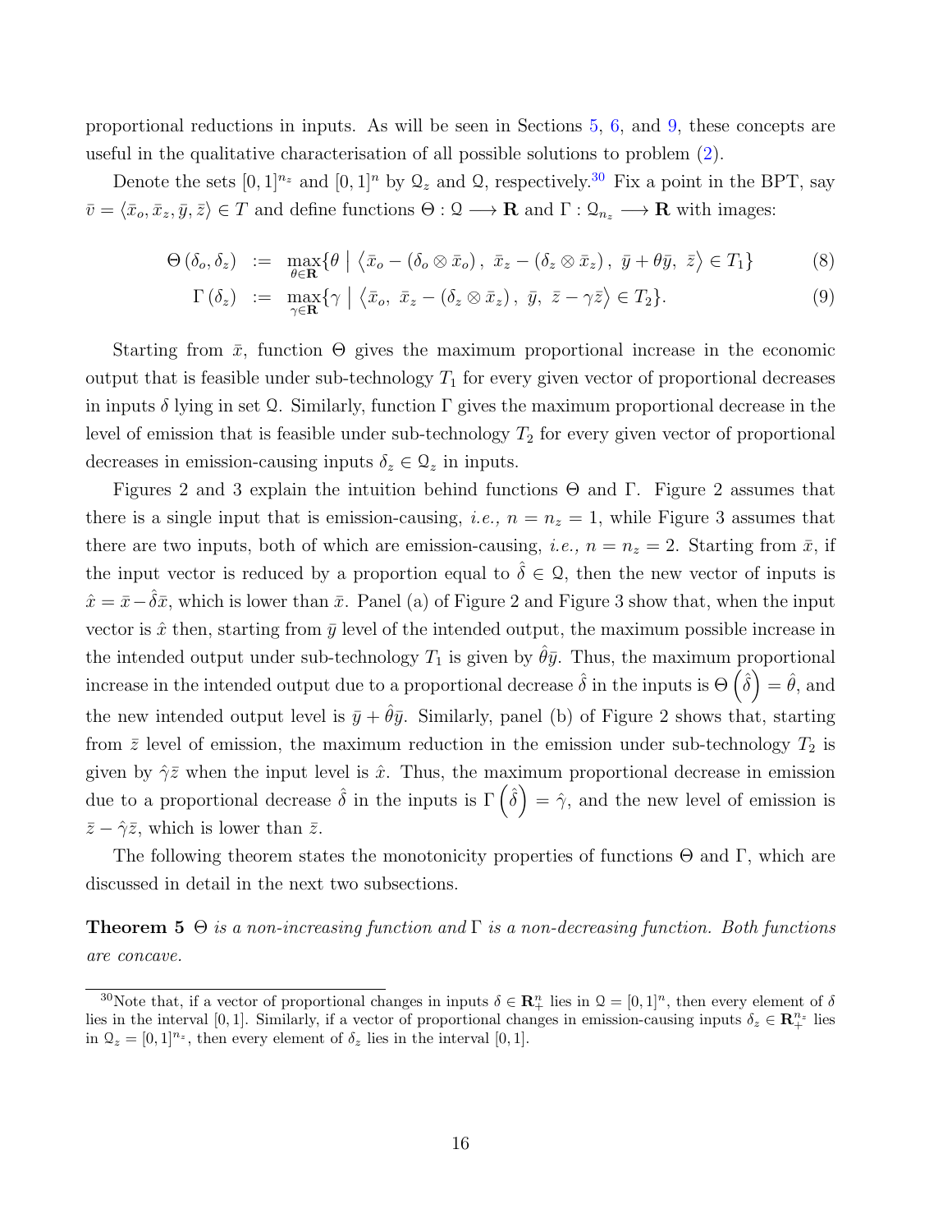proportional reductions in inputs. As will be seen in Sections 5, 6, and 9, these concepts are useful in the qualitative characterisation of all possible solutions to problem (2).

Denote the sets $[0,1]^{n_z}$ and $[0,1]^n$ by $\mathfrak{Q}_z$ and $\mathfrak{Q}$, respectively.[30] Fix a point in the BPT, say $\bar{v} = \langle \bar{x}_o, \bar{x}_z, \bar{y}, \bar{z} \rangle \in T$ and define functions $\Theta : \mathfrak{Q} \longrightarrow \mathbf{R}$ and $\Gamma : \mathfrak{Q}_{n_z} \longrightarrow \mathbf{R}$ with images:

$$\Theta(\delta_o, \delta_z) := \max_{\theta \in \mathbf{R}} \{\theta \mid \langle \bar{x}_o - (\delta_o \otimes \bar{x}_o),\ \bar{x}_z - (\delta_z \otimes \bar{x}_z),\ \bar{y} + \theta \bar{y},\ \bar{z} \rangle \in T_1\} \tag{8}$$

$$\Gamma(\delta_z) := \max_{\gamma \in \mathbf{R}} \{\gamma \mid \langle \bar{x}_o,\ \bar{x}_z - (\delta_z \otimes \bar{x}_z),\ \bar{y},\ \bar{z} - \gamma \bar{z} \rangle \in T_2\}. \tag{9}$$

Starting from $\bar{x}$, function $\Theta$ gives the maximum proportional increase in the economic output that is feasible under sub-technology $T_1$ for every given vector of proportional decreases in inputs $\delta$ lying in set $\mathfrak{Q}$. Similarly, function $\Gamma$ gives the maximum proportional decrease in the level of emission that is feasible under sub-technology $T_2$ for every given vector of proportional decreases in emission-causing inputs $\delta_z \in \mathfrak{Q}_z$ in inputs.

Figures 2 and 3 explain the intuition behind functions $\Theta$ and $\Gamma$. Figure 2 assumes that there is a single input that is emission-causing, *i.e.,* $n = n_z = 1$, while Figure 3 assumes that there are two inputs, both of which are emission-causing, *i.e.,* $n = n_z = 2$. Starting from $\bar{x}$, if the input vector is reduced by a proportion equal to $\hat{\delta} \in \mathfrak{Q}$, then the new vector of inputs is $\hat{x} = \bar{x} - \hat{\delta}\bar{x}$, which is lower than $\bar{x}$. Panel (a) of Figure 2 and Figure 3 show that, when the input vector is $\hat{x}$ then, starting from $\bar{y}$ level of the intended output, the maximum possible increase in the intended output under sub-technology $T_1$ is given by $\hat{\theta}\bar{y}$. Thus, the maximum proportional increase in the intended output due to a proportional decrease $\hat{\delta}$ in the inputs is $\Theta\left(\hat{\delta}\right) = \hat{\theta}$, and the new intended output level is $\bar{y} + \hat{\theta}\bar{y}$. Similarly, panel (b) of Figure 2 shows that, starting from $\bar{z}$ level of emission, the maximum reduction in the emission under sub-technology $T_2$ is given by $\hat{\gamma}\bar{z}$ when the input level is $\hat{x}$. Thus, the maximum proportional decrease in emission due to a proportional decrease $\hat{\delta}$ in the inputs is $\Gamma\left(\hat{\delta}\right) = \hat{\gamma}$, and the new level of emission is $\bar{z} - \hat{\gamma}\bar{z}$, which is lower than $\bar{z}$.

The following theorem states the monotonicity properties of functions $\Theta$ and $\Gamma$, which are discussed in detail in the next two subsections.

**Theorem 5** *$\Theta$ is a non-increasing function and $\Gamma$ is a non-decreasing function. Both functions are concave.*

[30] Note that, if a vector of proportional changes in inputs $\delta \in \mathbf{R}^n_+$ lies in $\mathfrak{Q} = [0,1]^n$, then every element of $\delta$ lies in the interval $[0,1]$. Similarly, if a vector of proportional changes in emission-causing inputs $\delta_z \in \mathbf{R}^{n_z}_+$ lies in $\mathfrak{Q}_z = [0,1]^{n_z}$, then every element of $\delta_z$ lies in the interval $[0,1]$.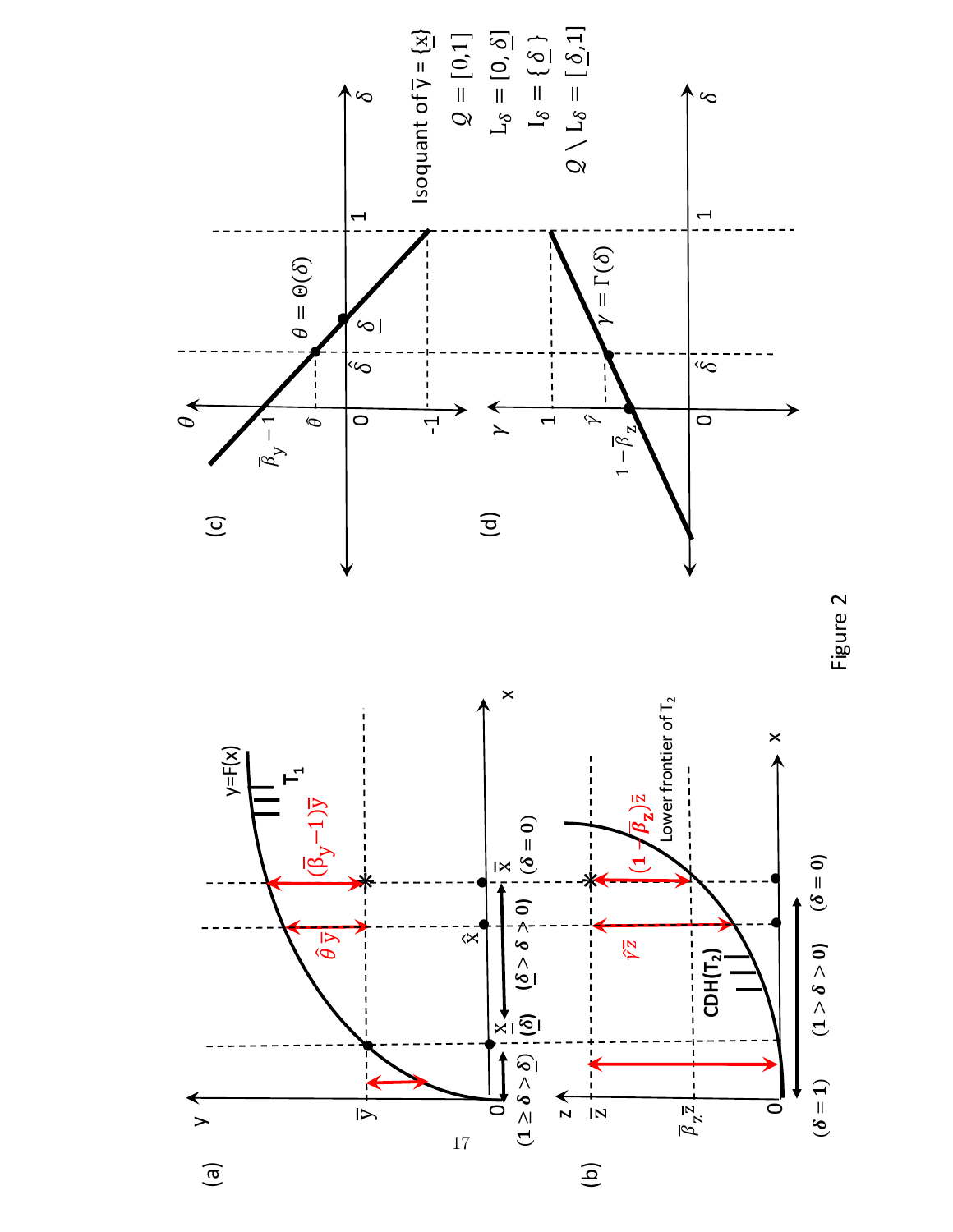Figure 2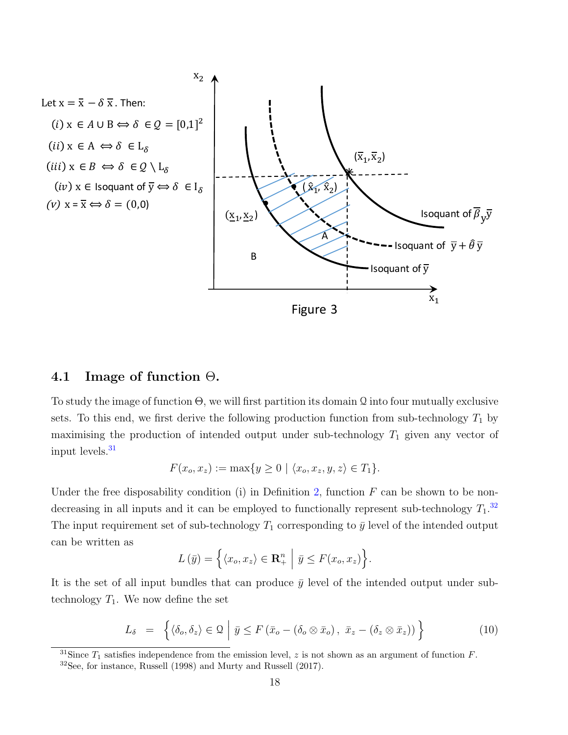Let $x = \bar{x} - \delta\,\bar{x}$. Then:

$(i)$ $x \in A \cup B \Leftrightarrow \delta \in Q = [0,1]^2$

$(ii)$ $x \in A \Leftrightarrow \delta \in L_\delta$

$(iii)$ $x \in B \Leftrightarrow \delta \in Q \setminus L_\delta$

$(iv)$ $x \in$ Isoquant of $\bar{y} \Leftrightarrow \delta \in I_\delta$

$(v)$ $x = \bar{x} \Leftrightarrow \delta = (0,0)$

Figure 3

## 4.1 Image of function $\Theta$.

To study the image of function $\Theta$, we will first partition its domain $\Omega$ into four mutually exclusive sets. To this end, we first derive the following production function from sub-technology $T_1$ by maximising the production of intended output under sub-technology $T_1$ given any vector of input levels.[31]

$$F(x_o, x_z) := \max\{y \geq 0 \mid \langle x_o, x_z, y, z\rangle \in T_1\}.$$

Under the free disposability condition (i) in Definition 2, function $F$ can be shown to be non-decreasing in all inputs and it can be employed to functionally represent sub-technology $T_1$.[32] The input requirement set of sub-technology $T_1$ corresponding to $\bar{y}$ level of the intended output can be written as

$$L(\bar{y}) = \Big\{\langle x_o, x_z\rangle \in \mathbf{R}^n_+ \;\Big|\; \bar{y} \leq F(x_o, x_z)\Big\}.$$

It is the set of all input bundles that can produce $\bar{y}$ level of the intended output under sub-technology $T_1$. We now define the set

$$L_\delta \;\; = \;\; \Big\{\langle \delta_o, \delta_z\rangle \in \Omega \;\Big|\; \bar{y} \leq F\left(\bar{x}_o - (\delta_o \otimes \bar{x}_o),\; \bar{x}_z - (\delta_z \otimes \bar{x}_z)\right)\Big\} \tag{10}$$

[31] Since $T_1$ satisfies independence from the emission level, $z$ is not shown as an argument of function $F$.

[32] See, for instance, Russell (1998) and Murty and Russell (2017).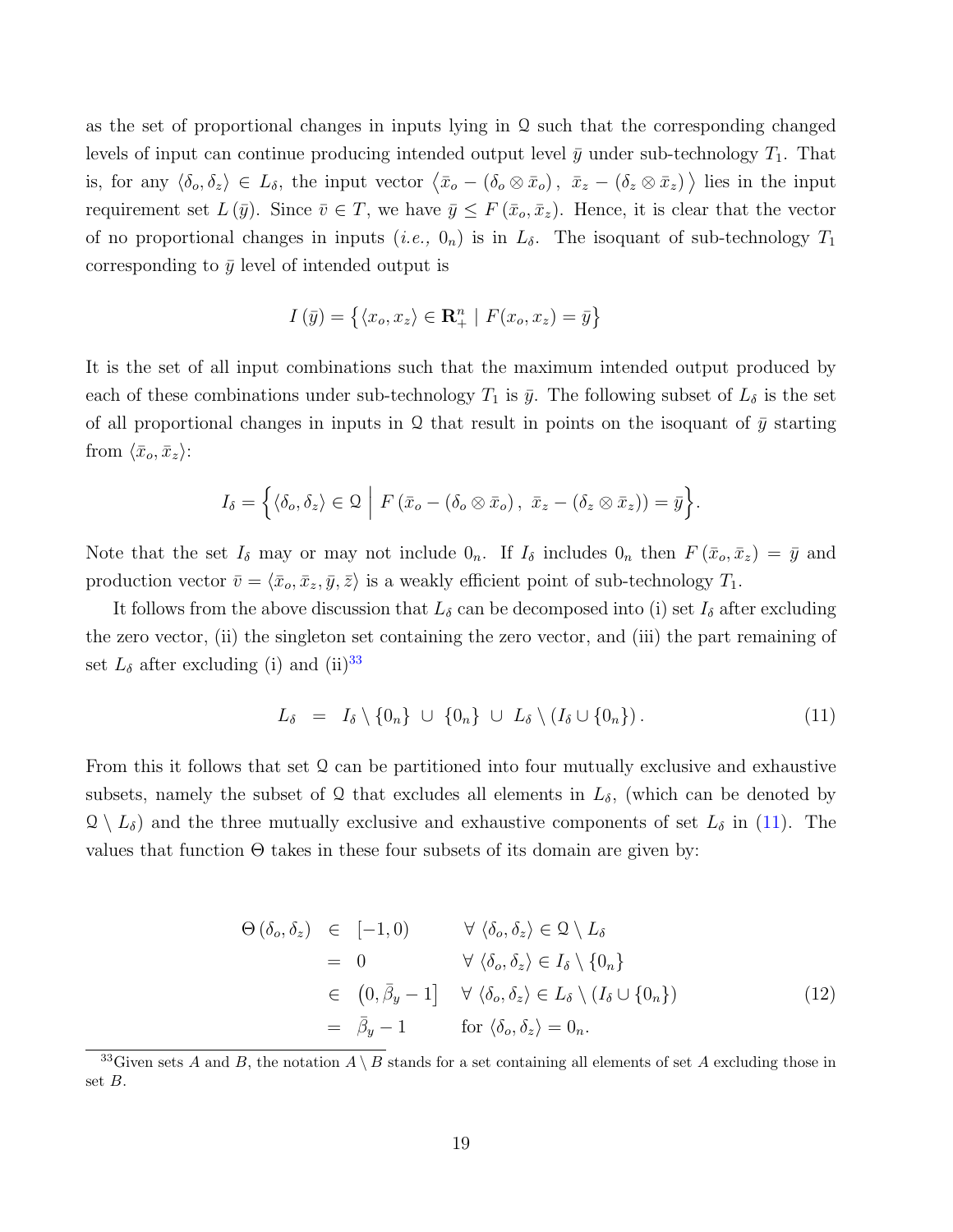as the set of proportional changes in inputs lying in $\mathcal{Q}$ such that the corresponding changed levels of input can continue producing intended output level $\bar{y}$ under sub-technology $T_1$. That is, for any $\langle \delta_o, \delta_z \rangle \in L_\delta$, the input vector $\langle \bar{x}_o - (\delta_o \otimes \bar{x}_o), \ \bar{x}_z - (\delta_z \otimes \bar{x}_z) \rangle$ lies in the input requirement set $L(\bar{y})$. Since $\bar{v} \in T$, we have $\bar{y} \leq F(\bar{x}_o, \bar{x}_z)$. Hence, it is clear that the vector of no proportional changes in inputs (*i.e.,* $0_n$) is in $L_\delta$. The isoquant of sub-technology $T_1$ corresponding to $\bar{y}$ level of intended output is

$$I(\bar{y}) = \left\{ \langle x_o, x_z \rangle \in \mathbf{R}^n_+ \mid F(x_o, x_z) = \bar{y} \right\}$$

It is the set of all input combinations such that the maximum intended output produced by each of these combinations under sub-technology $T_1$ is $\bar{y}$. The following subset of $L_\delta$ is the set of all proportional changes in inputs in $\mathcal{Q}$ that result in points on the isoquant of $\bar{y}$ starting from $\langle \bar{x}_o, \bar{x}_z \rangle$:

$$I_\delta = \left\{ \langle \delta_o, \delta_z \rangle \in \mathcal{Q} \;\middle|\; F\left(\bar{x}_o - (\delta_o \otimes \bar{x}_o), \ \bar{x}_z - (\delta_z \otimes \bar{x}_z)\right) = \bar{y} \right\}.$$

Note that the set $I_\delta$ may or may not include $0_n$. If $I_\delta$ includes $0_n$ then $F(\bar{x}_o, \bar{x}_z) = \bar{y}$ and production vector $\bar{v} = \langle \bar{x}_o, \bar{x}_z, \bar{y}, \bar{z} \rangle$ is a weakly efficient point of sub-technology $T_1$.

It follows from the above discussion that $L_\delta$ can be decomposed into (i) set $I_\delta$ after excluding the zero vector, (ii) the singleton set containing the zero vector, and (iii) the part remaining of set $L_\delta$ after excluding (i) and (ii)[33]

$$L_\delta \;\; = \;\; I_\delta \setminus \{0_n\} \; \cup \; \{0_n\} \; \cup \; L_\delta \setminus (I_\delta \cup \{0_n\}). \tag{11}$$

From this it follows that set $\mathcal{Q}$ can be partitioned into four mutually exclusive and exhaustive subsets, namely the subset of $\mathcal{Q}$ that excludes all elements in $L_\delta$, (which can be denoted by $\mathcal{Q} \setminus L_\delta$) and the three mutually exclusive and exhaustive components of set $L_\delta$ in (11). The values that function $\Theta$ takes in these four subsets of its domain are given by:

$$\begin{aligned}
\Theta(\delta_o, \delta_z) \;\; &\in \;\; [-1, 0) && \forall \, \langle \delta_o, \delta_z \rangle \in \mathcal{Q} \setminus L_\delta \\
&= \;\; 0 && \forall \, \langle \delta_o, \delta_z \rangle \in I_\delta \setminus \{0_n\} \\
&\in \;\; \left(0, \bar{\beta}_y - 1\right] && \forall \, \langle \delta_o, \delta_z \rangle \in L_\delta \setminus (I_\delta \cup \{0_n\}) \\
&= \;\; \bar{\beta}_y - 1 && \text{for } \langle \delta_o, \delta_z \rangle = 0_n.
\end{aligned} \tag{12}$$

[33] Given sets $A$ and $B$, the notation $A \setminus B$ stands for a set containing all elements of set $A$ excluding those in set $B$.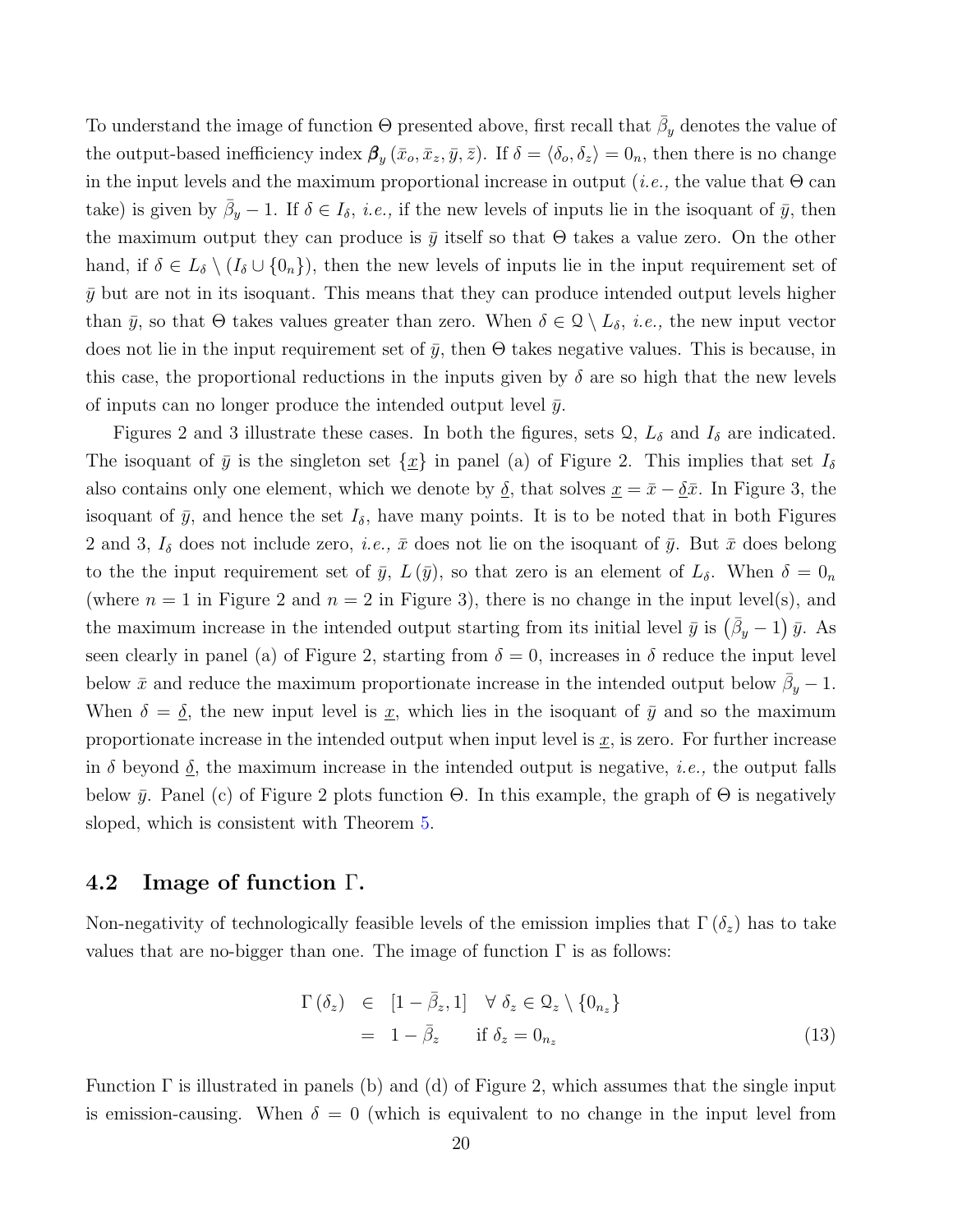To understand the image of function $\Theta$ presented above, first recall that $\bar{\beta}_y$ denotes the value of the output-based inefficiency index $\boldsymbol{\beta}_y(\bar{x}_o, \bar{x}_z, \bar{y}, \bar{z})$. If $\delta = \langle \delta_o, \delta_z \rangle = 0_n$, then there is no change in the input levels and the maximum proportional increase in output (*i.e.,* the value that $\Theta$ can take) is given by $\bar{\beta}_y - 1$. If $\delta \in I_\delta$, *i.e.,* if the new levels of inputs lie in the isoquant of $\bar{y}$, then the maximum output they can produce is $\bar{y}$ itself so that $\Theta$ takes a value zero. On the other hand, if $\delta \in L_\delta \setminus (I_\delta \cup \{0_n\})$, then the new levels of inputs lie in the input requirement set of $\bar{y}$ but are not in its isoquant. This means that they can produce intended output levels higher than $\bar{y}$, so that $\Theta$ takes values greater than zero. When $\delta \in \mathcal{Q} \setminus L_\delta$, *i.e.,* the new input vector does not lie in the input requirement set of $\bar{y}$, then $\Theta$ takes negative values. This is because, in this case, the proportional reductions in the inputs given by $\delta$ are so high that the new levels of inputs can no longer produce the intended output level $\bar{y}$.

Figures 2 and 3 illustrate these cases. In both the figures, sets $\mathcal{Q}$, $L_\delta$ and $I_\delta$ are indicated. The isoquant of $\bar{y}$ is the singleton set $\{\underline{x}\}$ in panel (a) of Figure 2. This implies that set $I_\delta$ also contains only one element, which we denote by $\underline{\delta}$, that solves $\underline{x} = \bar{x} - \underline{\delta}\bar{x}$. In Figure 3, the isoquant of $\bar{y}$, and hence the set $I_\delta$, have many points. It is to be noted that in both Figures 2 and 3, $I_\delta$ does not include zero, *i.e.,* $\bar{x}$ does not lie on the isoquant of $\bar{y}$. But $\bar{x}$ does belong to the the input requirement set of $\bar{y}$, $L(\bar{y})$, so that zero is an element of $L_\delta$. When $\delta = 0_n$ (where $n = 1$ in Figure 2 and $n = 2$ in Figure 3), there is no change in the input level(s), and the maximum increase in the intended output starting from its initial level $\bar{y}$ is $\left(\bar{\beta}_y - 1\right)\bar{y}$. As seen clearly in panel (a) of Figure 2, starting from $\delta = 0$, increases in $\delta$ reduce the input level below $\bar{x}$ and reduce the maximum proportionate increase in the intended output below $\bar{\beta}_y - 1$. When $\delta = \underline{\delta}$, the new input level is $\underline{x}$, which lies in the isoquant of $\bar{y}$ and so the maximum proportionate increase in the intended output when input level is $\underline{x}$, is zero. For further increase in $\delta$ beyond $\underline{\delta}$, the maximum increase in the intended output is negative, *i.e.,* the output falls below $\bar{y}$. Panel (c) of Figure 2 plots function $\Theta$. In this example, the graph of $\Theta$ is negatively sloped, which is consistent with Theorem 5.

## 4.2 Image of function $\Gamma$.

Non-negativity of technologically feasible levels of the emission implies that $\Gamma(\delta_z)$ has to take values that are no-bigger than one. The image of function $\Gamma$ is as follows:

$$
\begin{aligned}
\Gamma(\delta_z) &\in [1 - \bar{\beta}_z, 1] \quad \forall\ \delta_z \in \mathcal{Q}_z \setminus \{0_{n_z}\} \\
&= 1 - \bar{\beta}_z \qquad \text{if } \delta_z = 0_{n_z}
\end{aligned} \tag{13}
$$

Function $\Gamma$ is illustrated in panels (b) and (d) of Figure 2, which assumes that the single input is emission-causing. When $\delta = 0$ (which is equivalent to no change in the input level from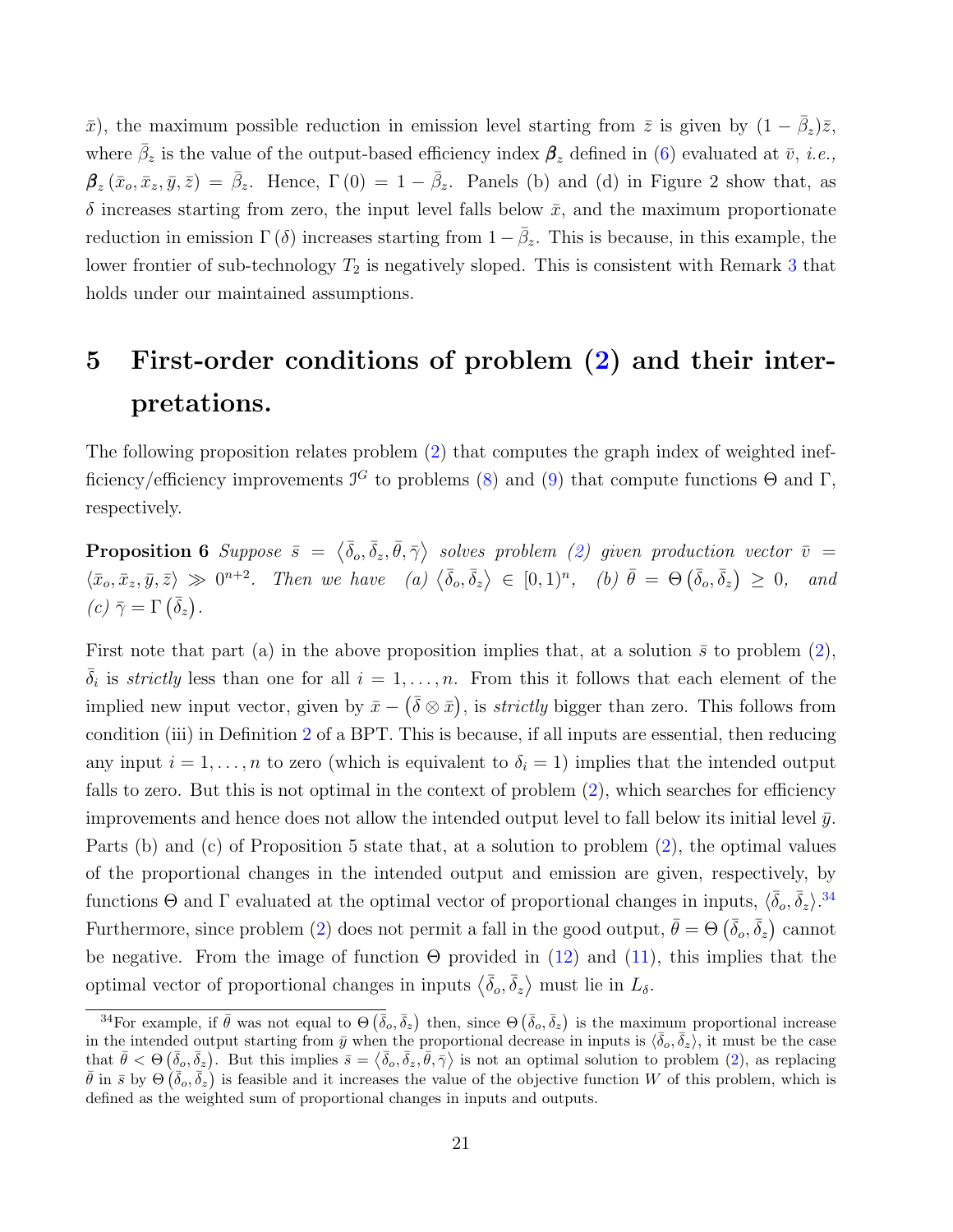$\bar{x}$), the maximum possible reduction in emission level starting from $\bar{z}$ is given by $(1 - \bar{\beta}_z)\bar{z}$, where $\bar{\beta}_z$ is the value of the output-based efficiency index $\boldsymbol{\beta}_z$ defined in (6) evaluated at $\bar{v}$, *i.e.,* $\boldsymbol{\beta}_z(\bar{x}_o, \bar{x}_z, \bar{y}, \bar{z}) = \bar{\beta}_z$. Hence, $\Gamma(0) = 1 - \bar{\beta}_z$. Panels (b) and (d) in Figure 2 show that, as $\delta$ increases starting from zero, the input level falls below $\bar{x}$, and the maximum proportionate reduction in emission $\Gamma(\delta)$ increases starting from $1 - \bar{\beta}_z$. This is because, in this example, the lower frontier of sub-technology $T_2$ is negatively sloped. This is consistent with Remark 3 that holds under our maintained assumptions.

# 5 First-order conditions of problem (2) and their interpretations.

The following proposition relates problem (2) that computes the graph index of weighted inefficiency/efficiency improvements $\mathfrak{I}^G$ to problems (8) and (9) that compute functions $\Theta$ and $\Gamma$, respectively.

**Proposition 6** *Suppose* $\bar{s} = \langle \bar{\delta}_o, \bar{\delta}_z, \bar{\theta}, \bar{\gamma} \rangle$ *solves problem (2) given production vector* $\bar{v} = \langle \bar{x}_o, \bar{x}_z, \bar{y}, \bar{z} \rangle \gg 0^{n+2}$. *Then we have* (a) $\langle \bar{\delta}_o, \bar{\delta}_z \rangle \in [0, 1)^n$, (b) $\bar{\theta} = \Theta(\bar{\delta}_o, \bar{\delta}_z) \geq 0$, *and* (c) $\bar{\gamma} = \Gamma(\bar{\delta}_z)$.

First note that part (a) in the above proposition implies that, at a solution $\bar{s}$ to problem (2), $\bar{\delta}_i$ is *strictly* less than one for all $i = 1, \ldots, n$. From this it follows that each element of the implied new input vector, given by $\bar{x} - (\bar{\delta} \otimes \bar{x})$, is *strictly* bigger than zero. This follows from condition (iii) in Definition 2 of a BPT. This is because, if all inputs are essential, then reducing any input $i = 1, \ldots, n$ to zero (which is equivalent to $\delta_i = 1$) implies that the intended output falls to zero. But this is not optimal in the context of problem (2), which searches for efficiency improvements and hence does not allow the intended output level to fall below its initial level $\bar{y}$. Parts (b) and (c) of Proposition 5 state that, at a solution to problem (2), the optimal values of the proportional changes in the intended output and emission are given, respectively, by functions $\Theta$ and $\Gamma$ evaluated at the optimal vector of proportional changes in inputs, $\langle \bar{\delta}_o, \bar{\delta}_z \rangle$.[34] Furthermore, since problem (2) does not permit a fall in the good output, $\bar{\theta} = \Theta(\bar{\delta}_o, \bar{\delta}_z)$ cannot be negative. From the image of function $\Theta$ provided in (12) and (11), this implies that the optimal vector of proportional changes in inputs $\langle \bar{\delta}_o, \bar{\delta}_z \rangle$ must lie in $L_\delta$.

[34] For example, if $\bar{\theta}$ was not equal to $\Theta(\bar{\delta}_o, \bar{\delta}_z)$ then, since $\Theta(\bar{\delta}_o, \bar{\delta}_z)$ is the maximum proportional increase in the intended output starting from $\bar{y}$ when the proportional decrease in inputs is $\langle \bar{\delta}_o, \bar{\delta}_z \rangle$, it must be the case that $\bar{\theta} < \Theta(\bar{\delta}_o, \bar{\delta}_z)$. But this implies $\bar{s} = \langle \bar{\delta}_o, \bar{\delta}_z, \bar{\theta}, \bar{\gamma} \rangle$ is not an optimal solution to problem (2), as replacing $\bar{\theta}$ in $\bar{s}$ by $\Theta(\bar{\delta}_o, \bar{\delta}_z)$ is feasible and it increases the value of the objective function $W$ of this problem, which is defined as the weighted sum of proportional changes in inputs and outputs.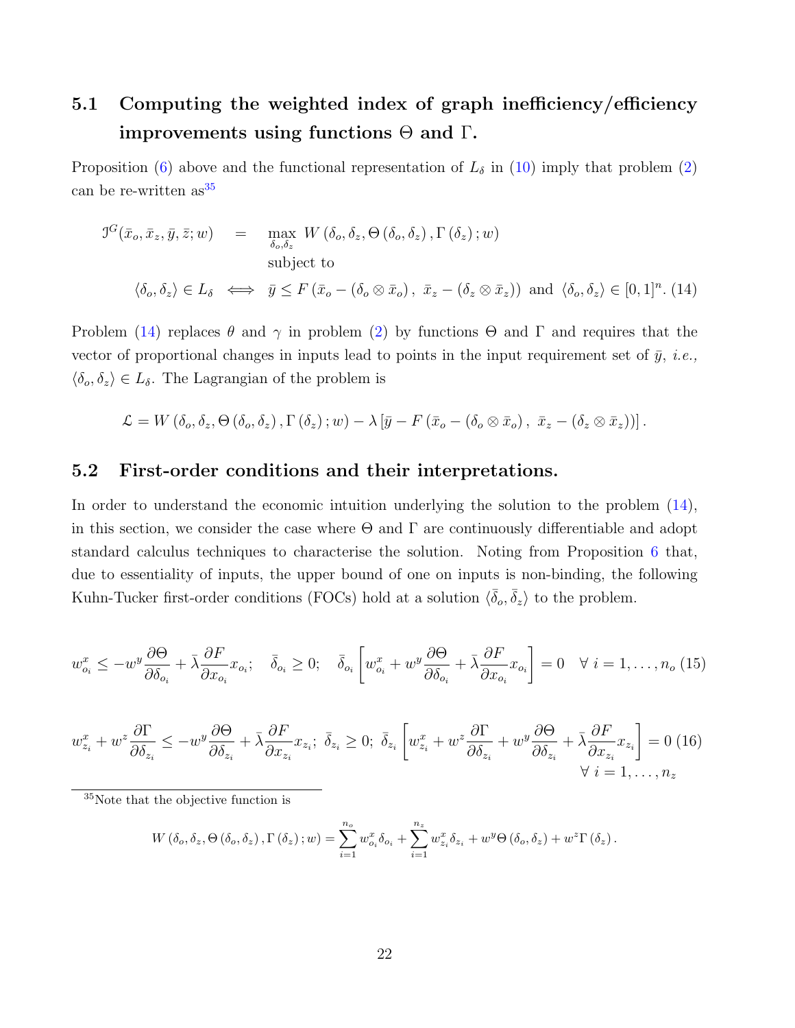## 5.1 Computing the weighted index of graph inefficiency/efficiency improvements using functions $\Theta$ and $\Gamma$.

Proposition (6) above and the functional representation of $L_\delta$ in (10) imply that problem (2) can be re-written as[35]

$$
\begin{aligned}
\mathfrak{I}^G(\bar{x}_o, \bar{x}_z, \bar{y}, \bar{z}; w) \quad &= \quad \max_{\delta_o, \delta_z} \; W\left(\delta_o, \delta_z, \Theta\left(\delta_o, \delta_z\right), \Gamma\left(\delta_z\right); w\right) \\
&\quad\quad \text{subject to} \\
\langle \delta_o, \delta_z \rangle \in L_\delta \quad &\Longleftrightarrow \quad \bar{y} \leq F\left(\bar{x}_o - \left(\delta_o \otimes \bar{x}_o\right),\; \bar{x}_z - \left(\delta_z \otimes \bar{x}_z\right)\right) \text{ and } \langle \delta_o, \delta_z \rangle \in [0,1]^n. \quad (14)
\end{aligned}
$$

Problem (14) replaces $\theta$ and $\gamma$ in problem (2) by functions $\Theta$ and $\Gamma$ and requires that the vector of proportional changes in inputs lead to points in the input requirement set of $\bar{y}$, *i.e.*, $\langle \delta_o, \delta_z \rangle \in L_\delta$. The Lagrangian of the problem is

$$
\mathcal{L} = W\left(\delta_o, \delta_z, \Theta\left(\delta_o, \delta_z\right), \Gamma\left(\delta_z\right); w\right) - \lambda\left[\bar{y} - F\left(\bar{x}_o - \left(\delta_o \otimes \bar{x}_o\right),\; \bar{x}_z - \left(\delta_z \otimes \bar{x}_z\right)\right)\right].
$$

## 5.2 First-order conditions and their interpretations.

In order to understand the economic intuition underlying the solution to the problem (14), in this section, we consider the case where $\Theta$ and $\Gamma$ are continuously differentiable and adopt standard calculus techniques to characterise the solution. Noting from Proposition 6 that, due to essentiality of inputs, the upper bound of one on inputs is non-binding, the following Kuhn-Tucker first-order conditions (FOCs) hold at a solution $\langle \bar{\delta}_o, \bar{\delta}_z \rangle$ to the problem.

$$
w^x_{o_i} \leq -w^y \frac{\partial \Theta}{\partial \delta_{o_i}} + \bar{\lambda} \frac{\partial F}{\partial x_{o_i}} x_{o_i}; \quad \bar{\delta}_{o_i} \geq 0; \quad \bar{\delta}_{o_i}\left[w^x_{o_i} + w^y \frac{\partial \Theta}{\partial \delta_{o_i}} + \bar{\lambda} \frac{\partial F}{\partial x_{o_i}} x_{o_i}\right] = 0 \quad \forall\; i = 1, \ldots, n_o \quad (15)
$$

$$
w^x_{z_i} + w^z \frac{\partial \Gamma}{\partial \delta_{z_i}} \leq -w^y \frac{\partial \Theta}{\partial \delta_{z_i}} + \bar{\lambda} \frac{\partial F}{\partial x_{z_i}} x_{z_i}; \; \bar{\delta}_{z_i} \geq 0; \; \bar{\delta}_{z_i}\left[w^x_{z_i} + w^z \frac{\partial \Gamma}{\partial \delta_{z_i}} + w^y \frac{\partial \Theta}{\partial \delta_{z_i}} + \bar{\lambda} \frac{\partial F}{\partial x_{z_i}} x_{z_i}\right] = 0 \quad (16)
$$
$$
\forall\; i = 1, \ldots, n_z
$$

[35] Note that the objective function is

$$
W\left(\delta_o, \delta_z, \Theta\left(\delta_o, \delta_z\right), \Gamma\left(\delta_z\right); w\right) = \sum_{i=1}^{n_o} w^x_{o_i} \delta_{o_i} + \sum_{i=1}^{n_z} w^x_{z_i} \delta_{z_i} + w^y \Theta\left(\delta_o, \delta_z\right) + w^z \Gamma\left(\delta_z\right).
$$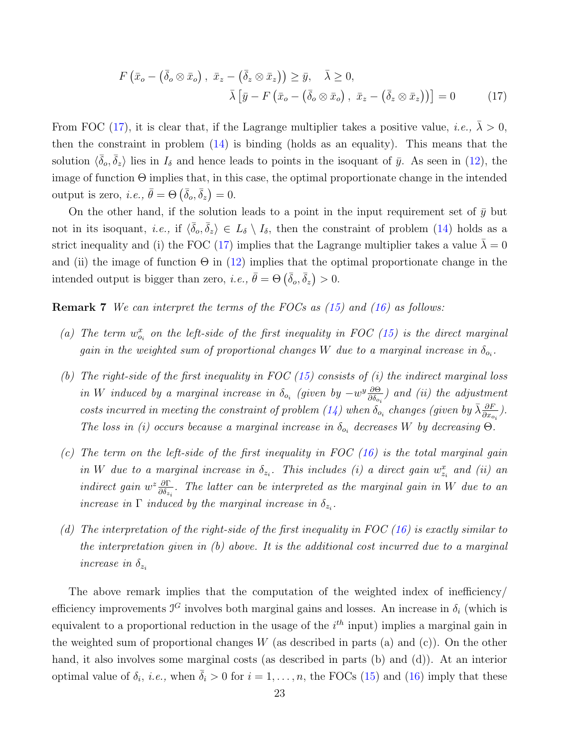$$F\left(\bar{x}_o - \left(\bar{\delta}_o \otimes \bar{x}_o\right),\ \bar{x}_z - \left(\bar{\delta}_z \otimes \bar{x}_z\right)\right) \geq \bar{y}, \quad \bar{\lambda} \geq 0,$$
$$\bar{\lambda}\left[\bar{y} - F\left(\bar{x}_o - \left(\bar{\delta}_o \otimes \bar{x}_o\right),\ \bar{x}_z - \left(\bar{\delta}_z \otimes \bar{x}_z\right)\right)\right] = 0 \tag{17}$$

From FOC (17), it is clear that, if the Lagrange multiplier takes a positive value, *i.e.,* $\bar{\lambda} > 0$, then the constraint in problem (14) is binding (holds as an equality). This means that the solution $\langle \bar{\delta}_o, \bar{\delta}_z \rangle$ lies in $I_\delta$ and hence leads to points in the isoquant of $\bar{y}$. As seen in (12), the image of function $\Theta$ implies that, in this case, the optimal proportionate change in the intended output is zero, *i.e.,* $\bar{\theta} = \Theta\left(\bar{\delta}_o, \bar{\delta}_z\right) = 0$.

On the other hand, if the solution leads to a point in the input requirement set of $\bar{y}$ but not in its isoquant, *i.e.,* if $\langle \bar{\delta}_o, \bar{\delta}_z \rangle \in L_\delta \setminus I_\delta$, then the constraint of problem (14) holds as a strict inequality and (i) the FOC (17) implies that the Lagrange multiplier takes a value $\bar{\lambda} = 0$ and (ii) the image of function $\Theta$ in (12) implies that the optimal proportionate change in the intended output is bigger than zero, *i.e.,* $\bar{\theta} = \Theta\left(\bar{\delta}_o, \bar{\delta}_z\right) > 0$.

**Remark 7** *We can interpret the terms of the FOCs as (15) and (16) as follows:*

*(a) The term $w^x_{o_i}$ on the left-side of the first inequality in FOC (15) is the direct marginal gain in the weighted sum of proportional changes $W$ due to a marginal increase in $\delta_{o_i}$.*

*(b) The right-side of the first inequality in FOC (15) consists of (i) the indirect marginal loss in $W$ induced by a marginal increase in $\delta_{o_i}$ (given by $-w^y \frac{\partial \Theta}{\partial \delta_{o_i}}$) and (ii) the adjustment costs incurred in meeting the constraint of problem (14) when $\delta_{o_i}$ changes (given by $\bar{\lambda} \frac{\partial F}{\partial x_{o_i}}$). The loss in (i) occurs because a marginal increase in $\delta_{o_i}$ decreases $W$ by decreasing $\Theta$.*

*(c) The term on the left-side of the first inequality in FOC (16) is the total marginal gain in $W$ due to a marginal increase in $\delta_{z_i}$. This includes (i) a direct gain $w^x_{z_i}$ and (ii) an indirect gain $w^z \frac{\partial \Gamma}{\partial \delta_{z_i}}$. The latter can be interpreted as the marginal gain in $W$ due to an increase in $\Gamma$ induced by the marginal increase in $\delta_{z_i}$.*

*(d) The interpretation of the right-side of the first inequality in FOC (16) is exactly similar to the interpretation given in (b) above. It is the additional cost incurred due to a marginal increase in $\delta_{z_i}$*

The above remark implies that the computation of the weighted index of inefficiency/ efficiency improvements $\mathcal{I}^G$ involves both marginal gains and losses. An increase in $\delta_i$ (which is equivalent to a proportional reduction in the usage of the $i^{th}$ input) implies a marginal gain in the weighted sum of proportional changes $W$ (as described in parts (a) and (c)). On the other hand, it also involves some marginal costs (as described in parts (b) and (d)). At an interior optimal value of $\delta_i$, *i.e.,* when $\bar{\delta}_i > 0$ for $i = 1, \ldots, n$, the FOCs (15) and (16) imply that these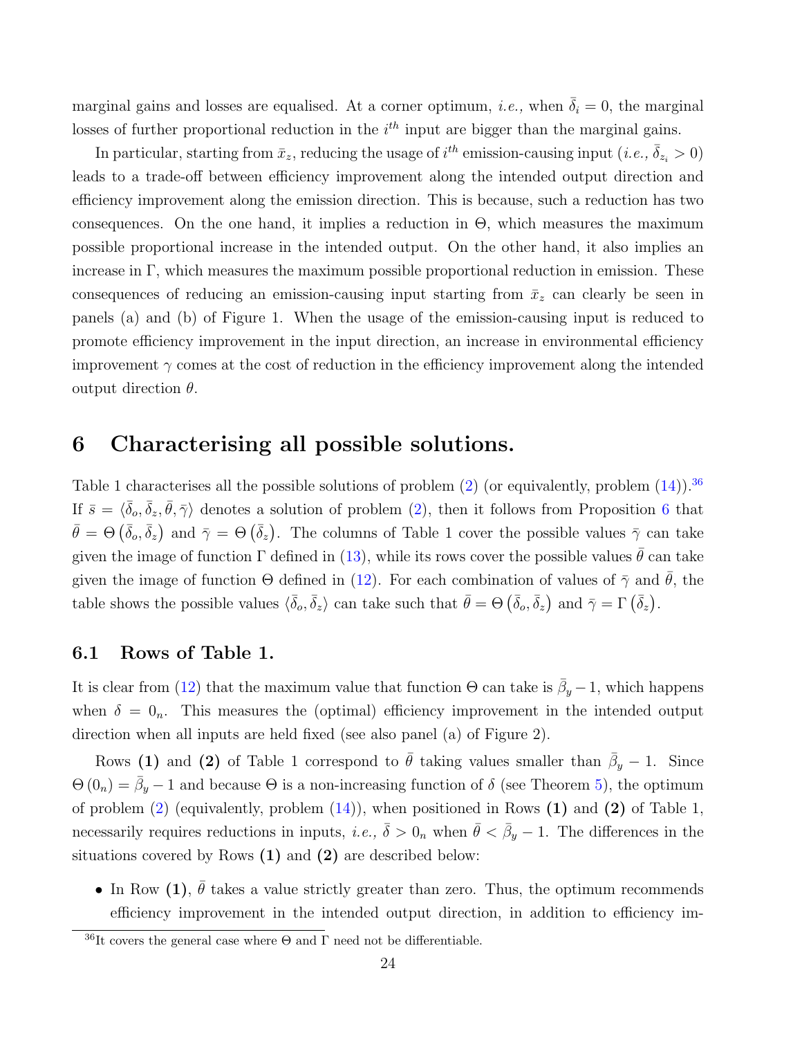marginal gains and losses are equalised. At a corner optimum, *i.e.,* when $\bar{\delta}_i = 0$, the marginal losses of further proportional reduction in the $i^{th}$ input are bigger than the marginal gains.

In particular, starting from $\bar{x}_z$, reducing the usage of $i^{th}$ emission-causing input (*i.e.,* $\bar{\delta}_{z_i} > 0$) leads to a trade-off between efficiency improvement along the intended output direction and efficiency improvement along the emission direction. This is because, such a reduction has two consequences. On the one hand, it implies a reduction in $\Theta$, which measures the maximum possible proportional increase in the intended output. On the other hand, it also implies an increase in $\Gamma$, which measures the maximum possible proportional reduction in emission. These consequences of reducing an emission-causing input starting from $\bar{x}_z$ can clearly be seen in panels (a) and (b) of Figure 1. When the usage of the emission-causing input is reduced to promote efficiency improvement in the input direction, an increase in environmental efficiency improvement $\gamma$ comes at the cost of reduction in the efficiency improvement along the intended output direction $\theta$.

# 6 Characterising all possible solutions.

Table 1 characterises all the possible solutions of problem (2) (or equivalently, problem (14)).[36] If $\bar{s} = \langle \bar{\delta}_o, \bar{\delta}_z, \bar{\theta}, \bar{\gamma} \rangle$ denotes a solution of problem (2), then it follows from Proposition 6 that $\bar{\theta} = \Theta\left(\bar{\delta}_o, \bar{\delta}_z\right)$ and $\bar{\gamma} = \Theta\left(\bar{\delta}_z\right)$. The columns of Table 1 cover the possible values $\bar{\gamma}$ can take given the image of function $\Gamma$ defined in (13), while its rows cover the possible values $\bar{\theta}$ can take given the image of function $\Theta$ defined in (12). For each combination of values of $\bar{\gamma}$ and $\bar{\theta}$, the table shows the possible values $\langle \bar{\delta}_o, \bar{\delta}_z \rangle$ can take such that $\bar{\theta} = \Theta\left(\bar{\delta}_o, \bar{\delta}_z\right)$ and $\bar{\gamma} = \Gamma\left(\bar{\delta}_z\right)$.

## 6.1 Rows of Table 1.

It is clear from (12) that the maximum value that function $\Theta$ can take is $\bar{\beta}_y - 1$, which happens when $\delta = 0_n$. This measures the (optimal) efficiency improvement in the intended output direction when all inputs are held fixed (see also panel (a) of Figure 2).

Rows **(1)** and **(2)** of Table 1 correspond to $\bar{\theta}$ taking values smaller than $\bar{\beta}_y - 1$. Since $\Theta(0_n) = \bar{\beta}_y - 1$ and because $\Theta$ is a non-increasing function of $\delta$ (see Theorem 5), the optimum of problem (2) (equivalently, problem (14)), when positioned in Rows **(1)** and **(2)** of Table 1, necessarily requires reductions in inputs, *i.e.,* $\bar{\delta} > 0_n$ when $\bar{\theta} < \bar{\beta}_y - 1$. The differences in the situations covered by Rows **(1)** and **(2)** are described below:

- In Row **(1)**, $\bar{\theta}$ takes a value strictly greater than zero. Thus, the optimum recommends efficiency improvement in the intended output direction, in addition to efficiency im-

[36] It covers the general case where $\Theta$ and $\Gamma$ need not be differentiable.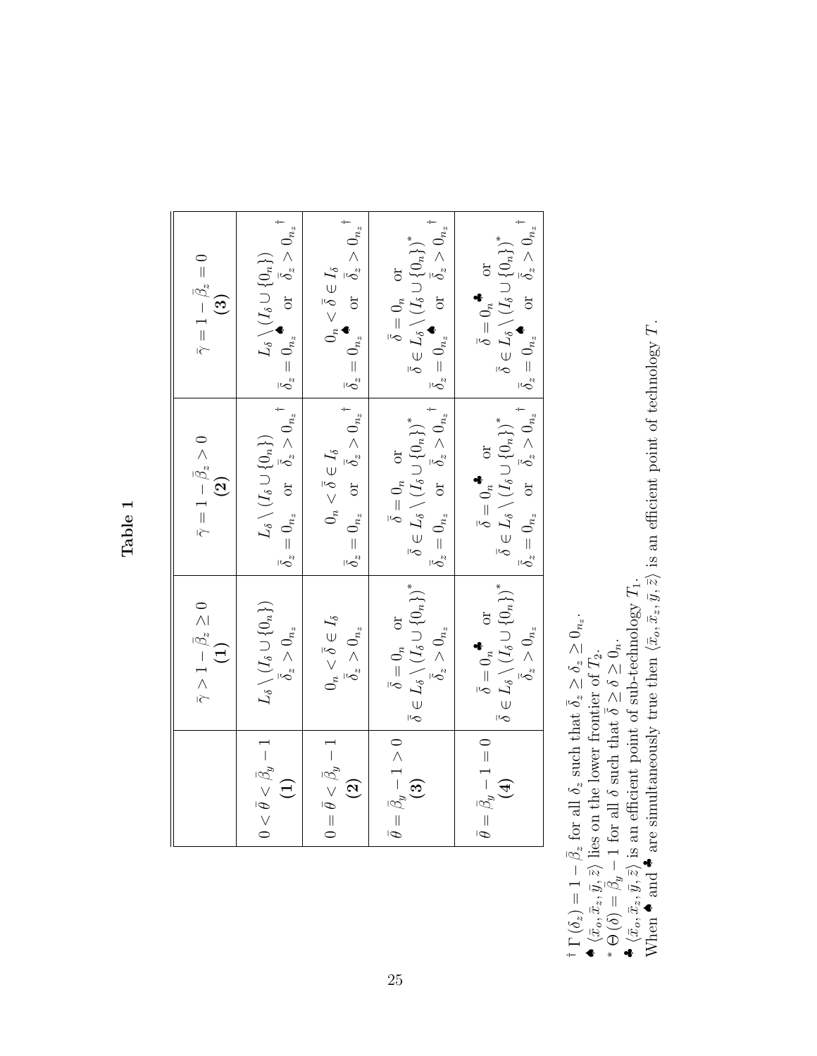**Table 1**

| | $\bar{\gamma} > 1 - \bar{\beta}_z \geq 0$ **(1)** | $\bar{\gamma} = 1 - \bar{\beta}_z > 0$ **(2)** | $\bar{\gamma} = 1 - \bar{\beta}_z = 0$ **(3)** |
|---|---|---|---|
| $0 < \bar{\theta} < \bar{\beta}_y - 1$ **(1)** | $L_\delta \setminus (I_\delta \cup \{0_n\})$ <br> $\bar{\delta}_z > 0_{n_z}$ | $L_\delta \setminus (I_\delta \cup \{0_n\})$ <br> $\bar{\delta}_z = 0_{n_z}$ or $\bar{\delta}_z > 0_{n_z}$ $^\dagger$ | $L_\delta \setminus (I_\delta \cup \{0_n\})$ <br> $\bar{\delta}_z = 0_{n_z}$ $^\spadesuit$ or $\bar{\delta}_z > 0_{n_z}$ $^\dagger$ |
| $0 = \bar{\theta} < \bar{\beta}_y - 1$ **(2)** | $0_n < \bar{\delta} \in I_\delta$ <br> $\bar{\delta}_z > 0_{n_z}$ | $0_n < \bar{\delta} \in I_\delta$ <br> $\bar{\delta}_z = 0_{n_z}$ or $\bar{\delta}_z > 0_{n_z}$ $^\dagger$ | $0_n < \bar{\delta} \in I_\delta$ <br> $\bar{\delta}_z = 0_{n_z}$ $^\spadesuit$ or $\bar{\delta}_z > 0_{n_z}$ $^\dagger$ |
| $\bar{\theta} = \bar{\beta}_y - 1 > 0$ **(3)** | $\bar{\delta} = 0_n$ or <br> $\bar{\delta} \in L_\delta \setminus (I_\delta \cup \{0_n\})^*$ <br> $\bar{\delta}_z > 0_{n_z}$ | $\bar{\delta} = 0_n$ or <br> $\bar{\delta} \in L_\delta \setminus (I_\delta \cup \{0_n\})^*$ <br> $\bar{\delta}_z = 0_{n_z}$ or $\bar{\delta}_z > 0_{n_z}$ $^\dagger$ | $\bar{\delta} = 0_n$ or <br> $\bar{\delta} \in L_\delta \setminus (I_\delta \cup \{0_n\})^*$ <br> $\bar{\delta}_z = 0_{n_z}$ $^\spadesuit$ or $\bar{\delta}_z > 0_{n_z}$ $^\dagger$ |
| $\bar{\theta} = \bar{\beta}_y - 1 = 0$ **(4)** | $\bar{\delta} = 0_n$ $^\clubsuit$ or <br> $\bar{\delta} \in L_\delta \setminus (I_\delta \cup \{0_n\})^*$ <br> $\bar{\delta}_z > 0_{n_z}$ | $\bar{\delta} = 0_n$ $^\clubsuit$ or <br> $\bar{\delta} \in L_\delta \setminus (I_\delta \cup \{0_n\})^*$ <br> $\bar{\delta}_z = 0_{n_z}$ or $\bar{\delta}_z > 0_{n_z}$ $^\dagger$ | $\bar{\delta} = 0_n$ $^\clubsuit$ or <br> $\bar{\delta} \in L_\delta \setminus (I_\delta \cup \{0_n\})^*$ <br> $\bar{\delta}_z = 0_{n_z}$ $^\spadesuit$ or $\bar{\delta}_z > 0_{n_z}$ $^\dagger$ |

$^\dagger$ $\Gamma(\delta_z) = 1 - \bar{\beta}_z$ for all $\delta_z$ such that $\bar{\delta}_z \geq \delta_z \geq 0_{n_z}$.

$^\spadesuit$ $\langle \bar{x}_o, \bar{x}_z, \bar{y}, \bar{z} \rangle$ lies on the lower frontier of $T_2$.

$^*$ $\Theta(\delta) = \bar{\beta}_y - 1$ for all $\delta$ such that $\bar{\delta} \geq \delta \geq 0_n$.

$^\clubsuit$ $\langle \bar{x}_o, \bar{x}_z, \bar{y}, \bar{z} \rangle$ is an efficient point of sub-technology $T_1$.

When $\spadesuit$ and $\clubsuit$ are simultaneously true then $\langle \bar{x}_o, \bar{x}_z, \bar{y}, \bar{z} \rangle$ is an efficient point of technology $T$.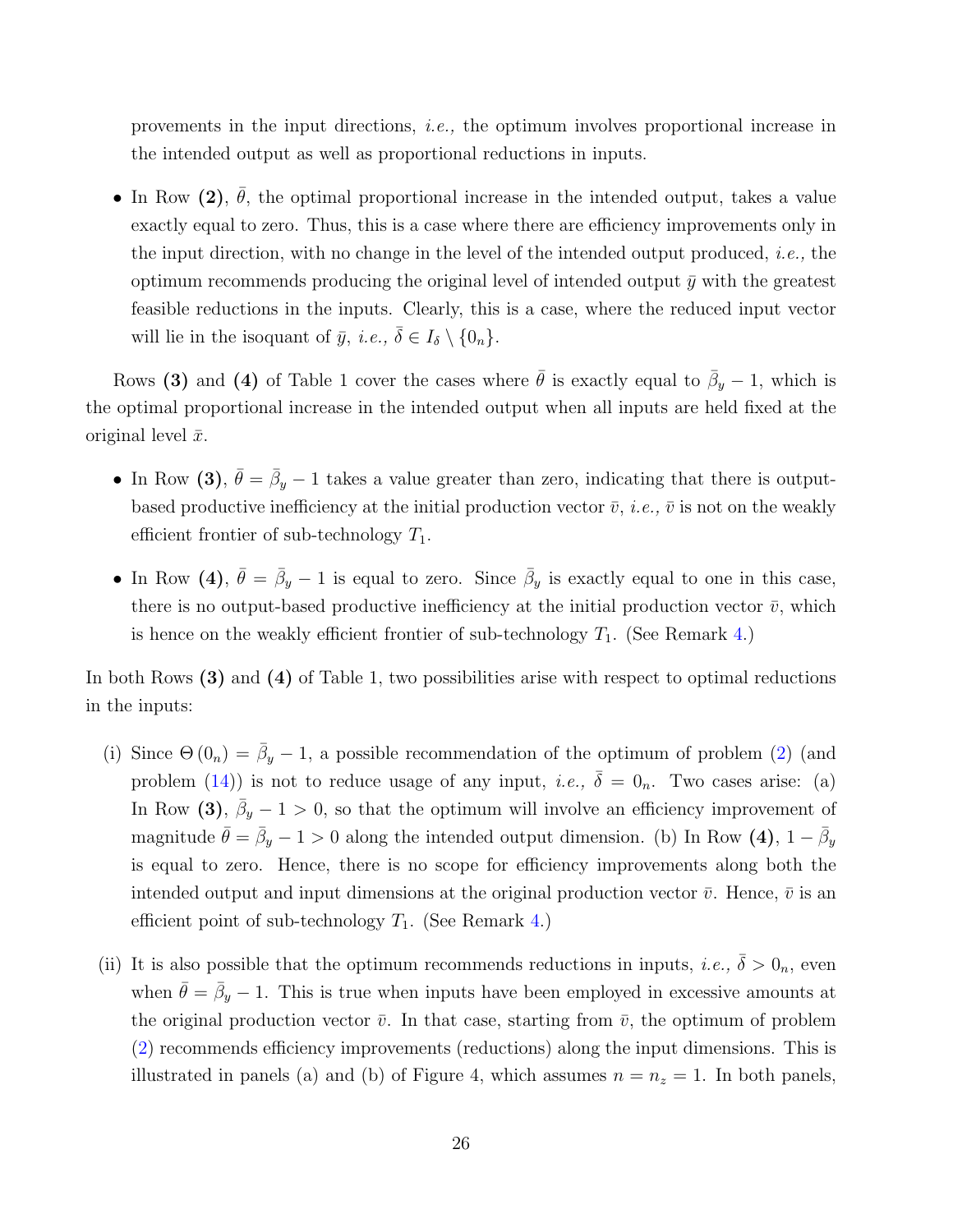provements in the input directions, *i.e.,* the optimum involves proportional increase in the intended output as well as proportional reductions in inputs.

- In Row **(2)**, $\bar{\theta}$, the optimal proportional increase in the intended output, takes a value exactly equal to zero. Thus, this is a case where there are efficiency improvements only in the input direction, with no change in the level of the intended output produced, *i.e.,* the optimum recommends producing the original level of intended output $\bar{y}$ with the greatest feasible reductions in the inputs. Clearly, this is a case, where the reduced input vector will lie in the isoquant of $\bar{y}$, *i.e.,* $\bar{\delta} \in I_\delta \setminus \{0_n\}$.

Rows **(3)** and **(4)** of Table 1 cover the cases where $\bar{\theta}$ is exactly equal to $\bar{\beta}_y - 1$, which is the optimal proportional increase in the intended output when all inputs are held fixed at the original level $\bar{x}$.

- In Row **(3)**, $\bar{\theta} = \bar{\beta}_y - 1$ takes a value greater than zero, indicating that there is output-based productive inefficiency at the initial production vector $\bar{v}$, *i.e.,* $\bar{v}$ is not on the weakly efficient frontier of sub-technology $T_1$.
- In Row **(4)**, $\bar{\theta} = \bar{\beta}_y - 1$ is equal to zero. Since $\bar{\beta}_y$ is exactly equal to one in this case, there is no output-based productive inefficiency at the initial production vector $\bar{v}$, which is hence on the weakly efficient frontier of sub-technology $T_1$. (See Remark 4.)

In both Rows **(3)** and **(4)** of Table 1, two possibilities arise with respect to optimal reductions in the inputs:

(i) Since $\Theta(0_n) = \bar{\beta}_y - 1$, a possible recommendation of the optimum of problem (2) (and problem (14)) is not to reduce usage of any input, *i.e.,* $\bar{\delta} = 0_n$. Two cases arise: (a) In Row **(3)**, $\bar{\beta}_y - 1 > 0$, so that the optimum will involve an efficiency improvement of magnitude $\bar{\theta} = \bar{\beta}_y - 1 > 0$ along the intended output dimension. (b) In Row **(4)**, $1 - \bar{\beta}_y$ is equal to zero. Hence, there is no scope for efficiency improvements along both the intended output and input dimensions at the original production vector $\bar{v}$. Hence, $\bar{v}$ is an efficient point of sub-technology $T_1$. (See Remark 4.)

(ii) It is also possible that the optimum recommends reductions in inputs, *i.e.,* $\bar{\delta} > 0_n$, even when $\bar{\theta} = \bar{\beta}_y - 1$. This is true when inputs have been employed in excessive amounts at the original production vector $\bar{v}$. In that case, starting from $\bar{v}$, the optimum of problem (2) recommends efficiency improvements (reductions) along the input dimensions. This is illustrated in panels (a) and (b) of Figure 4, which assumes $n = n_z = 1$. In both panels,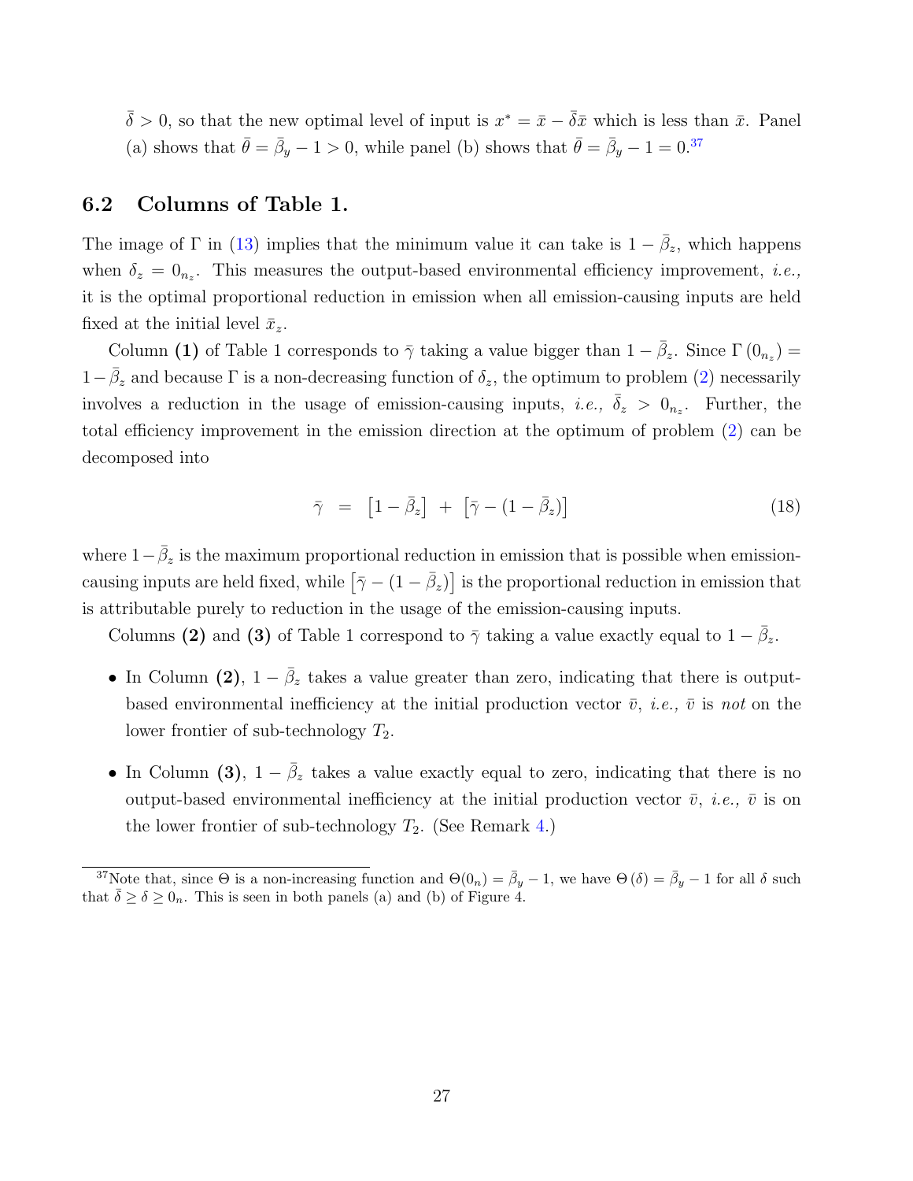$\bar{\delta} > 0$, so that the new optimal level of input is $x^* = \bar{x} - \bar{\delta}\bar{x}$ which is less than $\bar{x}$. Panel (a) shows that $\bar{\theta} = \bar{\beta}_y - 1 > 0$, while panel (b) shows that $\bar{\theta} = \bar{\beta}_y - 1 = 0$.[37]

## 6.2 Columns of Table 1.

The image of $\Gamma$ in (13) implies that the minimum value it can take is $1 - \bar{\beta}_z$, which happens when $\delta_z = 0_{n_z}$. This measures the output-based environmental efficiency improvement, *i.e.,* it is the optimal proportional reduction in emission when all emission-causing inputs are held fixed at the initial level $\bar{x}_z$.

Column **(1)** of Table 1 corresponds to $\bar{\gamma}$ taking a value bigger than $1 - \bar{\beta}_z$. Since $\Gamma(0_{n_z}) = 1 - \bar{\beta}_z$ and because $\Gamma$ is a non-decreasing function of $\delta_z$, the optimum to problem (2) necessarily involves a reduction in the usage of emission-causing inputs, *i.e.,* $\bar{\delta}_z > 0_{n_z}$. Further, the total efficiency improvement in the emission direction at the optimum of problem (2) can be decomposed into

$$\bar{\gamma} \;\; = \;\; \left[1 - \bar{\beta}_z\right] \; + \; \left[\bar{\gamma} - (1 - \bar{\beta}_z)\right] \tag{18}$$

where $1 - \bar{\beta}_z$ is the maximum proportional reduction in emission that is possible when emission-causing inputs are held fixed, while $\left[\bar{\gamma} - (1 - \bar{\beta}_z)\right]$ is the proportional reduction in emission that is attributable purely to reduction in the usage of the emission-causing inputs.

Columns **(2)** and **(3)** of Table 1 correspond to $\bar{\gamma}$ taking a value exactly equal to $1 - \bar{\beta}_z$.

- In Column **(2)**, $1 - \bar{\beta}_z$ takes a value greater than zero, indicating that there is output-based environmental inefficiency at the initial production vector $\bar{v}$, *i.e.,* $\bar{v}$ is *not* on the lower frontier of sub-technology $T_2$.
- In Column **(3)**, $1 - \bar{\beta}_z$ takes a value exactly equal to zero, indicating that there is no output-based environmental inefficiency at the initial production vector $\bar{v}$, *i.e.,* $\bar{v}$ is on the lower frontier of sub-technology $T_2$. (See Remark 4.)

[37] Note that, since $\Theta$ is a non-increasing function and $\Theta(0_n) = \bar{\beta}_y - 1$, we have $\Theta(\delta) = \bar{\beta}_y - 1$ for all $\delta$ such that $\bar{\delta} \geq \delta \geq 0_n$. This is seen in both panels (a) and (b) of Figure 4.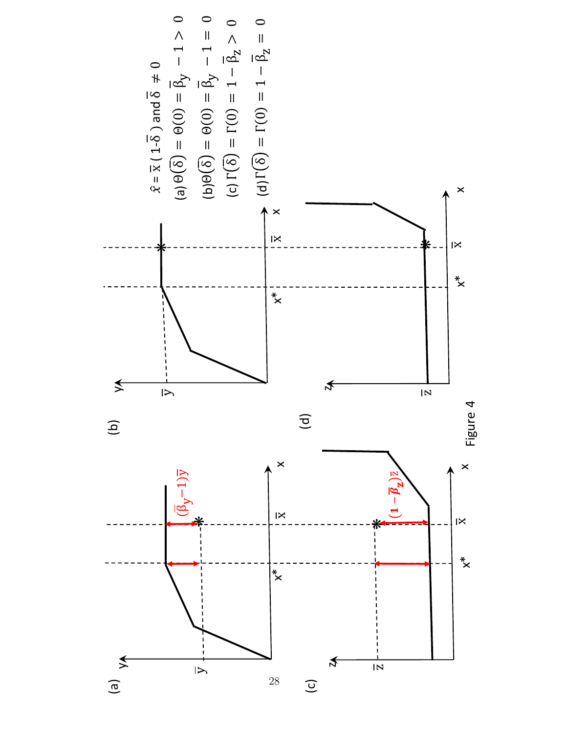$\hat{x} = \bar{x}(1-\bar{\delta})$ and $\bar{\delta} \neq 0$

(a) $\Theta(\bar{\delta}) = \Theta(0) = \bar{\beta}_y - 1 > 0$

(b) $\Theta(\bar{\delta}) = \Theta(0) = \bar{\beta}_y - 1 = 0$

(c) $\Gamma(\bar{\delta}) = \Gamma(0) = 1 - \bar{\beta}_z > 0$

(d) $\Gamma(\bar{\delta}) = \Gamma(0) = 1 - \bar{\beta}_z = 0$

Figure 4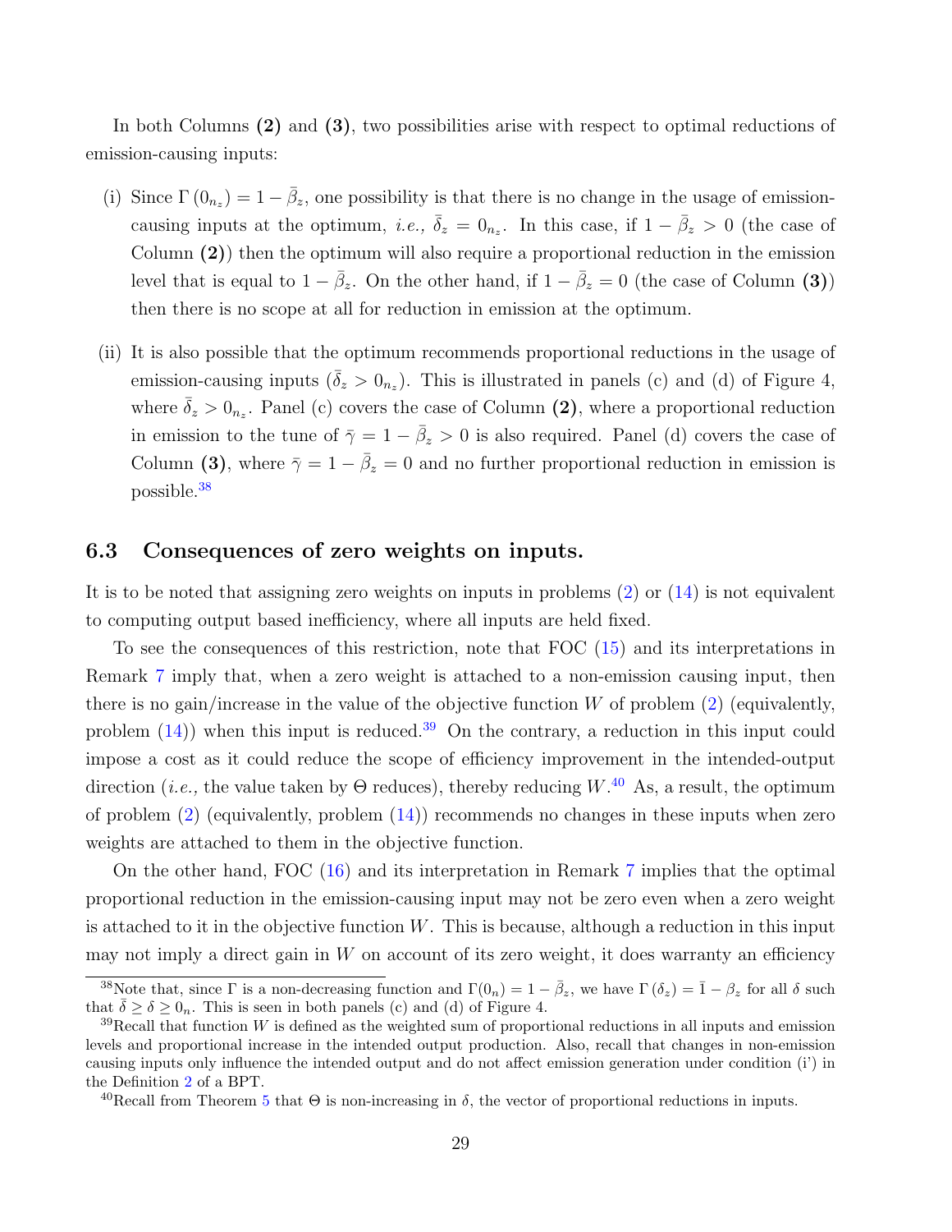In both Columns **(2)** and **(3)**, two possibilities arise with respect to optimal reductions of emission-causing inputs:

(i) Since $\Gamma(0_{n_z}) = 1 - \bar{\beta}_z$, one possibility is that there is no change in the usage of emission-causing inputs at the optimum, *i.e.,* $\bar{\delta}_z = 0_{n_z}$. In this case, if $1 - \bar{\beta}_z > 0$ (the case of Column **(2)**) then the optimum will also require a proportional reduction in the emission level that is equal to $1 - \bar{\beta}_z$. On the other hand, if $1 - \bar{\beta}_z = 0$ (the case of Column **(3)**) then there is no scope at all for reduction in emission at the optimum.

(ii) It is also possible that the optimum recommends proportional reductions in the usage of emission-causing inputs ($\bar{\delta}_z > 0_{n_z}$). This is illustrated in panels (c) and (d) of Figure 4, where $\bar{\delta}_z > 0_{n_z}$. Panel (c) covers the case of Column **(2)**, where a proportional reduction in emission to the tune of $\bar{\gamma} = 1 - \bar{\beta}_z > 0$ is also required. Panel (d) covers the case of Column **(3)**, where $\bar{\gamma} = 1 - \bar{\beta}_z = 0$ and no further proportional reduction in emission is possible.[38]

## 6.3 Consequences of zero weights on inputs.

It is to be noted that assigning zero weights on inputs in problems (2) or (14) is not equivalent to computing output based inefficiency, where all inputs are held fixed.

To see the consequences of this restriction, note that FOC (15) and its interpretations in Remark 7 imply that, when a zero weight is attached to a non-emission causing input, then there is no gain/increase in the value of the objective function $W$ of problem (2) (equivalently, problem (14)) when this input is reduced.[39] On the contrary, a reduction in this input could impose a cost as it could reduce the scope of efficiency improvement in the intended-output direction (*i.e.,* the value taken by $\Theta$ reduces), thereby reducing $W$.[40] As a result, the optimum of problem (2) (equivalently, problem (14)) recommends no changes in these inputs when zero weights are attached to them in the objective function.

On the other hand, FOC (16) and its interpretation in Remark 7 implies that the optimal proportional reduction in the emission-causing input may not be zero even when a zero weight is attached to it in the objective function $W$. This is because, although a reduction in this input may not imply a direct gain in $W$ on account of its zero weight, it does warranty an efficiency

[38]Note that, since $\Gamma$ is a non-decreasing function and $\Gamma(0_n) = 1 - \bar{\beta}_z$, we have $\Gamma(\delta_z) = \bar{1} - \beta_z$ for all $\delta$ such that $\bar{\delta} \geq \delta \geq 0_n$. This is seen in both panels (c) and (d) of Figure 4.

[39]Recall that function $W$ is defined as the weighted sum of proportional reductions in all inputs and emission levels and proportional increase in the intended output production. Also, recall that changes in non-emission causing inputs only influence the intended output and do not affect emission generation under condition (i') in the Definition 2 of a BPT.

[40]Recall from Theorem 5 that $\Theta$ is non-increasing in $\delta$, the vector of proportional reductions in inputs.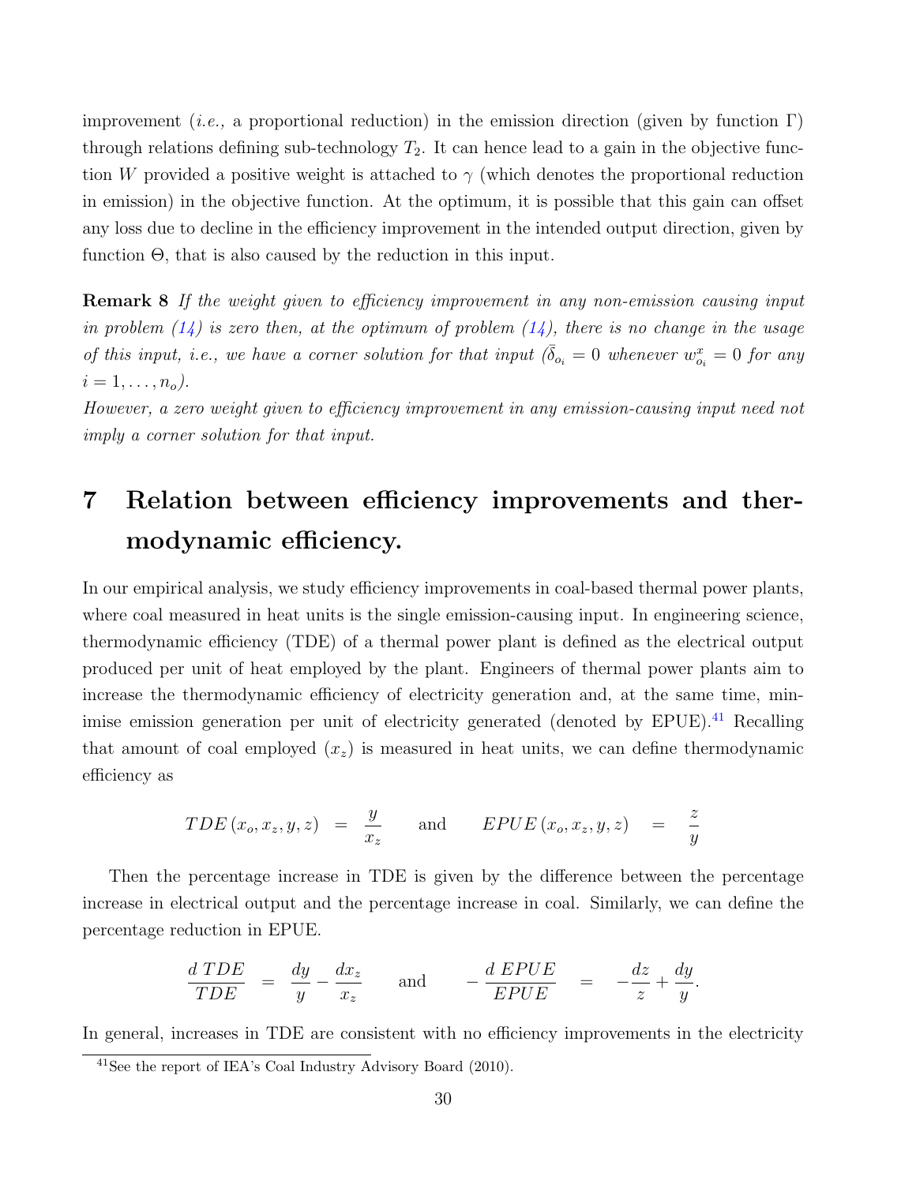improvement (*i.e.,* a proportional reduction) in the emission direction (given by function $\Gamma$) through relations defining sub-technology $T_2$. It can hence lead to a gain in the objective function $W$ provided a positive weight is attached to $\gamma$ (which denotes the proportional reduction in emission) in the objective function. At the optimum, it is possible that this gain can offset any loss due to decline in the efficiency improvement in the intended output direction, given by function $\Theta$, that is also caused by the reduction in this input.

**Remark 8** *If the weight given to efficiency improvement in any non-emission causing input in problem (14) is zero then, at the optimum of problem (14), there is no change in the usage of this input, i.e., we have a corner solution for that input ($\bar{\delta}_{o_i} = 0$ whenever $w^x_{o_i} = 0$ for any $i = 1, \ldots, n_o$).*
*However, a zero weight given to efficiency improvement in any emission-causing input need not imply a corner solution for that input.*

# 7 Relation between efficiency improvements and thermodynamic efficiency.

In our empirical analysis, we study efficiency improvements in coal-based thermal power plants, where coal measured in heat units is the single emission-causing input. In engineering science, thermodynamic efficiency (TDE) of a thermal power plant is defined as the electrical output produced per unit of heat employed by the plant. Engineers of thermal power plants aim to increase the thermodynamic efficiency of electricity generation and, at the same time, minimise emission generation per unit of electricity generated (denoted by EPUE).[41] Recalling that amount of coal employed ($x_z$) is measured in heat units, we can define thermodynamic efficiency as

$$TDE\left(x_o, x_z, y, z\right) = \frac{y}{x_z} \qquad \text{and} \qquad EPUE\left(x_o, x_z, y, z\right) = \frac{z}{y}$$

Then the percentage increase in TDE is given by the difference between the percentage increase in electrical output and the percentage increase in coal. Similarly, we can define the percentage reduction in EPUE.

$$\frac{d\,TDE}{TDE} = \frac{dy}{y} - \frac{dx_z}{x_z} \qquad \text{and} \qquad -\frac{d\,EPUE}{EPUE} = -\frac{dz}{z} + \frac{dy}{y}.$$

In general, increases in TDE are consistent with no efficiency improvements in the electricity

[41] See the report of IEA's Coal Industry Advisory Board (2010).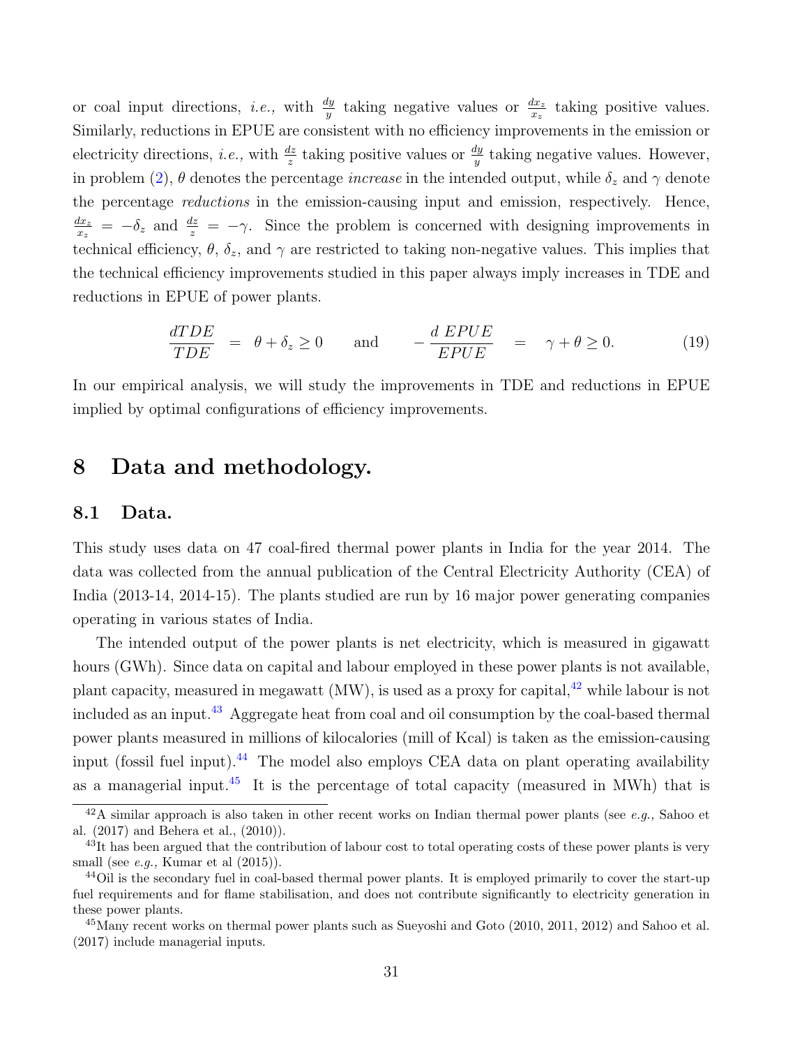or coal input directions, *i.e.,* with $\frac{dy}{y}$ taking negative values or $\frac{dx_z}{x_z}$ taking positive values. Similarly, reductions in EPUE are consistent with no efficiency improvements in the emission or electricity directions, *i.e.,* with $\frac{dz}{z}$ taking positive values or $\frac{dy}{y}$ taking negative values. However, in problem (2), $\theta$ denotes the percentage *increase* in the intended output, while $\delta_z$ and $\gamma$ denote the percentage *reductions* in the emission-causing input and emission, respectively. Hence, $\frac{dx_z}{x_z} = -\delta_z$ and $\frac{dz}{z} = -\gamma$. Since the problem is concerned with designing improvements in technical efficiency, $\theta$, $\delta_z$, and $\gamma$ are restricted to taking non-negative values. This implies that the technical efficiency improvements studied in this paper always imply increases in TDE and reductions in EPUE of power plants.

$$\frac{dTDE}{TDE} \;=\; \theta + \delta_z \geq 0 \qquad \text{and} \qquad -\frac{d\;EPUE}{EPUE} \;=\; \gamma + \theta \geq 0. \tag{19}$$

In our empirical analysis, we will study the improvements in TDE and reductions in EPUE implied by optimal configurations of efficiency improvements.

# 8 Data and methodology.

## 8.1 Data.

This study uses data on 47 coal-fired thermal power plants in India for the year 2014. The data was collected from the annual publication of the Central Electricity Authority (CEA) of India (2013-14, 2014-15). The plants studied are run by 16 major power generating companies operating in various states of India.

The intended output of the power plants is net electricity, which is measured in gigawatt hours (GWh). Since data on capital and labour employed in these power plants is not available, plant capacity, measured in megawatt (MW), is used as a proxy for capital,[42] while labour is not included as an input.[43] Aggregate heat from coal and oil consumption by the coal-based thermal power plants measured in millions of kilocalories (mill of Kcal) is taken as the emission-causing input (fossil fuel input).[44] The model also employs CEA data on plant operating availability as a managerial input.[45] It is the percentage of total capacity (measured in MWh) that is

[42] A similar approach is also taken in other recent works on Indian thermal power plants (see *e.g.,* Sahoo et al. (2017) and Behera et al., (2010)).

[43] It has been argued that the contribution of labour cost to total operating costs of these power plants is very small (see *e.g.,* Kumar et al (2015)).

[44] Oil is the secondary fuel in coal-based thermal power plants. It is employed primarily to cover the start-up fuel requirements and for flame stabilisation, and does not contribute significantly to electricity generation in these power plants.

[45] Many recent works on thermal power plants such as Sueyoshi and Goto (2010, 2011, 2012) and Sahoo et al. (2017) include managerial inputs.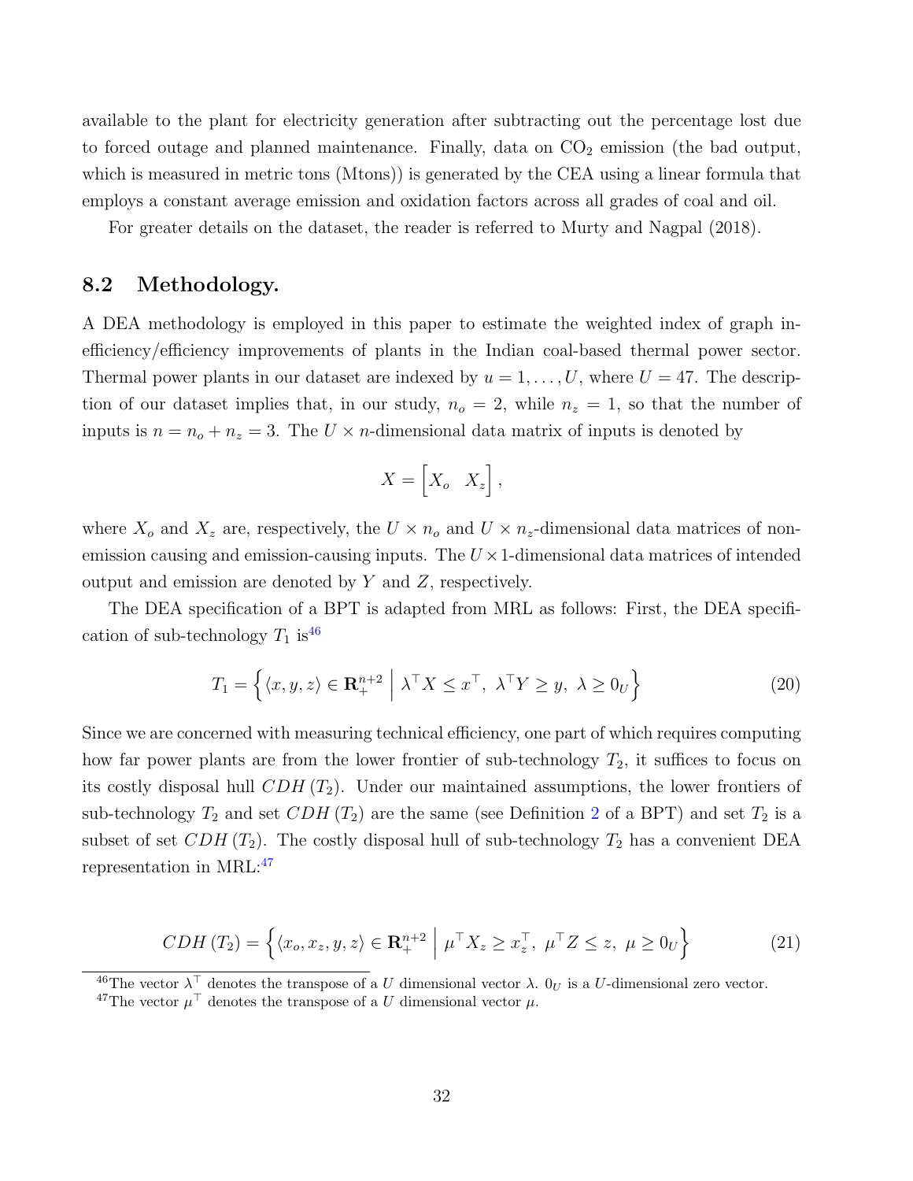available to the plant for electricity generation after subtracting out the percentage lost due to forced outage and planned maintenance. Finally, data on $CO_2$ emission (the bad output, which is measured in metric tons (Mtons)) is generated by the CEA using a linear formula that employs a constant average emission and oxidation factors across all grades of coal and oil.

For greater details on the dataset, the reader is referred to Murty and Nagpal (2018).

## 8.2 Methodology.

A DEA methodology is employed in this paper to estimate the weighted index of graph inefficiency/efficiency improvements of plants in the Indian coal-based thermal power sector. Thermal power plants in our dataset are indexed by $u = 1, \ldots, U$, where $U = 47$. The description of our dataset implies that, in our study, $n_o = 2$, while $n_z = 1$, so that the number of inputs is $n = n_o + n_z = 3$. The $U \times n$-dimensional data matrix of inputs is denoted by

$$X = \begin{bmatrix} X_o & X_z \end{bmatrix},$$

where $X_o$ and $X_z$ are, respectively, the $U \times n_o$ and $U \times n_z$-dimensional data matrices of non-emission causing and emission-causing inputs. The $U \times 1$-dimensional data matrices of intended output and emission are denoted by $Y$ and $Z$, respectively.

The DEA specification of a BPT is adapted from MRL as follows: First, the DEA specification of sub-technology $T_1$ is[46]

$$T_1 = \left\{ \langle x, y, z \rangle \in \mathbf{R}_+^{n+2} \;\middle|\; \lambda^\top X \leq x^\top,\ \lambda^\top Y \geq y,\ \lambda \geq 0_U \right\} \tag{20}$$

Since we are concerned with measuring technical efficiency, one part of which requires computing how far power plants are from the lower frontier of sub-technology $T_2$, it suffices to focus on its costly disposal hull $CDH(T_2)$. Under our maintained assumptions, the lower frontiers of sub-technology $T_2$ and set $CDH(T_2)$ are the same (see Definition 2 of a BPT) and set $T_2$ is a subset of set $CDH(T_2)$. The costly disposal hull of sub-technology $T_2$ has a convenient DEA representation in MRL:[47]

$$CDH(T_2) = \left\{ \langle x_o, x_z, y, z \rangle \in \mathbf{R}_+^{n+2} \;\middle|\; \mu^\top X_z \geq x_z^\top,\ \mu^\top Z \leq z,\ \mu \geq 0_U \right\} \tag{21}$$

[46] The vector $\lambda^\top$ denotes the transpose of a $U$ dimensional vector $\lambda$. $0_U$ is a $U$-dimensional zero vector.

[47] The vector $\mu^\top$ denotes the transpose of a $U$ dimensional vector $\mu$.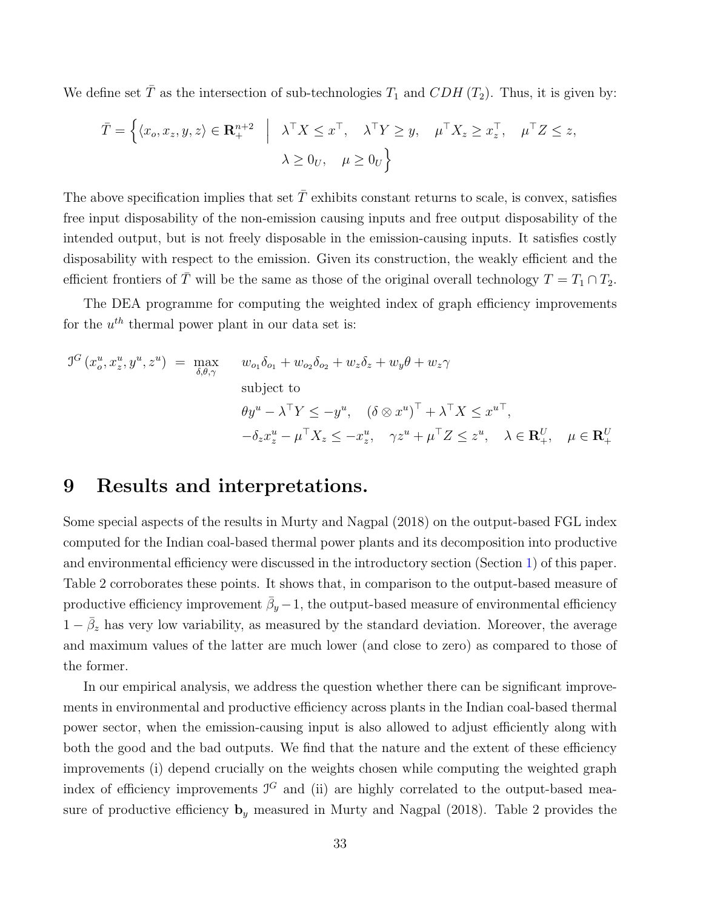We define set $\bar{T}$ as the intersection of sub-technologies $T_1$ and $CDH\,(T_2)$. Thus, it is given by:

$$\bar{T} = \Big\{ \langle x_o, x_z, y, z\rangle \in \mathbf{R}_{+}^{n+2} \;\; \Big| \;\; \lambda^\top X \leq x^\top, \quad \lambda^\top Y \geq y, \quad \mu^\top X_z \geq x_z^\top, \quad \mu^\top Z \leq z, \\ \lambda \geq 0_U, \quad \mu \geq 0_U \Big\}$$

The above specification implies that set $\bar{T}$ exhibits constant returns to scale, is convex, satisfies free input disposability of the non-emission causing inputs and free output disposability of the intended output, but is not freely disposable in the emission-causing inputs. It satisfies costly disposability with respect to the emission. Given its construction, the weakly efficient and the efficient frontiers of $\bar{T}$ will be the same as those of the original overall technology $T = T_1 \cap T_2$.

The DEA programme for computing the weighted index of graph efficiency improvements for the $u^{th}$ thermal power plant in our data set is:

$$\begin{aligned} \mathcal{I}^G\left(x_o^u, x_z^u, y^u, z^u\right) \;=\; \max_{\delta,\theta,\gamma} \quad & w_{o_1}\delta_{o_1} + w_{o_2}\delta_{o_2} + w_z\delta_z + w_y\theta + w_z\gamma \\ & \text{subject to} \\ & \theta y^u - \lambda^\top Y \leq -y^u, \quad \left(\delta \otimes x^u\right)^\top + \lambda^\top X \leq x^{u\top}, \\ & -\delta_z x_z^u - \mu^\top X_z \leq -x_z^u, \quad \gamma z^u + \mu^\top Z \leq z^u, \quad \lambda \in \mathbf{R}_{+}^{U}, \quad \mu \in \mathbf{R}_{+}^{U} \end{aligned}$$

# 9 Results and interpretations.

Some special aspects of the results in Murty and Nagpal (2018) on the output-based FGL index computed for the Indian coal-based thermal power plants and its decomposition into productive and environmental efficiency were discussed in the introductory section (Section 1) of this paper. Table 2 corroborates these points. It shows that, in comparison to the output-based measure of productive efficiency improvement $\bar{\beta}_y - 1$, the output-based measure of environmental efficiency $1 - \bar{\beta}_z$ has very low variability, as measured by the standard deviation. Moreover, the average and maximum values of the latter are much lower (and close to zero) as compared to those of the former.

In our empirical analysis, we address the question whether there can be significant improvements in environmental and productive efficiency across plants in the Indian coal-based thermal power sector, when the emission-causing input is also allowed to adjust efficiently along with both the good and the bad outputs. We find that the nature and the extent of these efficiency improvements (i) depend crucially on the weights chosen while computing the weighted graph index of efficiency improvements $\mathcal{I}^G$ and (ii) are highly correlated to the output-based measure of productive efficiency $\mathbf{b}_y$ measured in Murty and Nagpal (2018). Table 2 provides the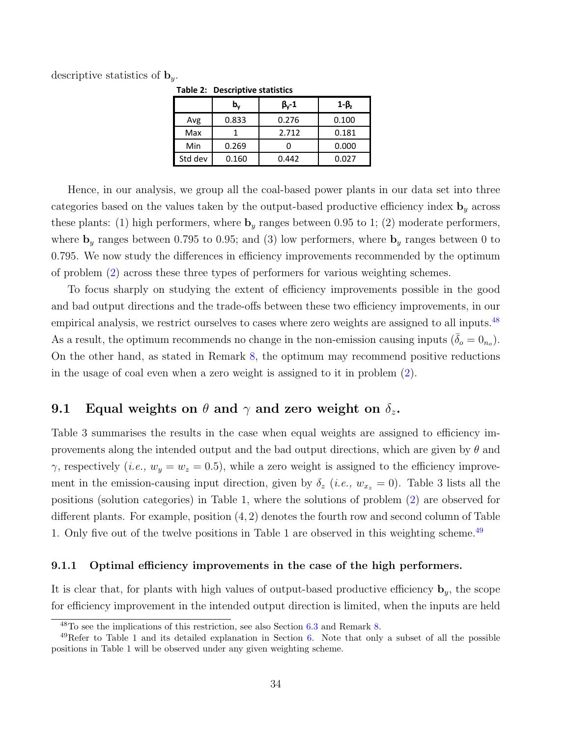descriptive statistics of $\mathbf{b}_y$.

**Table 2: Descriptive statistics**

| | $\mathbf{b}_y$ | $\beta_y$-1 | 1-$\beta_z$ |
|---|---|---|---|
| Avg | 0.833 | 0.276 | 0.100 |
| Max | 1 | 2.712 | 0.181 |
| Min | 0.269 | 0 | 0.000 |
| Std dev | 0.160 | 0.442 | 0.027 |

Hence, in our analysis, we group all the coal-based power plants in our data set into three categories based on the values taken by the output-based productive efficiency index $\mathbf{b}_y$ across these plants: (1) high performers, where $\mathbf{b}_y$ ranges between 0.95 to 1; (2) moderate performers, where $\mathbf{b}_y$ ranges between 0.795 to 0.95; and (3) low performers, where $\mathbf{b}_y$ ranges between 0 to 0.795. We now study the differences in efficiency improvements recommended by the optimum of problem (2) across these three types of performers for various weighting schemes.

To focus sharply on studying the extent of efficiency improvements possible in the good and bad output directions and the trade-offs between these two efficiency improvements, in our empirical analysis, we restrict ourselves to cases where zero weights are assigned to all inputs.[48] As a result, the optimum recommends no change in the non-emission causing inputs ($\bar{\delta}_o = 0_{n_o}$). On the other hand, as stated in Remark 8, the optimum may recommend positive reductions in the usage of coal even when a zero weight is assigned to it in problem (2).

## 9.1 Equal weights on $\theta$ and $\gamma$ and zero weight on $\delta_z$.

Table 3 summarises the results in the case when equal weights are assigned to efficiency improvements along the intended output and the bad output directions, which are given by $\theta$ and $\gamma$, respectively (*i.e.,* $w_y = w_z = 0.5$), while a zero weight is assigned to the efficiency improvement in the emission-causing input direction, given by $\delta_z$ (*i.e.,* $w_{x_z} = 0$). Table 3 lists all the positions (solution categories) in Table 1, where the solutions of problem (2) are observed for different plants. For example, position $(4, 2)$ denotes the fourth row and second column of Table 1. Only five out of the twelve positions in Table 1 are observed in this weighting scheme.[49]

### 9.1.1 Optimal efficiency improvements in the case of the high performers.

It is clear that, for plants with high values of output-based productive efficiency $\mathbf{b}_y$, the scope for efficiency improvement in the intended output direction is limited, when the inputs are held

---

[48] To see the implications of this restriction, see also Section 6.3 and Remark 8.

[49] Refer to Table 1 and its detailed explanation in Section 6. Note that only a subset of all the possible positions in Table 1 will be observed under any given weighting scheme.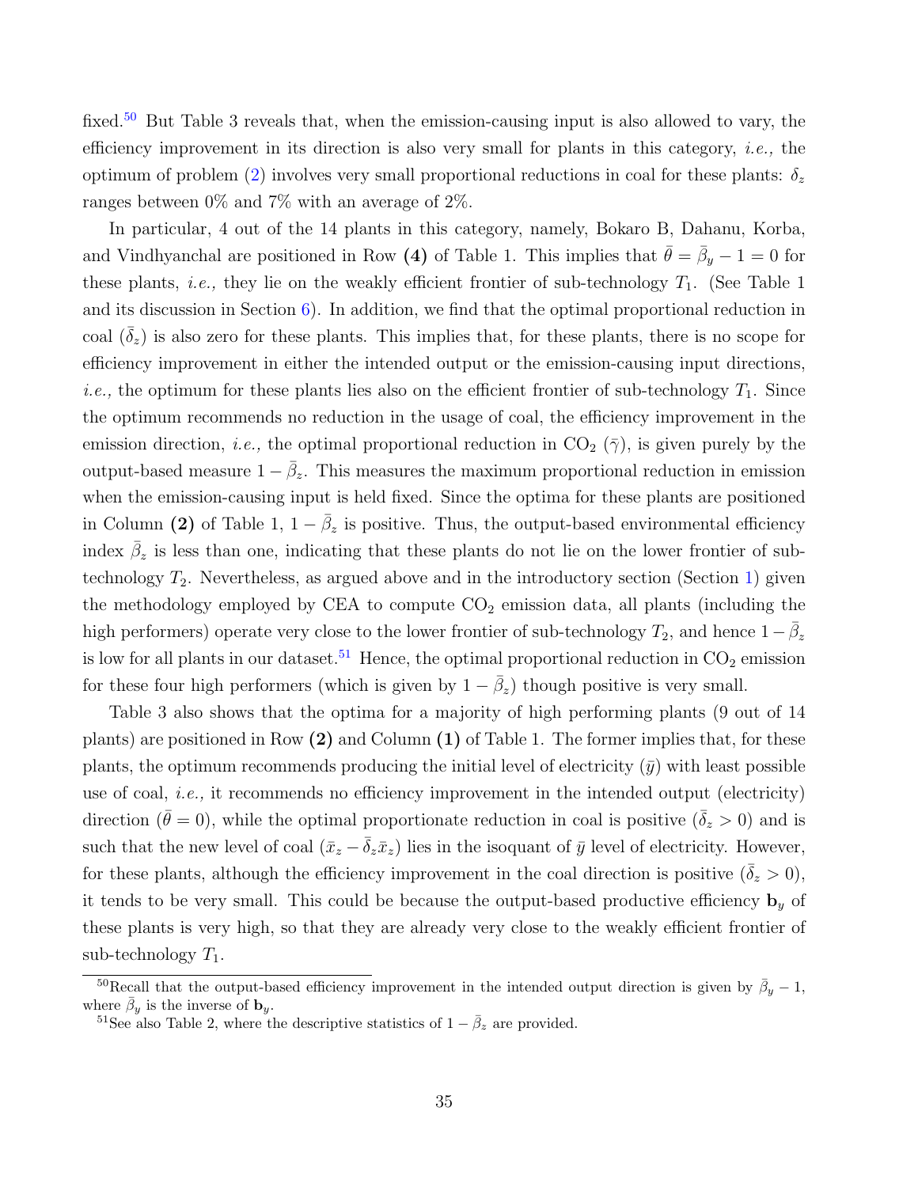fixed.[50] But Table 3 reveals that, when the emission-causing input is also allowed to vary, the efficiency improvement in its direction is also very small for plants in this category, *i.e.,* the optimum of problem (2) involves very small proportional reductions in coal for these plants: $\delta_z$ ranges between 0% and 7% with an average of 2%.

In particular, 4 out of the 14 plants in this category, namely, Bokaro B, Dahanu, Korba, and Vindhyanchal are positioned in Row **(4)** of Table 1. This implies that $\bar{\theta} = \bar{\beta}_y - 1 = 0$ for these plants, *i.e.,* they lie on the weakly efficient frontier of sub-technology $T_1$. (See Table 1 and its discussion in Section 6). In addition, we find that the optimal proportional reduction in coal ($\bar{\delta}_z$) is also zero for these plants. This implies that, for these plants, there is no scope for efficiency improvement in either the intended output or the emission-causing input directions, *i.e.,* the optimum for these plants lies also on the efficient frontier of sub-technology $T_1$. Since the optimum recommends no reduction in the usage of coal, the efficiency improvement in the emission direction, *i.e.,* the optimal proportional reduction in $CO_2$ ($\bar{\gamma}$), is given purely by the output-based measure $1 - \bar{\beta}_z$. This measures the maximum proportional reduction in emission when the emission-causing input is held fixed. Since the optima for these plants are positioned in Column **(2)** of Table 1, $1 - \bar{\beta}_z$ is positive. Thus, the output-based environmental efficiency index $\bar{\beta}_z$ is less than one, indicating that these plants do not lie on the lower frontier of sub-technology $T_2$. Nevertheless, as argued above and in the introductory section (Section 1) given the methodology employed by CEA to compute $CO_2$ emission data, all plants (including the high performers) operate very close to the lower frontier of sub-technology $T_2$, and hence $1 - \bar{\beta}_z$ is low for all plants in our dataset.[51] Hence, the optimal proportional reduction in $CO_2$ emission for these four high performers (which is given by $1 - \bar{\beta}_z$) though positive is very small.

Table 3 also shows that the optima for a majority of high performing plants (9 out of 14 plants) are positioned in Row **(2)** and Column **(1)** of Table 1. The former implies that, for these plants, the optimum recommends producing the initial level of electricity ($\bar{y}$) with least possible use of coal, *i.e.,* it recommends no efficiency improvement in the intended output (electricity) direction ($\bar{\theta} = 0$), while the optimal proportionate reduction in coal is positive ($\bar{\delta}_z > 0$) and is such that the new level of coal ($\bar{x}_z - \bar{\delta}_z \bar{x}_z$) lies in the isoquant of $\bar{y}$ level of electricity. However, for these plants, although the efficiency improvement in the coal direction is positive ($\bar{\delta}_z > 0$), it tends to be very small. This could be because the output-based productive efficiency $\mathbf{b}_y$ of these plants is very high, so that they are already very close to the weakly efficient frontier of sub-technology $T_1$.

[50] Recall that the output-based efficiency improvement in the intended output direction is given by $\bar{\beta}_y - 1$, where $\bar{\beta}_y$ is the inverse of $\mathbf{b}_y$.

[51] See also Table 2, where the descriptive statistics of $1 - \bar{\beta}_z$ are provided.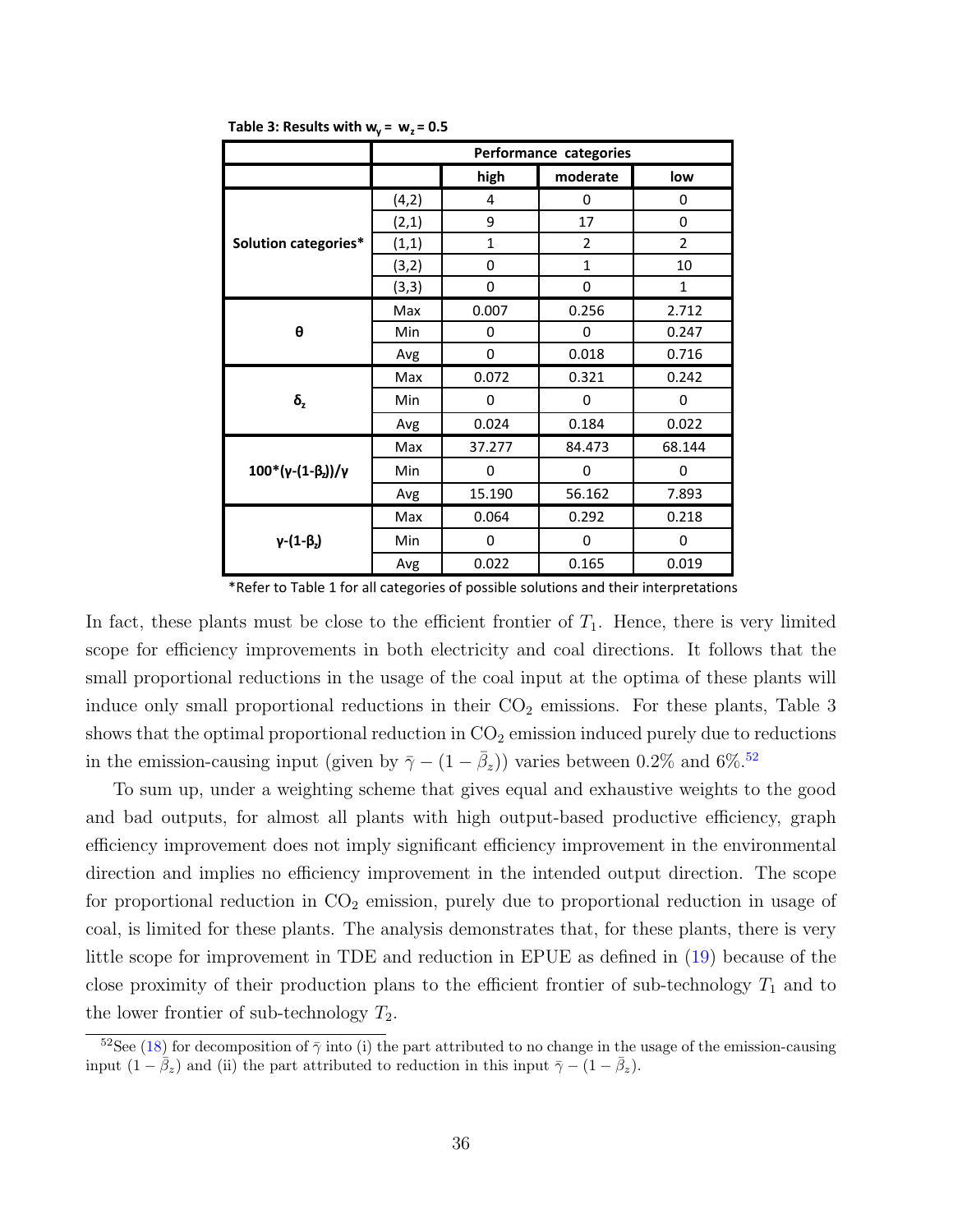**Table 3: Results with $w_y = w_z = 0.5$**

| | | Performance categories | | |
|---|---|---|---|---|
| | | high | moderate | low |
| Solution categories* | (4,2) | 4 | 0 | 0 |
| | (2,1) | 9 | 17 | 0 |
| | (1,1) | 1 | 2 | 2 |
| | (3,2) | 0 | 1 | 10 |
| | (3,3) | 0 | 0 | 1 |
| $\theta$ | Max | 0.007 | 0.256 | 2.712 |
| | Min | 0 | 0 | 0.247 |
| | Avg | 0 | 0.018 | 0.716 |
| $\delta_z$ | Max | 0.072 | 0.321 | 0.242 |
| | Min | 0 | 0 | 0 |
| | Avg | 0.024 | 0.184 | 0.022 |
| $100*(\gamma-(1-\beta_z))/\gamma$ | Max | 37.277 | 84.473 | 68.144 |
| | Min | 0 | 0 | 0 |
| | Avg | 15.190 | 56.162 | 7.893 |
| $\gamma-(1-\beta_z)$ | Max | 0.064 | 0.292 | 0.218 |
| | Min | 0 | 0 | 0 |
| | Avg | 0.022 | 0.165 | 0.019 |

*Refer to Table 1 for all categories of possible solutions and their interpretations

In fact, these plants must be close to the efficient frontier of $T_1$. Hence, there is very limited scope for efficiency improvements in both electricity and coal directions. It follows that the small proportional reductions in the usage of the coal input at the optima of these plants will induce only small proportional reductions in their $CO_2$ emissions. For these plants, Table 3 shows that the optimal proportional reduction in $CO_2$ emission induced purely due to reductions in the emission-causing input (given by $\bar{\gamma} - (1 - \bar{\beta}_z)$) varies between 0.2% and 6%.[52]

To sum up, under a weighting scheme that gives equal and exhaustive weights to the good and bad outputs, for almost all plants with high output-based productive efficiency, graph efficiency improvement does not imply significant efficiency improvement in the environmental direction and implies no efficiency improvement in the intended output direction. The scope for proportional reduction in $CO_2$ emission, purely due to proportional reduction in usage of coal, is limited for these plants. The analysis demonstrates that, for these plants, there is very little scope for improvement in TDE and reduction in EPUE as defined in (19) because of the close proximity of their production plans to the efficient frontier of sub-technology $T_1$ and to the lower frontier of sub-technology $T_2$.

[52]See (18) for decomposition of $\bar{\gamma}$ into (i) the part attributed to no change in the usage of the emission-causing input $(1 - \bar{\beta}_z)$ and (ii) the part attributed to reduction in this input $\bar{\gamma} - (1 - \bar{\beta}_z)$.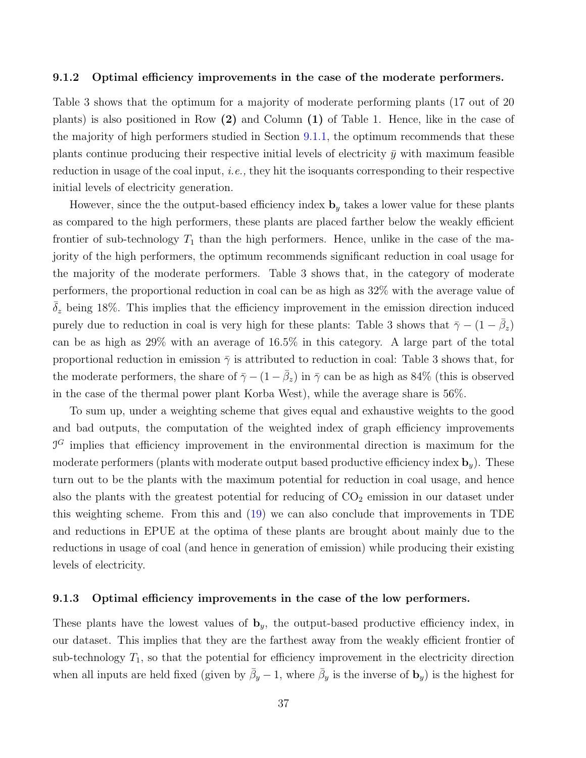#### 9.1.2 Optimal efficiency improvements in the case of the moderate performers.

Table 3 shows that the optimum for a majority of moderate performing plants (17 out of 20 plants) is also positioned in Row **(2)** and Column **(1)** of Table 1. Hence, like in the case of the majority of high performers studied in Section 9.1.1, the optimum recommends that these plants continue producing their respective initial levels of electricity $\bar{y}$ with maximum feasible reduction in usage of the coal input, *i.e.,* they hit the isoquants corresponding to their respective initial levels of electricity generation.

However, since the the output-based efficiency index $\mathbf{b}_y$ takes a lower value for these plants as compared to the high performers, these plants are placed farther below the weakly efficient frontier of sub-technology $T_1$ than the high performers. Hence, unlike in the case of the majority of the high performers, the optimum recommends significant reduction in coal usage for the majority of the moderate performers. Table 3 shows that, in the category of moderate performers, the proportional reduction in coal can be as high as 32% with the average value of $\bar{\delta}_z$ being 18%. This implies that the efficiency improvement in the emission direction induced purely due to reduction in coal is very high for these plants: Table 3 shows that $\bar{\gamma} - (1 - \bar{\beta}_z)$ can be as high as 29% with an average of 16.5% in this category. A large part of the total proportional reduction in emission $\bar{\gamma}$ is attributed to reduction in coal: Table 3 shows that, for the moderate performers, the share of $\bar{\gamma} - (1 - \bar{\beta}_z)$ in $\bar{\gamma}$ can be as high as 84% (this is observed in the case of the thermal power plant Korba West), while the average share is 56%.

To sum up, under a weighting scheme that gives equal and exhaustive weights to the good and bad outputs, the computation of the weighted index of graph efficiency improvements $\mathcal{I}^G$ implies that efficiency improvement in the environmental direction is maximum for the moderate performers (plants with moderate output based productive efficiency index $\mathbf{b}_y$). These turn out to be the plants with the maximum potential for reduction in coal usage, and hence also the plants with the greatest potential for reducing of $CO_2$ emission in our dataset under this weighting scheme. From this and (19) we can also conclude that improvements in TDE and reductions in EPUE at the optima of these plants are brought about mainly due to the reductions in usage of coal (and hence in generation of emission) while producing their existing levels of electricity.

#### 9.1.3 Optimal efficiency improvements in the case of the low performers.

These plants have the lowest values of $\mathbf{b}_y$, the output-based productive efficiency index, in our dataset. This implies that they are the farthest away from the weakly efficient frontier of sub-technology $T_1$, so that the potential for efficiency improvement in the electricity direction when all inputs are held fixed (given by $\bar{\beta}_y - 1$, where $\bar{\beta}_y$ is the inverse of $\mathbf{b}_y$) is the highest for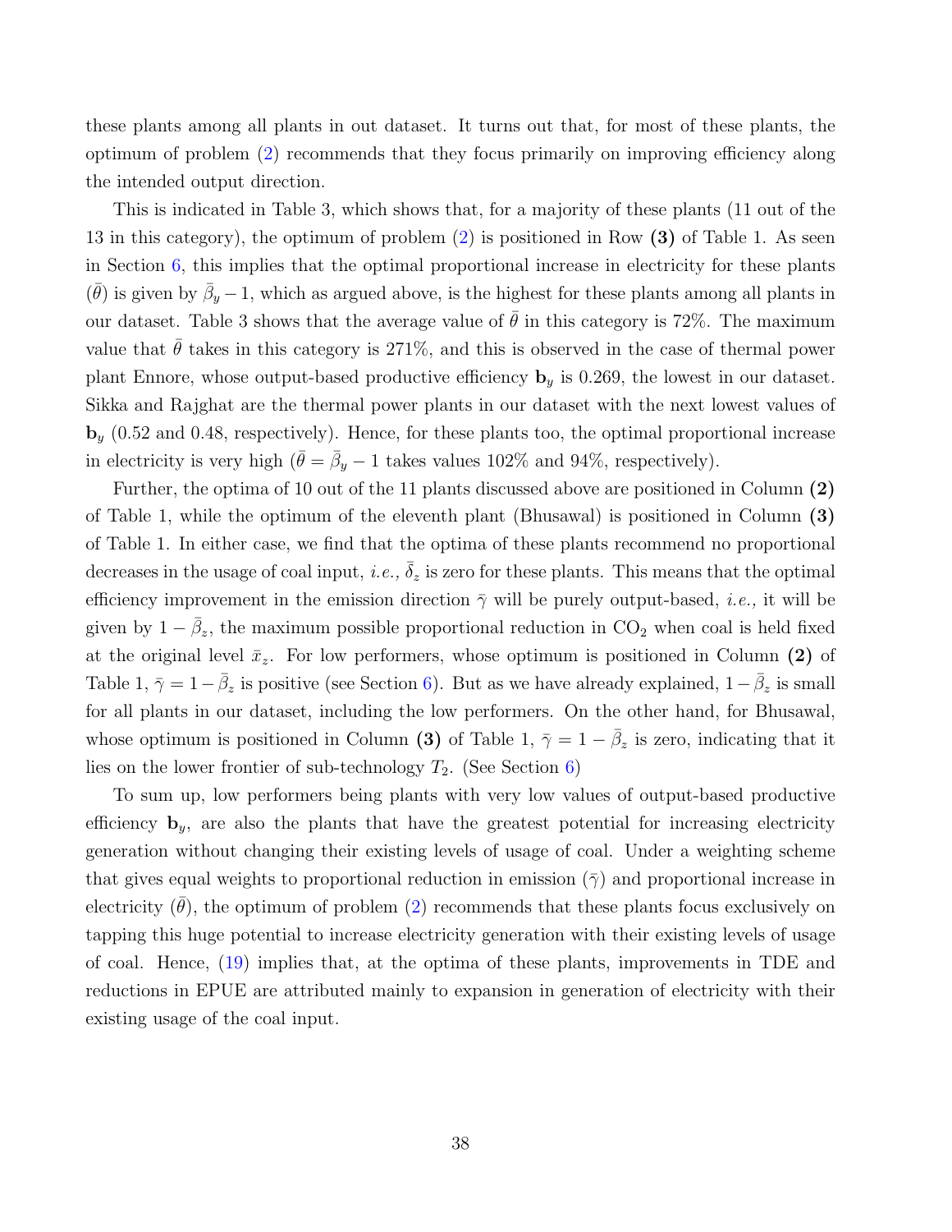these plants among all plants in out dataset. It turns out that, for most of these plants, the optimum of problem (2) recommends that they focus primarily on improving efficiency along the intended output direction.

This is indicated in Table 3, which shows that, for a majority of these plants (11 out of the 13 in this category), the optimum of problem (2) is positioned in Row **(3)** of Table 1. As seen in Section 6, this implies that the optimal proportional increase in electricity for these plants ($\bar{\theta}$) is given by $\bar{\beta}_y - 1$, which as argued above, is the highest for these plants among all plants in our dataset. Table 3 shows that the average value of $\bar{\theta}$ in this category is 72%. The maximum value that $\bar{\theta}$ takes in this category is 271%, and this is observed in the case of thermal power plant Ennore, whose output-based productive efficiency $\mathbf{b}_y$ is 0.269, the lowest in our dataset. Sikka and Rajghat are the thermal power plants in our dataset with the next lowest values of $\mathbf{b}_y$ (0.52 and 0.48, respectively). Hence, for these plants too, the optimal proportional increase in electricity is very high ($\bar{\theta} = \bar{\beta}_y - 1$ takes values 102% and 94%, respectively).

Further, the optima of 10 out of the 11 plants discussed above are positioned in Column **(2)** of Table 1, while the optimum of the eleventh plant (Bhusawal) is positioned in Column **(3)** of Table 1. In either case, we find that the optima of these plants recommend no proportional decreases in the usage of coal input, *i.e.,* $\bar{\delta}_z$ is zero for these plants. This means that the optimal efficiency improvement in the emission direction $\bar{\gamma}$ will be purely output-based, *i.e.,* it will be given by $1 - \bar{\beta}_z$, the maximum possible proportional reduction in $CO_2$ when coal is held fixed at the original level $\bar{x}_z$. For low performers, whose optimum is positioned in Column **(2)** of Table 1, $\bar{\gamma} = 1 - \bar{\beta}_z$ is positive (see Section 6). But as we have already explained, $1 - \bar{\beta}_z$ is small for all plants in our dataset, including the low performers. On the other hand, for Bhusawal, whose optimum is positioned in Column **(3)** of Table 1, $\bar{\gamma} = 1 - \bar{\beta}_z$ is zero, indicating that it lies on the lower frontier of sub-technology $T_2$. (See Section 6)

To sum up, low performers being plants with very low values of output-based productive efficiency $\mathbf{b}_y$, are also the plants that have the greatest potential for increasing electricity generation without changing their existing levels of usage of coal. Under a weighting scheme that gives equal weights to proportional reduction in emission ($\bar{\gamma}$) and proportional increase in electricity ($\bar{\theta}$), the optimum of problem (2) recommends that these plants focus exclusively on tapping this huge potential to increase electricity generation with their existing levels of usage of coal. Hence, (19) implies that, at the optima of these plants, improvements in TDE and reductions in EPUE are attributed mainly to expansion in generation of electricity with their existing usage of the coal input.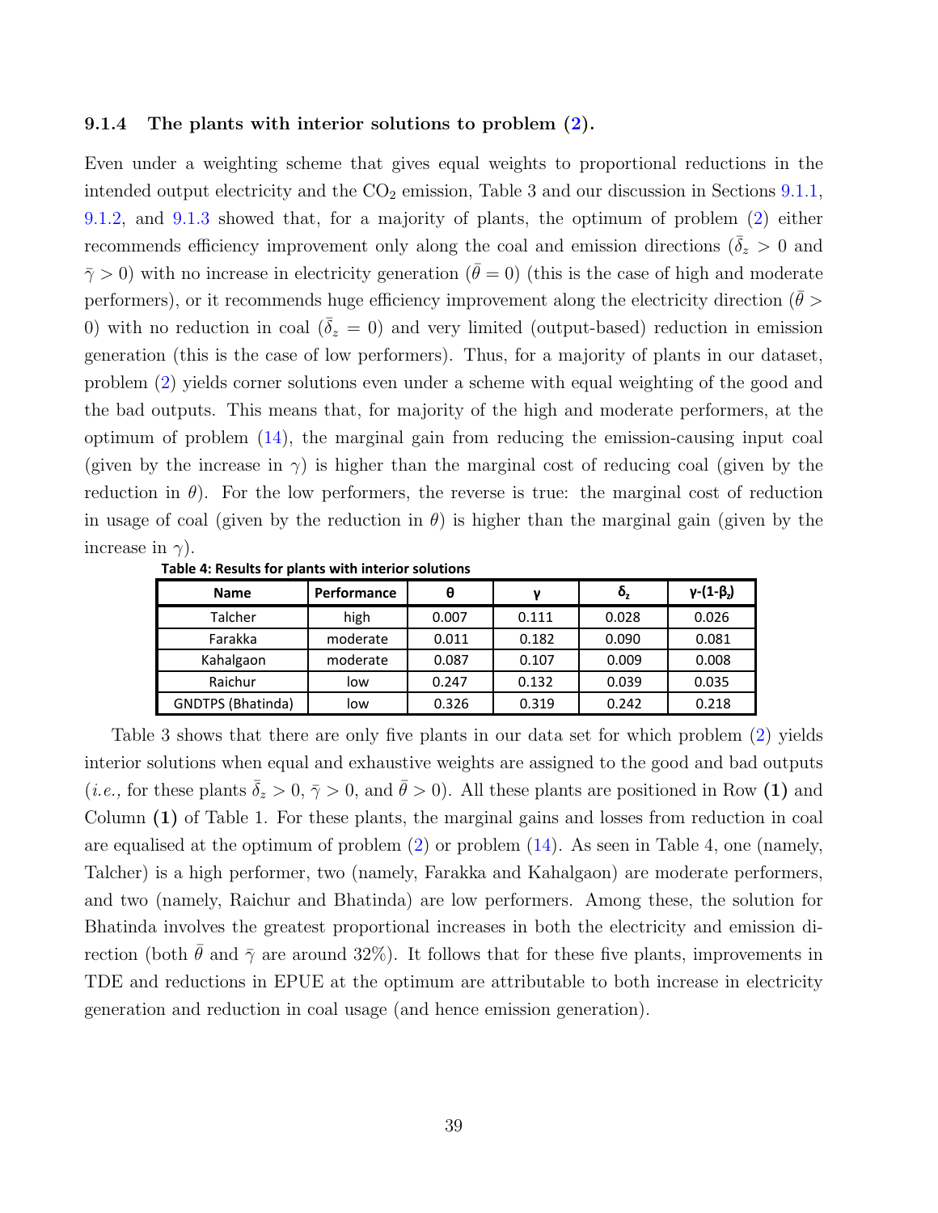### 9.1.4 The plants with interior solutions to problem (2).

Even under a weighting scheme that gives equal weights to proportional reductions in the intended output electricity and the $CO_2$ emission, Table 3 and our discussion in Sections 9.1.1, 9.1.2, and 9.1.3 showed that, for a majority of plants, the optimum of problem (2) either recommends efficiency improvement only along the coal and emission directions ($\bar{\delta}_z > 0$ and $\bar{\gamma} > 0$) with no increase in electricity generation ($\bar{\theta} = 0$) (this is the case of high and moderate performers), or it recommends huge efficiency improvement along the electricity direction ($\bar{\theta} > 0$) with no reduction in coal ($\bar{\delta}_z = 0$) and very limited (output-based) reduction in emission generation (this is the case of low performers). Thus, for a majority of plants in our dataset, problem (2) yields corner solutions even under a scheme with equal weighting of the good and the bad outputs. This means that, for majority of the high and moderate performers, at the optimum of problem (14), the marginal gain from reducing the emission-causing input coal (given by the increase in $\gamma$) is higher than the marginal cost of reducing coal (given by the reduction in $\theta$). For the low performers, the reverse is true: the marginal cost of reduction in usage of coal (given by the reduction in $\theta$) is higher than the marginal gain (given by the increase in $\gamma$).

**Table 4: Results for plants with interior solutions**

| Name | Performance | θ | γ | $\delta_z$ | $\gamma$-(1-$\beta_z$) |
|---|---|---|---|---|---|
| Talcher | high | 0.007 | 0.111 | 0.028 | 0.026 |
| Farakka | moderate | 0.011 | 0.182 | 0.090 | 0.081 |
| Kahalgaon | moderate | 0.087 | 0.107 | 0.009 | 0.008 |
| Raichur | low | 0.247 | 0.132 | 0.039 | 0.035 |
| GNDTPS (Bhatinda) | low | 0.326 | 0.319 | 0.242 | 0.218 |

Table 3 shows that there are only five plants in our data set for which problem (2) yields interior solutions when equal and exhaustive weights are assigned to the good and bad outputs (*i.e.,* for these plants $\bar{\delta}_z > 0$, $\bar{\gamma} > 0$, and $\bar{\theta} > 0$). All these plants are positioned in Row **(1)** and Column **(1)** of Table 1. For these plants, the marginal gains and losses from reduction in coal are equalised at the optimum of problem (2) or problem (14). As seen in Table 4, one (namely, Talcher) is a high performer, two (namely, Farakka and Kahalgaon) are moderate performers, and two (namely, Raichur and Bhatinda) are low performers. Among these, the solution for Bhatinda involves the greatest proportional increases in both the electricity and emission direction (both $\bar{\theta}$ and $\bar{\gamma}$ are around 32%). It follows that for these five plants, improvements in TDE and reductions in EPUE at the optimum are attributable to both increase in electricity generation and reduction in coal usage (and hence emission generation).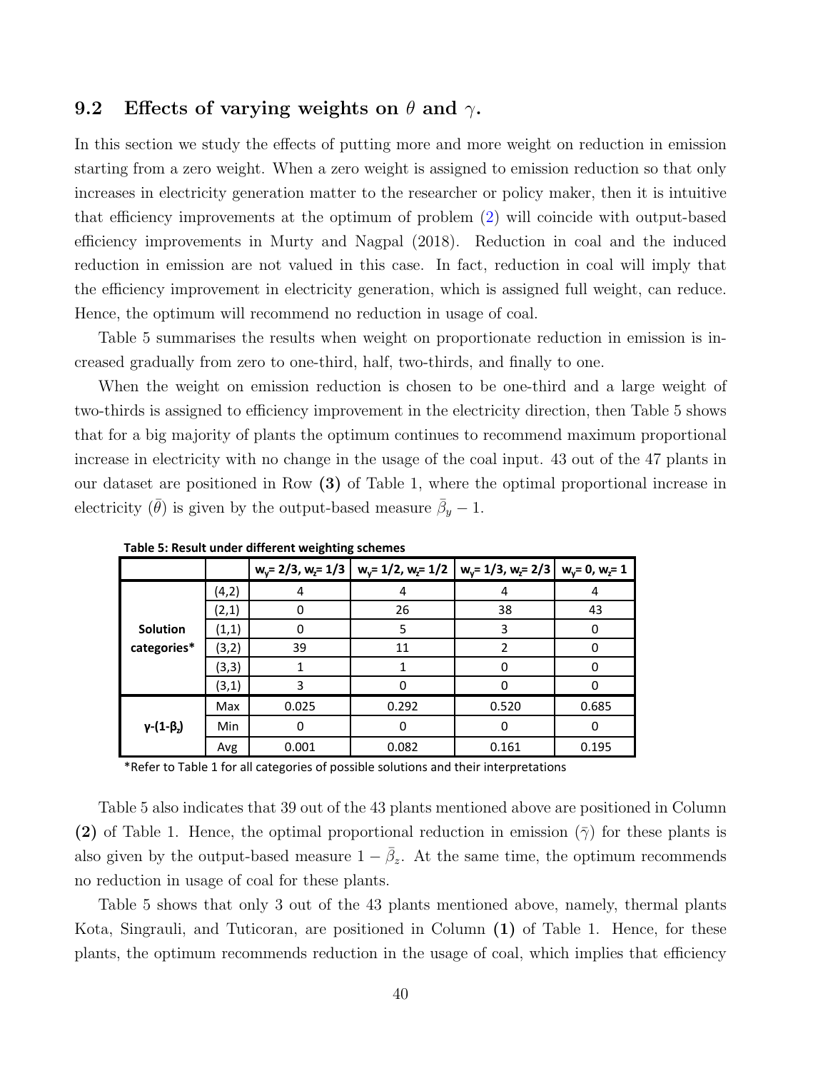## 9.2 Effects of varying weights on $\theta$ and $\gamma$.

In this section we study the effects of putting more and more weight on reduction in emission starting from a zero weight. When a zero weight is assigned to emission reduction so that only increases in electricity generation matter to the researcher or policy maker, then it is intuitive that efficiency improvements at the optimum of problem (2) will coincide with output-based efficiency improvements in Murty and Nagpal (2018). Reduction in coal and the induced reduction in emission are not valued in this case. In fact, reduction in coal will imply that the efficiency improvement in electricity generation, which is assigned full weight, can reduce. Hence, the optimum will recommend no reduction in usage of coal.

Table 5 summarises the results when weight on proportionate reduction in emission is increased gradually from zero to one-third, half, two-thirds, and finally to one.

When the weight on emission reduction is chosen to be one-third and a large weight of two-thirds is assigned to efficiency improvement in the electricity direction, then Table 5 shows that for a big majority of plants the optimum continues to recommend maximum proportional increase in electricity with no change in the usage of the coal input. 43 out of the 47 plants in our dataset are positioned in Row **(3)** of Table 1, where the optimal proportional increase in electricity ($\bar{\theta}$) is given by the output-based measure $\bar{\beta}_y - 1$.

**Table 5: Result under different weighting schemes**

| | | $w_y$= 2/3, $w_z$= 1/3 | $w_y$= 1/2, $w_z$= 1/2 | $w_y$= 1/3, $w_z$= 2/3 | $w_y$= 0, $w_z$= 1 |
|---|---|---|---|---|---|
| **Solution categories*** | (4,2) | 4 | 4 | 4 | 4 |
| | (2,1) | 0 | 26 | 38 | 43 |
| | (1,1) | 0 | 5 | 3 | 0 |
| | (3,2) | 39 | 11 | 2 | 0 |
| | (3,3) | 1 | 1 | 0 | 0 |
| | (3,1) | 3 | 0 | 0 | 0 |
| **$\gamma$-(1-$\beta_z$)** | Max | 0.025 | 0.292 | 0.520 | 0.685 |
| | Min | 0 | 0 | 0 | 0 |
| | Avg | 0.001 | 0.082 | 0.161 | 0.195 |

*Refer to Table 1 for all categories of possible solutions and their interpretations

Table 5 also indicates that 39 out of the 43 plants mentioned above are positioned in Column **(2)** of Table 1. Hence, the optimal proportional reduction in emission ($\bar{\gamma}$) for these plants is also given by the output-based measure $1 - \bar{\beta}_z$. At the same time, the optimum recommends no reduction in usage of coal for these plants.

Table 5 shows that only 3 out of the 43 plants mentioned above, namely, thermal plants Kota, Singrauli, and Tuticoran, are positioned in Column **(1)** of Table 1. Hence, for these plants, the optimum recommends reduction in the usage of coal, which implies that efficiency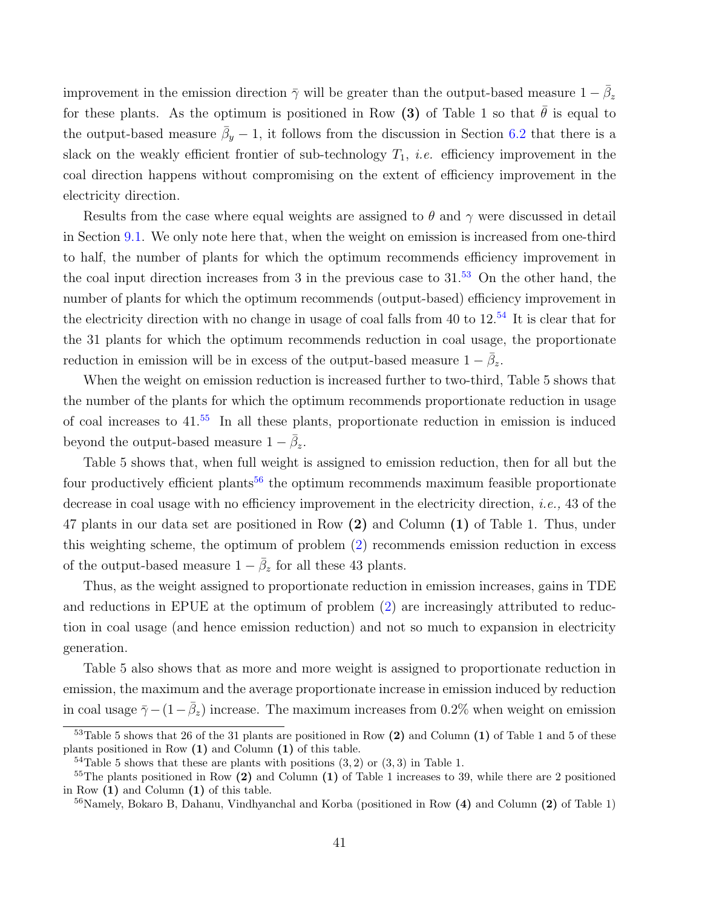improvement in the emission direction $\bar{\gamma}$ will be greater than the output-based measure $1 - \bar{\beta}_z$ for these plants. As the optimum is positioned in Row **(3)** of Table 1 so that $\bar{\theta}$ is equal to the output-based measure $\bar{\beta}_y - 1$, it follows from the discussion in Section 6.2 that there is a slack on the weakly efficient frontier of sub-technology $T_1$, *i.e.* efficiency improvement in the coal direction happens without compromising on the extent of efficiency improvement in the electricity direction.

Results from the case where equal weights are assigned to $\theta$ and $\gamma$ were discussed in detail in Section 9.1. We only note here that, when the weight on emission is increased from one-third to half, the number of plants for which the optimum recommends efficiency improvement in the coal input direction increases from 3 in the previous case to 31.[53] On the other hand, the number of plants for which the optimum recommends (output-based) efficiency improvement in the electricity direction with no change in usage of coal falls from 40 to 12.[54] It is clear that for the 31 plants for which the optimum recommends reduction in coal usage, the proportionate reduction in emission will be in excess of the output-based measure $1 - \bar{\beta}_z$.

When the weight on emission reduction is increased further to two-third, Table 5 shows that the number of the plants for which the optimum recommends proportionate reduction in usage of coal increases to 41.[55] In all these plants, proportionate reduction in emission is induced beyond the output-based measure $1 - \bar{\beta}_z$.

Table 5 shows that, when full weight is assigned to emission reduction, then for all but the four productively efficient plants[56] the optimum recommends maximum feasible proportionate decrease in coal usage with no efficiency improvement in the electricity direction, *i.e.*, 43 of the 47 plants in our data set are positioned in Row **(2)** and Column **(1)** of Table 1. Thus, under this weighting scheme, the optimum of problem (2) recommends emission reduction in excess of the output-based measure $1 - \bar{\beta}_z$ for all these 43 plants.

Thus, as the weight assigned to proportionate reduction in emission increases, gains in TDE and reductions in EPUE at the optimum of problem (2) are increasingly attributed to reduction in coal usage (and hence emission reduction) and not so much to expansion in electricity generation.

Table 5 also shows that as more and more weight is assigned to proportionate reduction in emission, the maximum and the average proportionate increase in emission induced by reduction in coal usage $\bar{\gamma} - (1 - \bar{\beta}_z)$ increase. The maximum increases from 0.2% when weight on emission

---

[53] Table 5 shows that 26 of the 31 plants are positioned in Row **(2)** and Column **(1)** of Table 1 and 5 of these plants positioned in Row **(1)** and Column **(1)** of this table.

[54] Table 5 shows that these are plants with positions $(3, 2)$ or $(3, 3)$ in Table 1.

[55] The plants positioned in Row **(2)** and Column **(1)** of Table 1 increases to 39, while there are 2 positioned in Row **(1)** and Column **(1)** of this table.

[56] Namely, Bokaro B, Dahanu, Vindhyanchal and Korba (positioned in Row **(4)** and Column **(2)** of Table 1)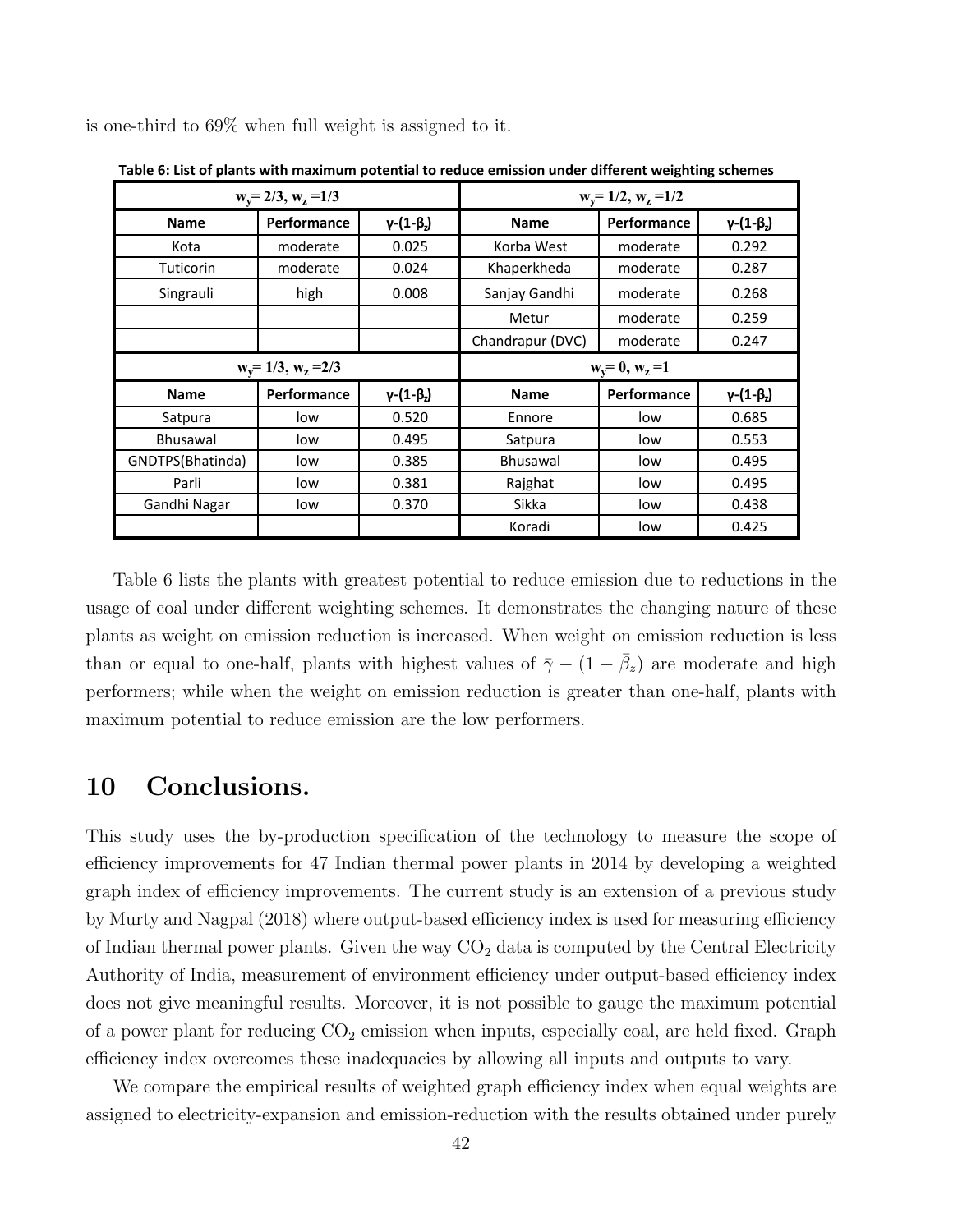is one-third to 69% when full weight is assigned to it.

**Table 6: List of plants with maximum potential to reduce emission under different weighting schemes**

| $w_y = 2/3$, $w_z = 1/3$ | | | $w_y = 1/2$, $w_z = 1/2$ | | |
|---|---|---|---|---|---|
| **Name** | **Performance** | **γ-(1-β$_z$)** | **Name** | **Performance** | **γ-(1-β$_z$)** |
| Kota | moderate | 0.025 | Korba West | moderate | 0.292 |
| Tuticorin | moderate | 0.024 | Khaperkheda | moderate | 0.287 |
| Singrauli | high | 0.008 | Sanjay Gandhi | moderate | 0.268 |
| | | | Metur | moderate | 0.259 |
| | | | Chandrapur (DVC) | moderate | 0.247 |
| **$w_y = 1/3$, $w_z = 2/3$** | | | **$w_y = 0$, $w_z = 1$** | | |
| **Name** | **Performance** | **γ-(1-β$_z$)** | **Name** | **Performance** | **γ-(1-β$_z$)** |
| Satpura | low | 0.520 | Ennore | low | 0.685 |
| Bhusawal | low | 0.495 | Satpura | low | 0.553 |
| GNDTPS(Bhatinda) | low | 0.385 | Bhusawal | low | 0.495 |
| Parli | low | 0.381 | Rajghat | low | 0.495 |
| Gandhi Nagar | low | 0.370 | Sikka | low | 0.438 |
| | | | Koradi | low | 0.425 |

Table 6 lists the plants with greatest potential to reduce emission due to reductions in the usage of coal under different weighting schemes. It demonstrates the changing nature of these plants as weight on emission reduction is increased. When weight on emission reduction is less than or equal to one-half, plants with highest values of $\bar{\gamma} - (1 - \bar{\beta}_z)$ are moderate and high performers; while when the weight on emission reduction is greater than one-half, plants with maximum potential to reduce emission are the low performers.

# 10 Conclusions.

This study uses the by-production specification of the technology to measure the scope of efficiency improvements for 47 Indian thermal power plants in 2014 by developing a weighted graph index of efficiency improvements. The current study is an extension of a previous study by Murty and Nagpal (2018) where output-based efficiency index is used for measuring efficiency of Indian thermal power plants. Given the way $CO_2$ data is computed by the Central Electricity Authority of India, measurement of environment efficiency under output-based efficiency index does not give meaningful results. Moreover, it is not possible to gauge the maximum potential of a power plant for reducing $CO_2$ emission when inputs, especially coal, are held fixed. Graph efficiency index overcomes these inadequacies by allowing all inputs and outputs to vary.

We compare the empirical results of weighted graph efficiency index when equal weights are assigned to electricity-expansion and emission-reduction with the results obtained under purely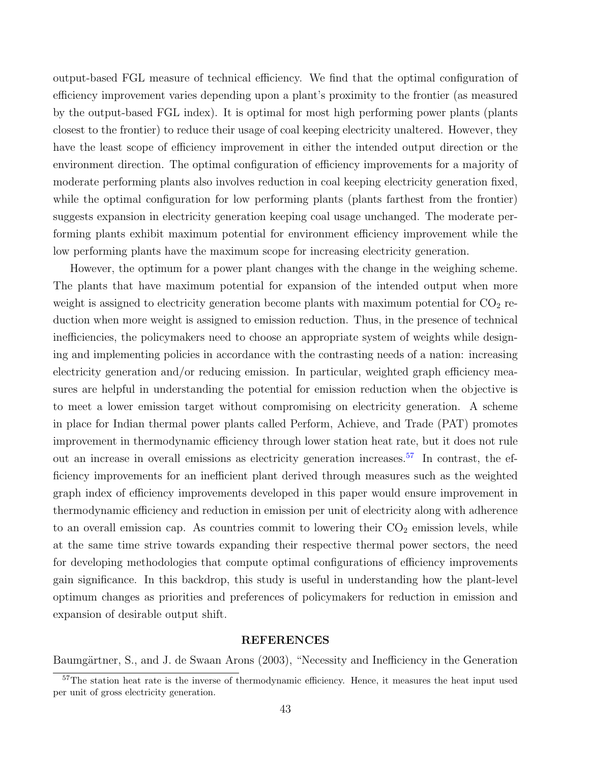output-based FGL measure of technical efficiency. We find that the optimal configuration of efficiency improvement varies depending upon a plant's proximity to the frontier (as measured by the output-based FGL index). It is optimal for most high performing power plants (plants closest to the frontier) to reduce their usage of coal keeping electricity unaltered. However, they have the least scope of efficiency improvement in either the intended output direction or the environment direction. The optimal configuration of efficiency improvements for a majority of moderate performing plants also involves reduction in coal keeping electricity generation fixed, while the optimal configuration for low performing plants (plants farthest from the frontier) suggests expansion in electricity generation keeping coal usage unchanged. The moderate performing plants exhibit maximum potential for environment efficiency improvement while the low performing plants have the maximum scope for increasing electricity generation.

However, the optimum for a power plant changes with the change in the weighing scheme. The plants that have maximum potential for expansion of the intended output when more weight is assigned to electricity generation become plants with maximum potential for $CO_2$ reduction when more weight is assigned to emission reduction. Thus, in the presence of technical inefficiencies, the policymakers need to choose an appropriate system of weights while designing and implementing policies in accordance with the contrasting needs of a nation: increasing electricity generation and/or reducing emission. In particular, weighted graph efficiency measures are helpful in understanding the potential for emission reduction when the objective is to meet a lower emission target without compromising on electricity generation. A scheme in place for Indian thermal power plants called Perform, Achieve, and Trade (PAT) promotes improvement in thermodynamic efficiency through lower station heat rate, but it does not rule out an increase in overall emissions as electricity generation increases.[57] In contrast, the efficiency improvements for an inefficient plant derived through measures such as the weighted graph index of efficiency improvements developed in this paper would ensure improvement in thermodynamic efficiency and reduction in emission per unit of electricity along with adherence to an overall emission cap. As countries commit to lowering their $CO_2$ emission levels, while at the same time strive towards expanding their respective thermal power sectors, the need for developing methodologies that compute optimal configurations of efficiency improvements gain significance. In this backdrop, this study is useful in understanding how the plant-level optimum changes as priorities and preferences of policymakers for reduction in emission and expansion of desirable output shift.

## REFERENCES

Baumgärtner, S., and J. de Swaan Arons (2003), "Necessity and Inefficiency in the Generation

[57] The station heat rate is the inverse of thermodynamic efficiency. Hence, it measures the heat input used per unit of gross electricity generation.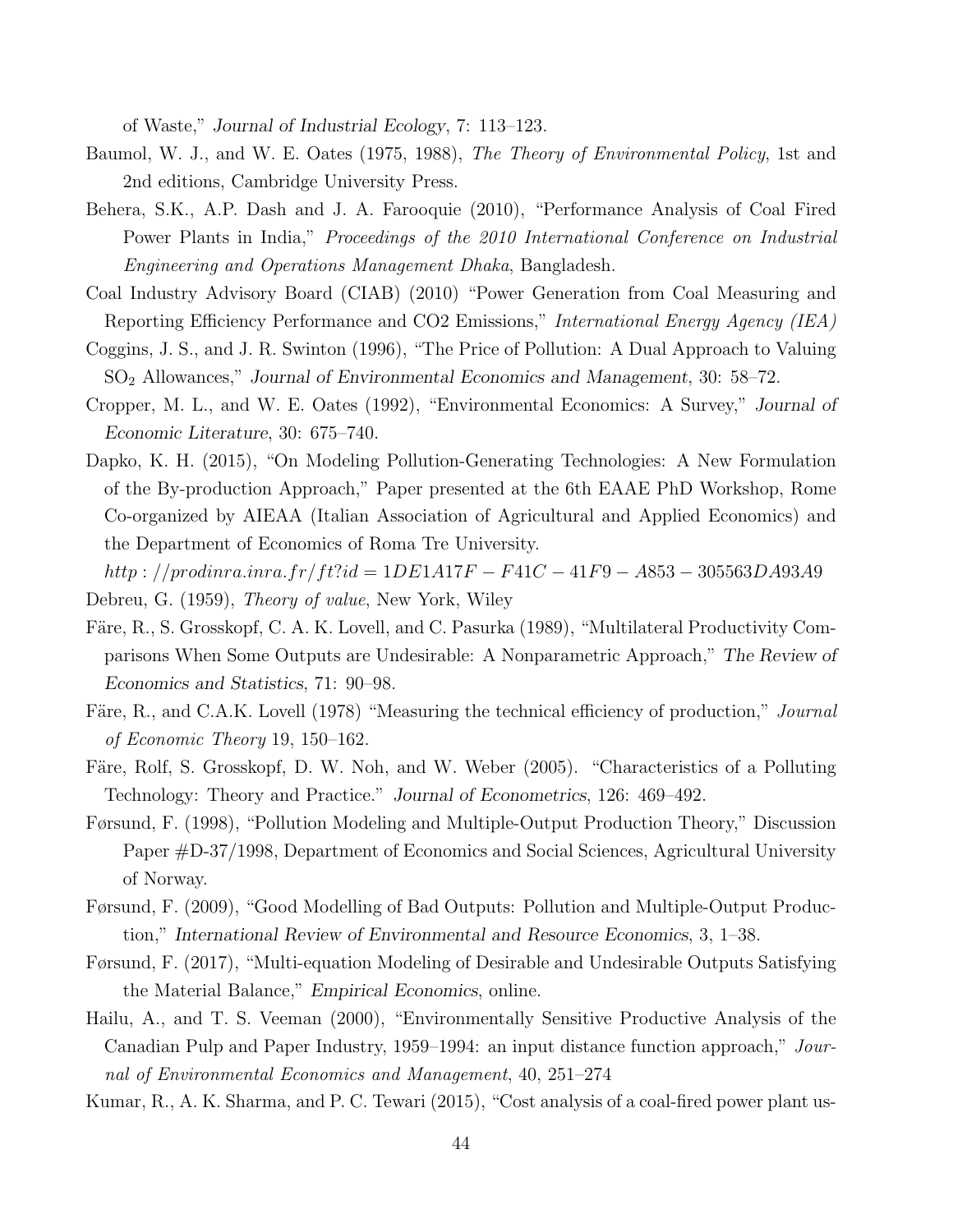of Waste," *Journal of Industrial Ecology*, 7: 113–123.

Baumol, W. J., and W. E. Oates (1975, 1988), *The Theory of Environmental Policy*, 1st and 2nd editions, Cambridge University Press.

Behera, S.K., A.P. Dash and J. A. Farooquie (2010), "Performance Analysis of Coal Fired Power Plants in India," *Proceedings of the 2010 International Conference on Industrial Engineering and Operations Management Dhaka*, Bangladesh.

Coal Industry Advisory Board (CIAB) (2010) "Power Generation from Coal Measuring and Reporting Efficiency Performance and CO2 Emissions," *International Energy Agency (IEA)*

Coggins, J. S., and J. R. Swinton (1996), "The Price of Pollution: A Dual Approach to Valuing $SO_2$ Allowances," *Journal of Environmental Economics and Management*, 30: 58–72.

Cropper, M. L., and W. E. Oates (1992), "Environmental Economics: A Survey," *Journal of Economic Literature*, 30: 675–740.

Dapko, K. H. (2015), "On Modeling Pollution-Generating Technologies: A New Formulation of the By-production Approach," Paper presented at the 6th EAAE PhD Workshop, Rome Co-organized by AIEAA (Italian Association of Agricultural and Applied Economics) and the Department of Economics of Roma Tre University. *http://prodinra.inra.fr/ft?id=1DE1A17F-F41C-41F9-A853-305563DA93A9*

Debreu, G. (1959), *Theory of value*, New York, Wiley

Färe, R., S. Grosskopf, C. A. K. Lovell, and C. Pasurka (1989), "Multilateral Productivity Comparisons When Some Outputs are Undesirable: A Nonparametric Approach," *The Review of Economics and Statistics*, 71: 90–98.

Färe, R., and C.A.K. Lovell (1978) "Measuring the technical efficiency of production," *Journal of Economic Theory* 19, 150–162.

Färe, Rolf, S. Grosskopf, D. W. Noh, and W. Weber (2005). "Characteristics of a Polluting Technology: Theory and Practice." *Journal of Econometrics*, 126: 469–492.

Førsund, F. (1998), "Pollution Modeling and Multiple-Output Production Theory," Discussion Paper #D-37/1998, Department of Economics and Social Sciences, Agricultural University of Norway.

Førsund, F. (2009), "Good Modelling of Bad Outputs: Pollution and Multiple-Output Production," *International Review of Environmental and Resource Economics*, 3, 1–38.

Førsund, F. (2017), "Multi-equation Modeling of Desirable and Undesirable Outputs Satisfying the Material Balance," *Empirical Economics*, online.

Hailu, A., and T. S. Veeman (2000), "Environmentally Sensitive Productive Analysis of the Canadian Pulp and Paper Industry, 1959–1994: an input distance function approach," *Journal of Environmental Economics and Management*, 40, 251–274

Kumar, R., A. K. Sharma, and P. C. Tewari (2015), "Cost analysis of a coal-fired power plant us-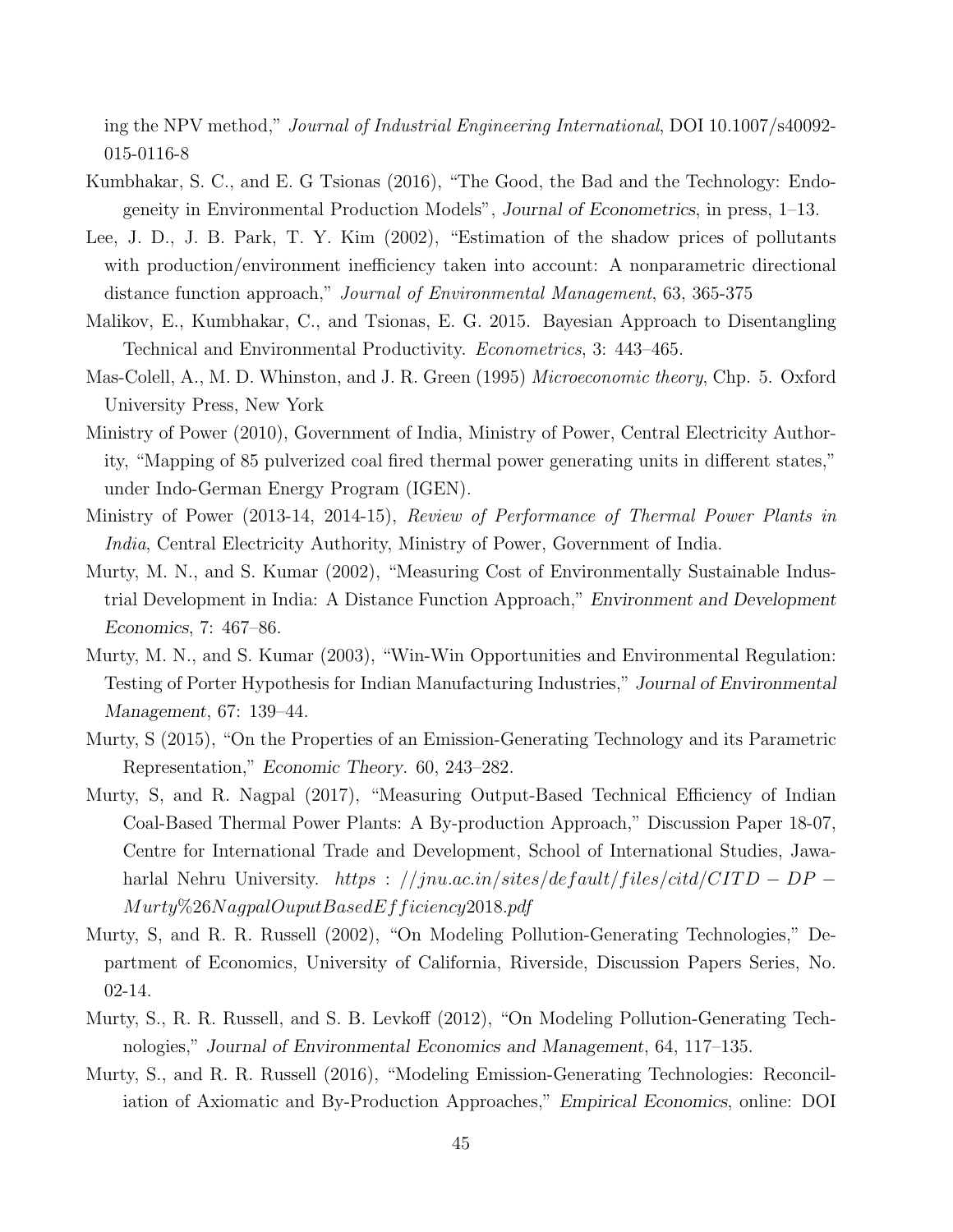ing the NPV method," *Journal of Industrial Engineering International*, DOI 10.1007/s40092-015-0116-8

Kumbhakar, S. C., and E. G Tsionas (2016), "The Good, the Bad and the Technology: Endogeneity in Environmental Production Models", *Journal of Econometrics*, in press, 1–13.

Lee, J. D., J. B. Park, T. Y. Kim (2002), "Estimation of the shadow prices of pollutants with production/environment inefficiency taken into account: A nonparametric directional distance function approach," *Journal of Environmental Management*, 63, 365-375

Malikov, E., Kumbhakar, C., and Tsionas, E. G. 2015. Bayesian Approach to Disentangling Technical and Environmental Productivity. *Econometrics*, 3: 443–465.

Mas-Colell, A., M. D. Whinston, and J. R. Green (1995) *Microeconomic theory*, Chp. 5. Oxford University Press, New York

Ministry of Power (2010), Government of India, Ministry of Power, Central Electricity Authority, "Mapping of 85 pulverized coal fired thermal power generating units in different states," under Indo-German Energy Program (IGEN).

Ministry of Power (2013-14, 2014-15), *Review of Performance of Thermal Power Plants in India*, Central Electricity Authority, Ministry of Power, Government of India.

Murty, M. N., and S. Kumar (2002), "Measuring Cost of Environmentally Sustainable Industrial Development in India: A Distance Function Approach," *Environment and Development Economics*, 7: 467–86.

Murty, M. N., and S. Kumar (2003), "Win-Win Opportunities and Environmental Regulation: Testing of Porter Hypothesis for Indian Manufacturing Industries," *Journal of Environmental Management*, 67: 139–44.

Murty, S (2015), "On the Properties of an Emission-Generating Technology and its Parametric Representation," *Economic Theory*. 60, 243–282.

Murty, S, and R. Nagpal (2017), "Measuring Output-Based Technical Efficiency of Indian Coal-Based Thermal Power Plants: A By-production Approach," Discussion Paper 18-07, Centre for International Trade and Development, School of International Studies, Jawaharlal Nehru University. *https://jnu.ac.in/sites/default/files/citd/CITD-DP-Murty%26NagpalOuputBasedEfficiency2018.pdf*

Murty, S, and R. R. Russell (2002), "On Modeling Pollution-Generating Technologies," Department of Economics, University of California, Riverside, Discussion Papers Series, No. 02-14.

Murty, S., R. R. Russell, and S. B. Levkoff (2012), "On Modeling Pollution-Generating Technologies," *Journal of Environmental Economics and Management*, 64, 117–135.

Murty, S., and R. R. Russell (2016), "Modeling Emission-Generating Technologies: Reconciliation of Axiomatic and By-Production Approaches," *Empirical Economics*, online: DOI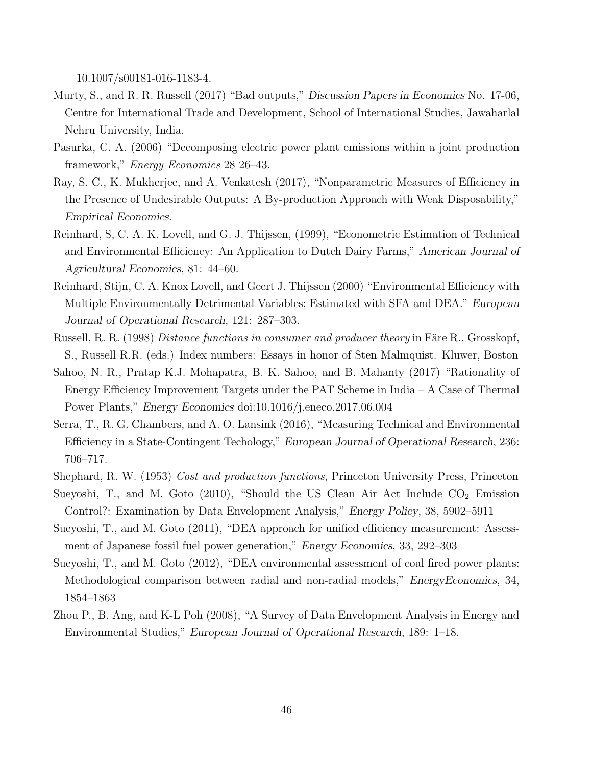10.1007/s00181-016-1183-4.

Murty, S., and R. R. Russell (2017) "Bad outputs," *Discussion Papers in Economics* No. 17-06, Centre for International Trade and Development, School of International Studies, Jawaharlal Nehru University, India.

Pasurka, C. A. (2006) "Decomposing electric power plant emissions within a joint production framework," *Energy Economics* 28 26–43.

Ray, S. C., K. Mukherjee, and A. Venkatesh (2017), "Nonparametric Measures of Efficiency in the Presence of Undesirable Outputs: A By-production Approach with Weak Disposability," *Empirical Economics*.

Reinhard, S, C. A. K. Lovell, and G. J. Thijssen, (1999), "Econometric Estimation of Technical and Environmental Efficiency: An Application to Dutch Dairy Farms," *American Journal of Agricultural Economics*, 81: 44–60.

Reinhard, Stijn, C. A. Knox Lovell, and Geert J. Thijssen (2000) "Environmental Efficiency with Multiple Environmentally Detrimental Variables; Estimated with SFA and DEA." *European Journal of Operational Research*, 121: 287–303.

Russell, R. R. (1998) *Distance functions in consumer and producer theory* in Färe R., Grosskopf, S., Russell R.R. (eds.) Index numbers: Essays in honor of Sten Malmquist. Kluwer, Boston

Sahoo, N. R., Pratap K.J. Mohapatra, B. K. Sahoo, and B. Mahanty (2017) "Rationality of Energy Efficiency Improvement Targets under the PAT Scheme in India – A Case of Thermal Power Plants," *Energy Economics* doi:10.1016/j.eneco.2017.06.004

Serra, T., R. G. Chambers, and A. O. Lansink (2016), "Measuring Technical and Environmental Efficiency in a State-Contingent Techology," *European Journal of Operational Research*, 236: 706–717.

Shephard, R. W. (1953) *Cost and production functions*, Princeton University Press, Princeton

Sueyoshi, T., and M. Goto (2010), "Should the US Clean Air Act Include $CO_2$ Emission Control?: Examination by Data Envelopment Analysis," *Energy Policy*, 38, 5902–5911

Sueyoshi, T., and M. Goto (2011), "DEA approach for unified efficiency measurement: Assessment of Japanese fossil fuel power generation," *Energy Economics*, 33, 292–303

Sueyoshi, T., and M. Goto (2012), "DEA environmental assessment of coal fired power plants: Methodological comparison between radial and non-radial models," *EnergyEconomics*, 34, 1854–1863

Zhou P., B. Ang, and K-L Poh (2008), "A Survey of Data Envelopment Analysis in Energy and Environmental Studies," *European Journal of Operational Research*, 189: 1–18.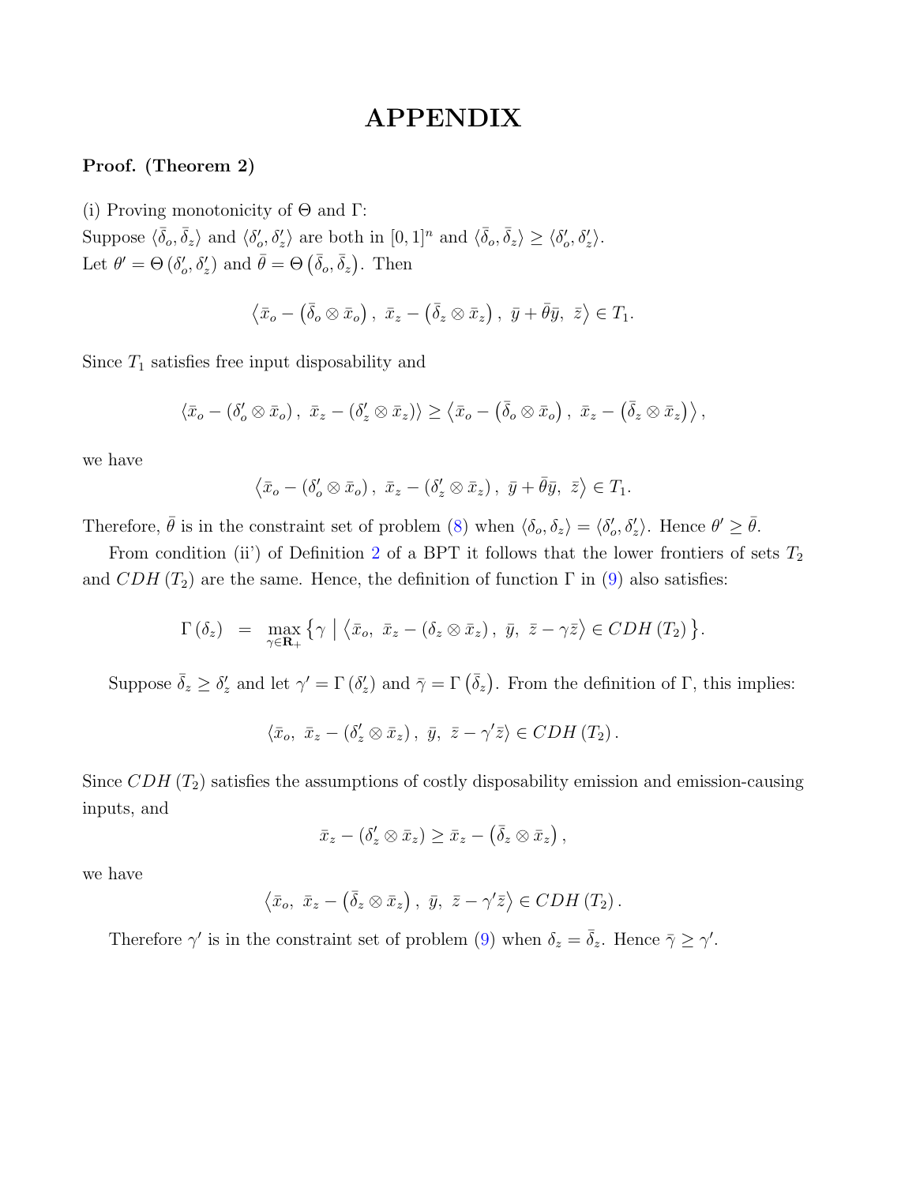# APPENDIX

**Proof. (Theorem 2)**

(i) Proving monotonicity of $\Theta$ and $\Gamma$:
Suppose $\langle\bar{\delta}_o, \bar{\delta}_z\rangle$ and $\langle\delta'_o, \delta'_z\rangle$ are both in $[0,1]^n$ and $\langle\bar{\delta}_o, \bar{\delta}_z\rangle \geq \langle\delta'_o, \delta'_z\rangle$.
Let $\theta' = \Theta\left(\delta'_o, \delta'_z\right)$ and $\bar{\theta} = \Theta\left(\bar{\delta}_o, \bar{\delta}_z\right)$. Then

$$\left\langle \bar{x}_o - \left(\bar{\delta}_o \otimes \bar{x}_o\right),\ \bar{x}_z - \left(\bar{\delta}_z \otimes \bar{x}_z\right),\ \bar{y} + \bar{\theta}\bar{y},\ \bar{z}\right\rangle \in T_1.$$

Since $T_1$ satisfies free input disposability and

$$\left\langle \bar{x}_o - \left(\delta'_o \otimes \bar{x}_o\right),\ \bar{x}_z - \left(\delta'_z \otimes \bar{x}_z\right)\right\rangle \geq \left\langle \bar{x}_o - \left(\bar{\delta}_o \otimes \bar{x}_o\right),\ \bar{x}_z - \left(\bar{\delta}_z \otimes \bar{x}_z\right)\right\rangle,$$

we have

$$\left\langle \bar{x}_o - \left(\delta'_o \otimes \bar{x}_o\right),\ \bar{x}_z - \left(\delta'_z \otimes \bar{x}_z\right),\ \bar{y} + \bar{\theta}\bar{y},\ \bar{z}\right\rangle \in T_1.$$

Therefore, $\bar{\theta}$ is in the constraint set of problem (8) when $\langle\delta_o, \delta_z\rangle = \langle\delta'_o, \delta'_z\rangle$. Hence $\theta' \geq \bar{\theta}$.

From condition (ii') of Definition 2 of a BPT it follows that the lower frontiers of sets $T_2$ and $CDH\left(T_2\right)$ are the same. Hence, the definition of function $\Gamma$ in (9) also satisfies:

$$\Gamma\left(\delta_z\right) \;=\; \max_{\gamma \in \mathbf{R}_+} \left\{ \gamma \;\middle|\; \left\langle \bar{x}_o,\ \bar{x}_z - \left(\delta_z \otimes \bar{x}_z\right),\ \bar{y},\ \bar{z} - \gamma\bar{z}\right\rangle \in CDH\left(T_2\right) \right\}.$$

Suppose $\bar{\delta}_z \geq \delta'_z$ and let $\gamma' = \Gamma\left(\delta'_z\right)$ and $\bar{\gamma} = \Gamma\left(\bar{\delta}_z\right)$. From the definition of $\Gamma$, this implies:

$$\left\langle \bar{x}_o,\ \bar{x}_z - \left(\delta'_z \otimes \bar{x}_z\right),\ \bar{y},\ \bar{z} - \gamma'\bar{z}\right\rangle \in CDH\left(T_2\right).$$

Since $CDH\left(T_2\right)$ satisfies the assumptions of costly disposability emission and emission-causing inputs, and

$$\bar{x}_z - \left(\delta'_z \otimes \bar{x}_z\right) \geq \bar{x}_z - \left(\bar{\delta}_z \otimes \bar{x}_z\right),$$

we have

$$\left\langle \bar{x}_o,\ \bar{x}_z - \left(\bar{\delta}_z \otimes \bar{x}_z\right),\ \bar{y},\ \bar{z} - \gamma'\bar{z}\right\rangle \in CDH\left(T_2\right).$$

Therefore $\gamma'$ is in the constraint set of problem (9) when $\delta_z = \bar{\delta}_z$. Hence $\bar{\gamma} \geq \gamma'$.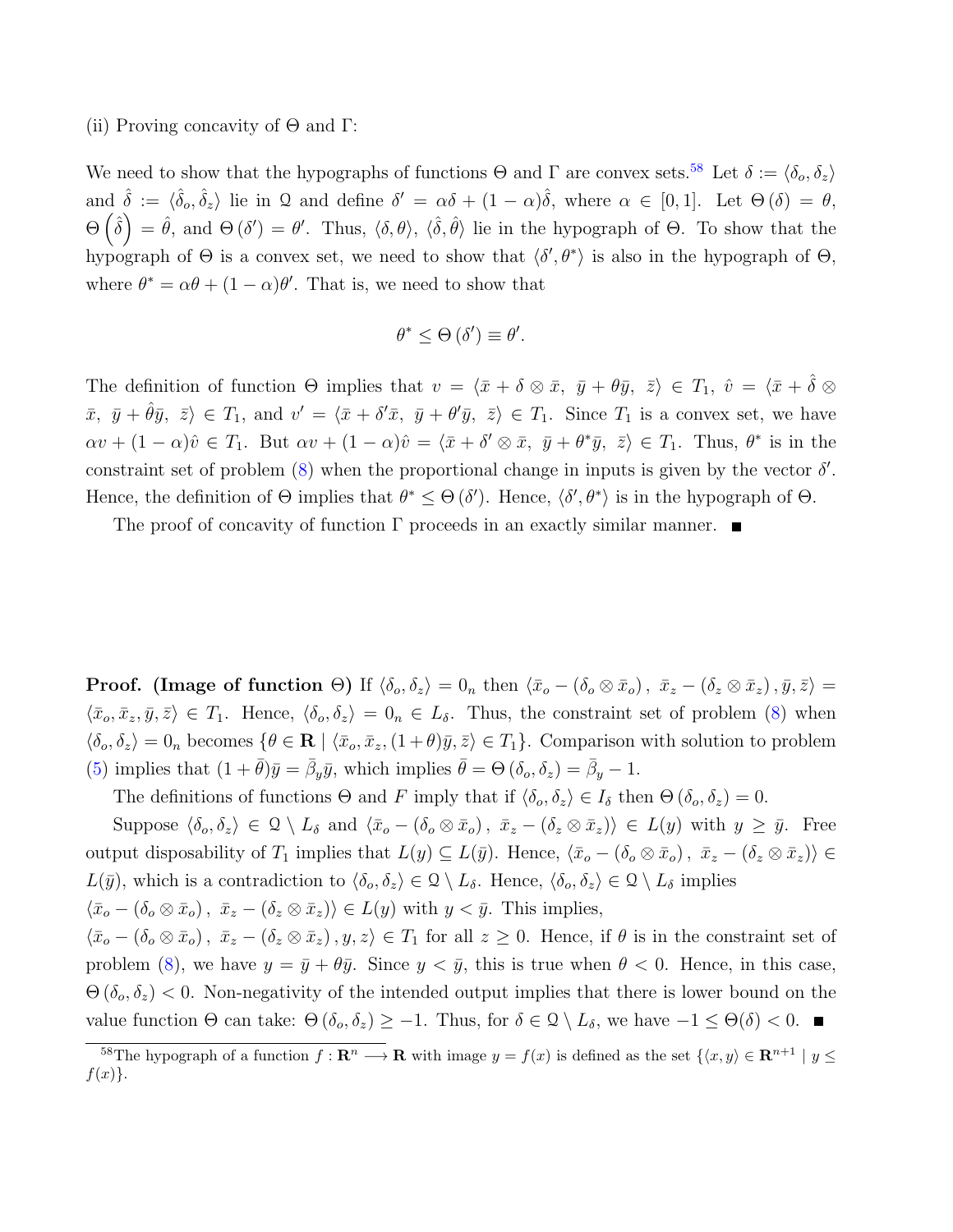(ii) Proving concavity of $\Theta$ and $\Gamma$:

We need to show that the hypographs of functions $\Theta$ and $\Gamma$ are convex sets.[58] Let $\delta := \langle \delta_o, \delta_z \rangle$ and $\hat{\delta} := \langle \hat{\delta}_o, \hat{\delta}_z \rangle$ lie in $\Omega$ and define $\delta' = \alpha\delta + (1-\alpha)\hat{\delta}$, where $\alpha \in [0,1]$. Let $\Theta(\delta) = \theta$, $\Theta\left(\hat{\delta}\right) = \hat{\theta}$, and $\Theta(\delta') = \theta'$. Thus, $\langle \delta, \theta \rangle$, $\langle \hat{\delta}, \hat{\theta} \rangle$ lie in the hypograph of $\Theta$. To show that the hypograph of $\Theta$ is a convex set, we need to show that $\langle \delta', \theta^* \rangle$ is also in the hypograph of $\Theta$, where $\theta^* = \alpha\theta + (1-\alpha)\theta'$. That is, we need to show that

$$\theta^* \leq \Theta(\delta') \equiv \theta'.$$

The definition of function $\Theta$ implies that $v = \langle \bar{x} + \delta \otimes \bar{x},\ \bar{y} + \theta\bar{y},\ \bar{z} \rangle \in T_1$, $\hat{v} = \langle \bar{x} + \hat{\delta} \otimes \bar{x},\ \bar{y} + \hat{\theta}\bar{y},\ \bar{z} \rangle \in T_1$, and $v' = \langle \bar{x} + \delta'\bar{x},\ \bar{y} + \theta'\bar{y},\ \bar{z} \rangle \in T_1$. Since $T_1$ is a convex set, we have $\alpha v + (1-\alpha)\hat{v} \in T_1$. But $\alpha v + (1-\alpha)\hat{v} = \langle \bar{x} + \delta' \otimes \bar{x},\ \bar{y} + \theta^*\bar{y},\ \bar{z} \rangle \in T_1$. Thus, $\theta^*$ is in the constraint set of problem (8) when the proportional change in inputs is given by the vector $\delta'$. Hence, the definition of $\Theta$ implies that $\theta^* \leq \Theta(\delta')$. Hence, $\langle \delta', \theta^* \rangle$ is in the hypograph of $\Theta$.

The proof of concavity of function $\Gamma$ proceeds in an exactly similar manner. ∎

**Proof. (Image of function $\Theta$)** If $\langle \delta_o, \delta_z \rangle = 0_n$ then $\langle \bar{x}_o - (\delta_o \otimes \bar{x}_o),\ \bar{x}_z - (\delta_z \otimes \bar{x}_z), \bar{y}, \bar{z} \rangle = \langle \bar{x}_o, \bar{x}_z, \bar{y}, \bar{z} \rangle \in T_1$. Hence, $\langle \delta_o, \delta_z \rangle = 0_n \in L_\delta$. Thus, the constraint set of problem (8) when $\langle \delta_o, \delta_z \rangle = 0_n$ becomes $\{\theta \in \mathbf{R} \mid \langle \bar{x}_o, \bar{x}_z, (1+\theta)\bar{y}, \bar{z} \rangle \in T_1\}$. Comparison with solution to problem (5) implies that $(1+\bar{\theta})\bar{y} = \bar{\beta}_y\bar{y}$, which implies $\bar{\theta} = \Theta(\delta_o, \delta_z) = \bar{\beta}_y - 1$.

The definitions of functions $\Theta$ and $F$ imply that if $\langle \delta_o, \delta_z \rangle \in I_\delta$ then $\Theta(\delta_o, \delta_z) = 0$.

Suppose $\langle \delta_o, \delta_z \rangle \in \Omega \setminus L_\delta$ and $\langle \bar{x}_o - (\delta_o \otimes \bar{x}_o),\ \bar{x}_z - (\delta_z \otimes \bar{x}_z) \rangle \in L(y)$ with $y \geq \bar{y}$. Free output disposability of $T_1$ implies that $L(y) \subseteq L(\bar{y})$. Hence, $\langle \bar{x}_o - (\delta_o \otimes \bar{x}_o),\ \bar{x}_z - (\delta_z \otimes \bar{x}_z) \rangle \in L(\bar{y})$, which is a contradiction to $\langle \delta_o, \delta_z \rangle \in \Omega \setminus L_\delta$. Hence, $\langle \delta_o, \delta_z \rangle \in \Omega \setminus L_\delta$ implies $\langle \bar{x}_o - (\delta_o \otimes \bar{x}_o),\ \bar{x}_z - (\delta_z \otimes \bar{x}_z) \rangle \in L(y)$ with $y < \bar{y}$. This implies, $\langle \bar{x}_o - (\delta_o \otimes \bar{x}_o),\ \bar{x}_z - (\delta_z \otimes \bar{x}_z), y, z \rangle \in T_1$ for all $z \geq 0$. Hence, if $\theta$ is in the constraint set of problem (8), we have $y = \bar{y} + \theta\bar{y}$. Since $y < \bar{y}$, this is true when $\theta < 0$. Hence, in this case, $\Theta(\delta_o, \delta_z) < 0$. Non-negativity of the intended output implies that there is lower bound on the value function $\Theta$ can take: $\Theta(\delta_o, \delta_z) \geq -1$. Thus, for $\delta \in \Omega \setminus L_\delta$, we have $-1 \leq \Theta(\delta) < 0$. ∎

[58] The hypograph of a function $f : \mathbf{R}^n \longrightarrow \mathbf{R}$ with image $y = f(x)$ is defined as the set $\{\langle x, y \rangle \in \mathbf{R}^{n+1} \mid y \leq f(x)\}$.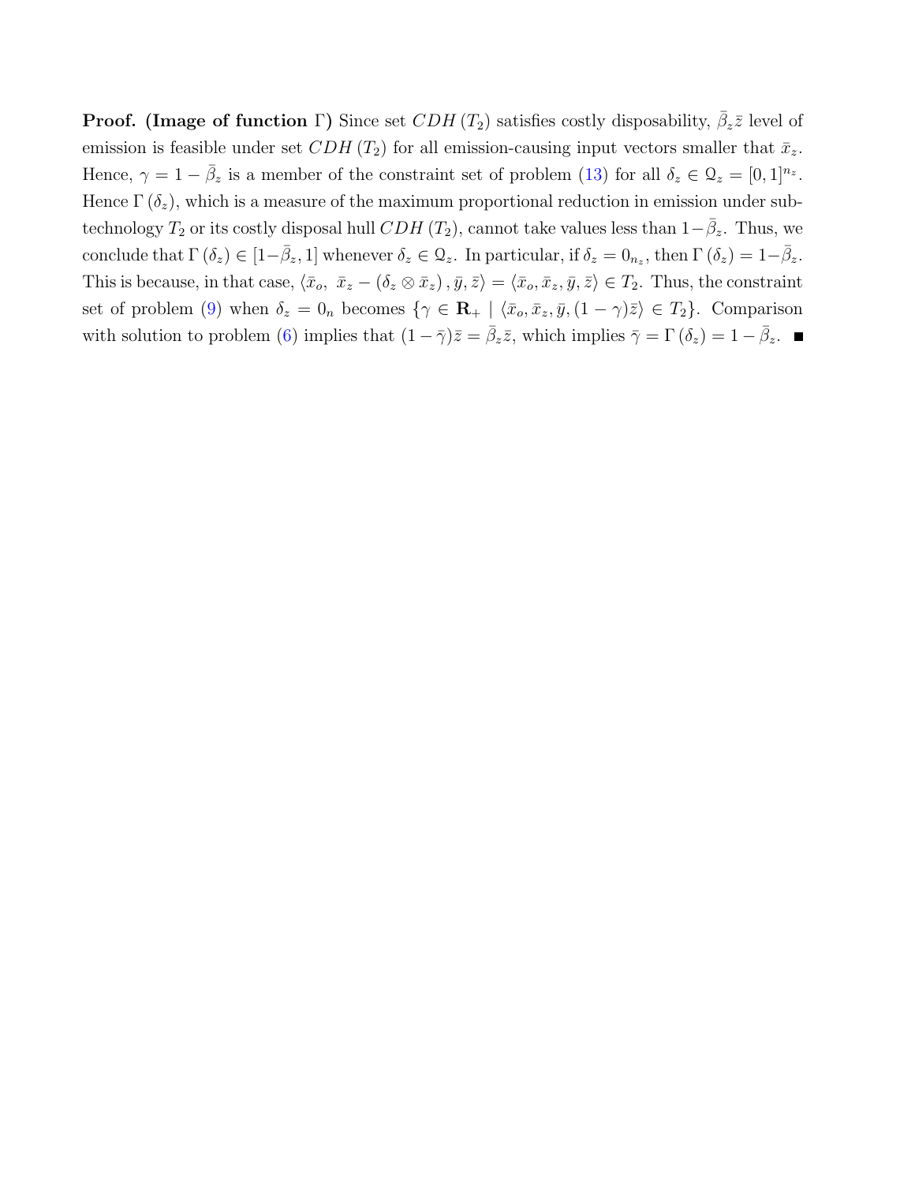**Proof. (Image of function $\Gamma$)** Since set $CDH\left(T_2\right)$ satisfies costly disposability, $\bar{\beta}_z\bar{z}$ level of emission is feasible under set $CDH\left(T_2\right)$ for all emission-causing input vectors smaller that $\bar{x}_z$. Hence, $\gamma = 1 - \bar{\beta}_z$ is a member of the constraint set of problem (13) for all $\delta_z \in \mathcal{Q}_z = [0,1]^{n_z}$. Hence $\Gamma\left(\delta_z\right)$, which is a measure of the maximum proportional reduction in emission under sub-technology $T_2$ or its costly disposal hull $CDH\left(T_2\right)$, cannot take values less than $1 - \bar{\beta}_z$. Thus, we conclude that $\Gamma\left(\delta_z\right) \in [1 - \bar{\beta}_z, 1]$ whenever $\delta_z \in \mathcal{Q}_z$. In particular, if $\delta_z = 0_{n_z}$, then $\Gamma\left(\delta_z\right) = 1 - \bar{\beta}_z$. This is because, in that case, $\langle \bar{x}_o,\ \bar{x}_z - \left(\delta_z \otimes \bar{x}_z\right), \bar{y}, \bar{z}\rangle = \langle \bar{x}_o, \bar{x}_z, \bar{y}, \bar{z}\rangle \in T_2$. Thus, the constraint set of problem (9) when $\delta_z = 0_n$ becomes $\{\gamma \in \mathbf{R}_+ \mid \langle \bar{x}_o, \bar{x}_z, \bar{y}, (1-\gamma)\bar{z}\rangle \in T_2\}$. Comparison with solution to problem (6) implies that $(1-\bar{\gamma})\bar{z} = \bar{\beta}_z\bar{z}$, which implies $\bar{\gamma} = \Gamma\left(\delta_z\right) = 1 - \bar{\beta}_z$. ■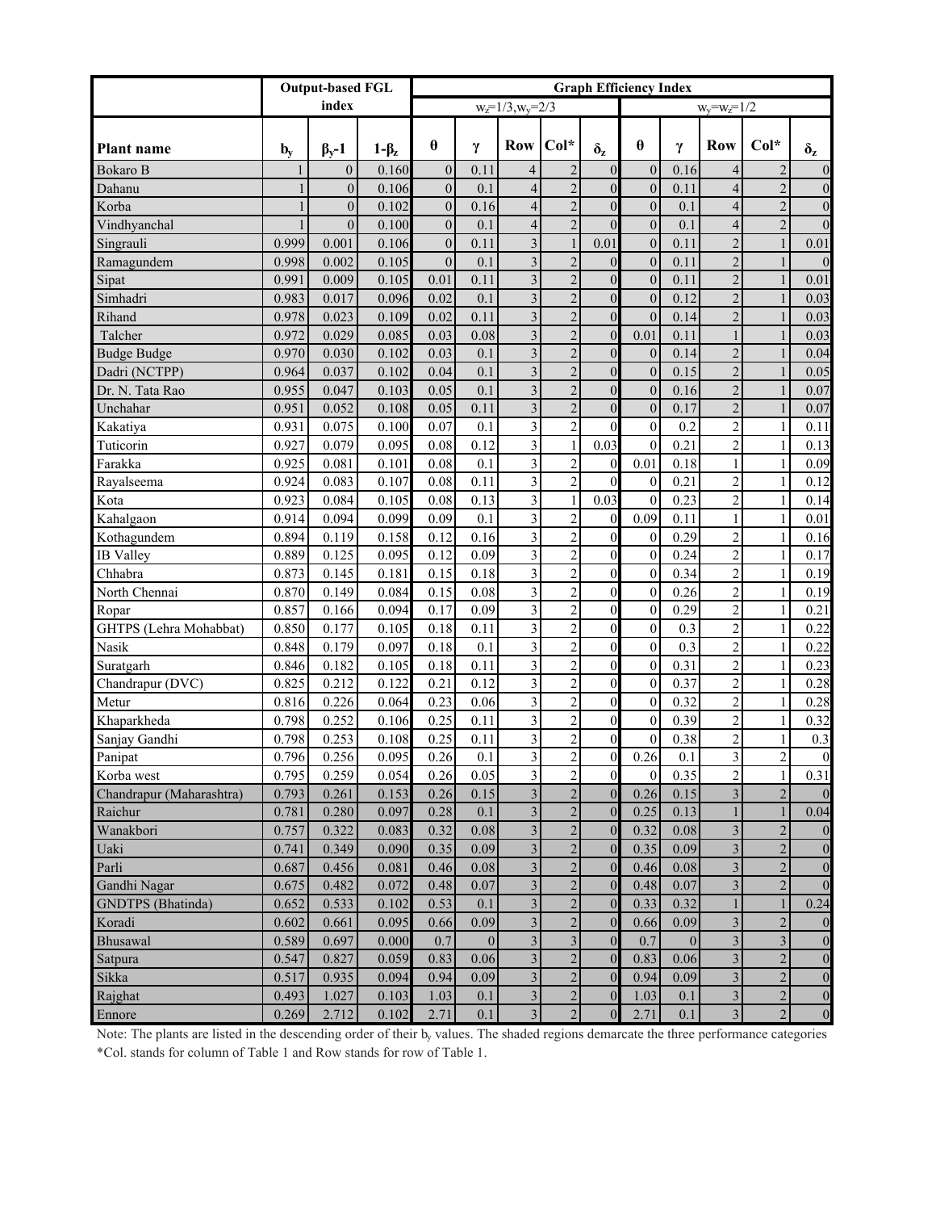| Plant name | Output-based FGL index | | | Graph Efficiency Index | | | | | | | | | |
|---|---|---|---|---|---|---|---|---|---|---|---|---|---|
| | | | | $w_z$=1/3, $w_y$=2/3 | | | | | $w_y$=$w_z$=1/2 | | | | |
| | $b_y$ | $\beta_y$-1 | 1-$\beta_z$ | $\theta$ | $\gamma$ | Row | Col* | $\delta_z$ | $\theta$ | $\gamma$ | Row | Col* | $\delta_z$ |
| Bokaro B | 1 | 0 | 0.160 | 0 | 0.11 | 4 | 2 | 0 | 0 | 0.16 | 4 | 2 | 0 |
| Dahanu | 1 | 0 | 0.106 | 0 | 0.1 | 4 | 2 | 0 | 0 | 0.11 | 4 | 2 | 0 |
| Korba | 1 | 0 | 0.102 | 0 | 0.16 | 4 | 2 | 0 | 0 | 0.1 | 4 | 2 | 0 |
| Vindhyanchal | 1 | 0 | 0.100 | 0 | 0.1 | 4 | 2 | 0 | 0 | 0.1 | 4 | 2 | 0 |
| Singrauli | 0.999 | 0.001 | 0.106 | 0 | 0.11 | 3 | 1 | 0.01 | 0 | 0.11 | 2 | 1 | 0.01 |
| Ramagundem | 0.998 | 0.002 | 0.105 | 0 | 0.1 | 3 | 2 | 0 | 0 | 0.11 | 2 | 1 | 0 |
| Sipat | 0.991 | 0.009 | 0.105 | 0.01 | 0.11 | 3 | 2 | 0 | 0 | 0.11 | 2 | 1 | 0.01 |
| Simhadri | 0.983 | 0.017 | 0.096 | 0.02 | 0.1 | 3 | 2 | 0 | 0 | 0.12 | 2 | 1 | 0.03 |
| Rihand | 0.978 | 0.023 | 0.109 | 0.02 | 0.11 | 3 | 2 | 0 | 0 | 0.14 | 2 | 1 | 0.03 |
| Talcher | 0.972 | 0.029 | 0.085 | 0.03 | 0.08 | 3 | 2 | 0 | 0.01 | 0.11 | 1 | 1 | 0.03 |
| Budge Budge | 0.970 | 0.030 | 0.102 | 0.03 | 0.1 | 3 | 2 | 0 | 0 | 0.14 | 2 | 1 | 0.04 |
| Dadri (NCTPP) | 0.964 | 0.037 | 0.102 | 0.04 | 0.1 | 3 | 2 | 0 | 0 | 0.15 | 2 | 1 | 0.05 |
| Dr. N. Tata Rao | 0.955 | 0.047 | 0.103 | 0.05 | 0.1 | 3 | 2 | 0 | 0 | 0.16 | 2 | 1 | 0.07 |
| Unchahar | 0.951 | 0.052 | 0.108 | 0.05 | 0.11 | 3 | 2 | 0 | 0 | 0.17 | 2 | 1 | 0.07 |
| Kakatiya | 0.931 | 0.075 | 0.100 | 0.07 | 0.1 | 3 | 2 | 0 | 0 | 0.2 | 2 | 1 | 0.11 |
| Tuticorin | 0.927 | 0.079 | 0.095 | 0.08 | 0.12 | 3 | 1 | 0.03 | 0 | 0.21 | 2 | 1 | 0.13 |
| Farakka | 0.925 | 0.081 | 0.101 | 0.08 | 0.1 | 3 | 2 | 0 | 0.01 | 0.18 | 1 | 1 | 0.09 |
| Rayalseema | 0.924 | 0.083 | 0.107 | 0.08 | 0.11 | 3 | 2 | 0 | 0 | 0.21 | 2 | 1 | 0.12 |
| Kota | 0.923 | 0.084 | 0.105 | 0.08 | 0.13 | 3 | 1 | 0.03 | 0 | 0.23 | 2 | 1 | 0.14 |
| Kahalgaon | 0.914 | 0.094 | 0.099 | 0.09 | 0.1 | 3 | 2 | 0 | 0.09 | 0.11 | 1 | 1 | 0.01 |
| Kothagundem | 0.894 | 0.119 | 0.158 | 0.12 | 0.16 | 3 | 2 | 0 | 0 | 0.29 | 2 | 1 | 0.16 |
| IB Valley | 0.889 | 0.125 | 0.095 | 0.12 | 0.09 | 3 | 2 | 0 | 0 | 0.24 | 2 | 1 | 0.17 |
| Chhabra | 0.873 | 0.145 | 0.181 | 0.15 | 0.18 | 3 | 2 | 0 | 0 | 0.34 | 2 | 1 | 0.19 |
| North Chennai | 0.870 | 0.149 | 0.084 | 0.15 | 0.08 | 3 | 2 | 0 | 0 | 0.26 | 2 | 1 | 0.19 |
| Ropar | 0.857 | 0.166 | 0.094 | 0.17 | 0.09 | 3 | 2 | 0 | 0 | 0.29 | 2 | 1 | 0.21 |
| GHTPS (Lehra Mohabbat) | 0.850 | 0.177 | 0.105 | 0.18 | 0.11 | 3 | 2 | 0 | 0 | 0.3 | 2 | 1 | 0.22 |
| Nasik | 0.848 | 0.179 | 0.097 | 0.18 | 0.1 | 3 | 2 | 0 | 0 | 0.3 | 2 | 1 | 0.22 |
| Suratgarh | 0.846 | 0.182 | 0.105 | 0.18 | 0.11 | 3 | 2 | 0 | 0 | 0.31 | 2 | 1 | 0.23 |
| Chandrapur (DVC) | 0.825 | 0.212 | 0.122 | 0.21 | 0.12 | 3 | 2 | 0 | 0 | 0.37 | 2 | 1 | 0.28 |
| Metur | 0.816 | 0.226 | 0.064 | 0.23 | 0.06 | 3 | 2 | 0 | 0 | 0.32 | 2 | 1 | 0.28 |
| Khaparkheda | 0.798 | 0.252 | 0.106 | 0.25 | 0.11 | 3 | 2 | 0 | 0 | 0.39 | 2 | 1 | 0.32 |
| Sanjay Gandhi | 0.798 | 0.253 | 0.108 | 0.25 | 0.11 | 3 | 2 | 0 | 0 | 0.38 | 2 | 1 | 0.3 |
| Panipat | 0.796 | 0.256 | 0.095 | 0.26 | 0.1 | 3 | 2 | 0 | 0.26 | 0.1 | 3 | 2 | 0 |
| Korba west | 0.795 | 0.259 | 0.054 | 0.26 | 0.05 | 3 | 2 | 0 | 0 | 0.35 | 2 | 1 | 0.31 |
| Chandrapur (Maharashtra) | 0.793 | 0.261 | 0.153 | 0.26 | 0.15 | 3 | 2 | 0 | 0.26 | 0.15 | 3 | 2 | 0 |
| Raichur | 0.781 | 0.280 | 0.097 | 0.28 | 0.1 | 3 | 2 | 0 | 0.25 | 0.13 | 1 | 1 | 0.04 |
| Wanakbori | 0.757 | 0.322 | 0.083 | 0.32 | 0.08 | 3 | 2 | 0 | 0.32 | 0.08 | 3 | 2 | 0 |
| Uaki | 0.741 | 0.349 | 0.090 | 0.35 | 0.09 | 3 | 2 | 0 | 0.35 | 0.09 | 3 | 2 | 0 |
| Parli | 0.687 | 0.456 | 0.081 | 0.46 | 0.08 | 3 | 2 | 0 | 0.46 | 0.08 | 3 | 2 | 0 |
| Gandhi Nagar | 0.675 | 0.482 | 0.072 | 0.48 | 0.07 | 3 | 2 | 0 | 0.48 | 0.07 | 3 | 2 | 0 |
| GNDTPS (Bhatinda) | 0.652 | 0.533 | 0.102 | 0.53 | 0.1 | 3 | 2 | 0 | 0.33 | 0.32 | 1 | 1 | 0.24 |
| Koradi | 0.602 | 0.661 | 0.095 | 0.66 | 0.09 | 3 | 2 | 0 | 0.66 | 0.09 | 3 | 2 | 0 |
| Bhusawal | 0.589 | 0.697 | 0.000 | 0.7 | 0 | 3 | 3 | 0 | 0.7 | 0 | 3 | 3 | 0 |
| Satpura | 0.547 | 0.827 | 0.059 | 0.83 | 0.06 | 3 | 2 | 0 | 0.83 | 0.06 | 3 | 2 | 0 |
| Sikka | 0.517 | 0.935 | 0.094 | 0.94 | 0.09 | 3 | 2 | 0 | 0.94 | 0.09 | 3 | 2 | 0 |
| Rajghat | 0.493 | 1.027 | 0.103 | 1.03 | 0.1 | 3 | 2 | 0 | 1.03 | 0.1 | 3 | 2 | 0 |
| Ennore | 0.269 | 2.712 | 0.102 | 2.71 | 0.1 | 3 | 2 | 0 | 2.71 | 0.1 | 3 | 2 | 0 |

Note: The plants are listed in the descending order of their $b_y$ values. The shaded regions demarcate the three performance categories

*Col. stands for column of Table 1 and Row stands for row of Table 1.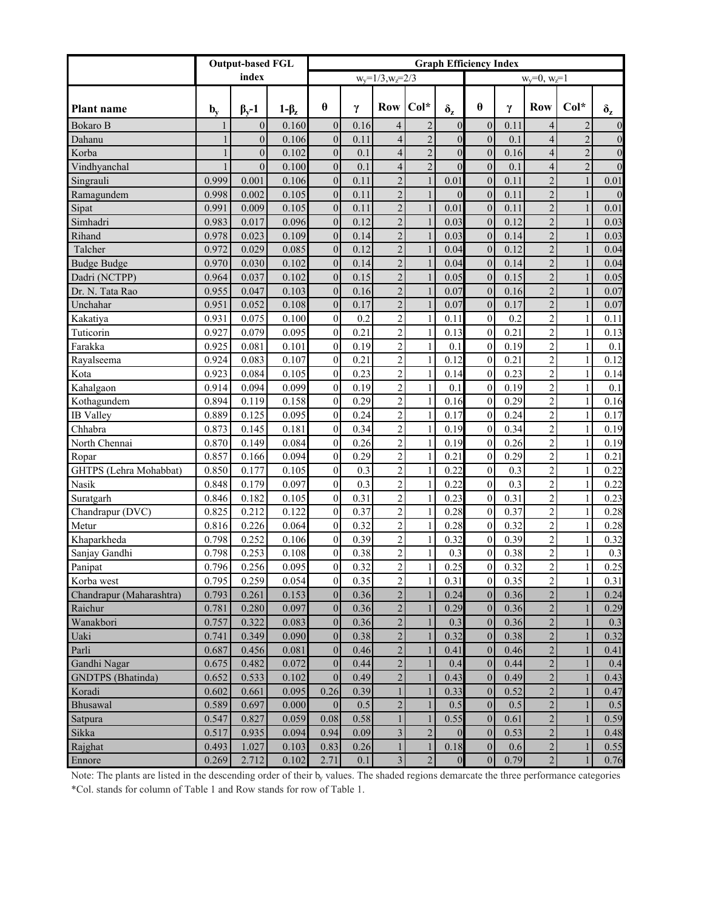| | Output-based FGL index | | | Graph Efficiency Index | | | | | | | | | |
|---|---|---|---|---|---|---|---|---|---|---|---|---|---|
| | | | | $w_y$=1/3,$w_z$=2/3 | | | | | $w_y$=0, $w_z$=1 | | | | |
| **Plant name** | $b_y$ | $\beta_y$-1 | 1-$\beta_z$ | $\theta$ | $\gamma$ | Row | Col* | $\delta_z$ | $\theta$ | $\gamma$ | Row | Col* | $\delta_z$ |
| Bokaro B | 1 | 0 | 0.160 | 0 | 0.16 | 4 | 2 | 0 | 0 | 0.11 | 4 | 2 | 0 |
| Dahanu | 1 | 0 | 0.106 | 0 | 0.11 | 4 | 2 | 0 | 0 | 0.1 | 4 | 2 | 0 |
| Korba | 1 | 0 | 0.102 | 0 | 0.1 | 4 | 2 | 0 | 0 | 0.16 | 4 | 2 | 0 |
| Vindhyanchal | 1 | 0 | 0.100 | 0 | 0.1 | 4 | 2 | 0 | 0 | 0.1 | 4 | 2 | 0 |
| Singrauli | 0.999 | 0.001 | 0.106 | 0 | 0.11 | 2 | 1 | 0.01 | 0 | 0.11 | 2 | 1 | 0.01 |
| Ramagundem | 0.998 | 0.002 | 0.105 | 0 | 0.11 | 2 | 1 | 0 | 0 | 0.11 | 2 | 1 | 0 |
| Sipat | 0.991 | 0.009 | 0.105 | 0 | 0.11 | 2 | 1 | 0.01 | 0 | 0.11 | 2 | 1 | 0.01 |
| Simhadri | 0.983 | 0.017 | 0.096 | 0 | 0.12 | 2 | 1 | 0.03 | 0 | 0.12 | 2 | 1 | 0.03 |
| Rihand | 0.978 | 0.023 | 0.109 | 0 | 0.14 | 2 | 1 | 0.03 | 0 | 0.14 | 2 | 1 | 0.03 |
| Talcher | 0.972 | 0.029 | 0.085 | 0 | 0.12 | 2 | 1 | 0.04 | 0 | 0.12 | 2 | 1 | 0.04 |
| Budge Budge | 0.970 | 0.030 | 0.102 | 0 | 0.14 | 2 | 1 | 0.04 | 0 | 0.14 | 2 | 1 | 0.04 |
| Dadri (NCTPP) | 0.964 | 0.037 | 0.102 | 0 | 0.15 | 2 | 1 | 0.05 | 0 | 0.15 | 2 | 1 | 0.05 |
| Dr. N. Tata Rao | 0.955 | 0.047 | 0.103 | 0 | 0.16 | 2 | 1 | 0.07 | 0 | 0.16 | 2 | 1 | 0.07 |
| Unchahar | 0.951 | 0.052 | 0.108 | 0 | 0.17 | 2 | 1 | 0.07 | 0 | 0.17 | 2 | 1 | 0.07 |
| Kakatiya | 0.931 | 0.075 | 0.100 | 0 | 0.2 | 2 | 1 | 0.11 | 0 | 0.2 | 2 | 1 | 0.11 |
| Tuticorin | 0.927 | 0.079 | 0.095 | 0 | 0.21 | 2 | 1 | 0.13 | 0 | 0.21 | 2 | 1 | 0.13 |
| Farakka | 0.925 | 0.081 | 0.101 | 0 | 0.19 | 2 | 1 | 0.1 | 0 | 0.19 | 2 | 1 | 0.1 |
| Rayalseema | 0.924 | 0.083 | 0.107 | 0 | 0.21 | 2 | 1 | 0.12 | 0 | 0.21 | 2 | 1 | 0.12 |
| Kota | 0.923 | 0.084 | 0.105 | 0 | 0.23 | 2 | 1 | 0.14 | 0 | 0.23 | 2 | 1 | 0.14 |
| Kahalgaon | 0.914 | 0.094 | 0.099 | 0 | 0.19 | 2 | 1 | 0.1 | 0 | 0.19 | 2 | 1 | 0.1 |
| Kothagundem | 0.894 | 0.119 | 0.158 | 0 | 0.29 | 2 | 1 | 0.16 | 0 | 0.29 | 2 | 1 | 0.16 |
| IB Valley | 0.889 | 0.125 | 0.095 | 0 | 0.24 | 2 | 1 | 0.17 | 0 | 0.24 | 2 | 1 | 0.17 |
| Chhabra | 0.873 | 0.145 | 0.181 | 0 | 0.34 | 2 | 1 | 0.19 | 0 | 0.34 | 2 | 1 | 0.19 |
| North Chennai | 0.870 | 0.149 | 0.084 | 0 | 0.26 | 2 | 1 | 0.19 | 0 | 0.26 | 2 | 1 | 0.19 |
| Ropar | 0.857 | 0.166 | 0.094 | 0 | 0.29 | 2 | 1 | 0.21 | 0 | 0.29 | 2 | 1 | 0.21 |
| GHTPS (Lehra Mohabbat) | 0.850 | 0.177 | 0.105 | 0 | 0.3 | 2 | 1 | 0.22 | 0 | 0.3 | 2 | 1 | 0.22 |
| Nasik | 0.848 | 0.179 | 0.097 | 0 | 0.3 | 2 | 1 | 0.22 | 0 | 0.3 | 2 | 1 | 0.22 |
| Suratgarh | 0.846 | 0.182 | 0.105 | 0 | 0.31 | 2 | 1 | 0.23 | 0 | 0.31 | 2 | 1 | 0.23 |
| Chandrapur (DVC) | 0.825 | 0.212 | 0.122 | 0 | 0.37 | 2 | 1 | 0.28 | 0 | 0.37 | 2 | 1 | 0.28 |
| Metur | 0.816 | 0.226 | 0.064 | 0 | 0.32 | 2 | 1 | 0.28 | 0 | 0.32 | 2 | 1 | 0.28 |
| Khaparkheda | 0.798 | 0.252 | 0.106 | 0 | 0.39 | 2 | 1 | 0.32 | 0 | 0.39 | 2 | 1 | 0.32 |
| Sanjay Gandhi | 0.798 | 0.253 | 0.108 | 0 | 0.38 | 2 | 1 | 0.3 | 0 | 0.38 | 2 | 1 | 0.3 |
| Panipat | 0.796 | 0.256 | 0.095 | 0 | 0.32 | 2 | 1 | 0.25 | 0 | 0.32 | 2 | 1 | 0.25 |
| Korba west | 0.795 | 0.259 | 0.054 | 0 | 0.35 | 2 | 1 | 0.31 | 0 | 0.35 | 2 | 1 | 0.31 |
| Chandrapur (Maharashtra) | 0.793 | 0.261 | 0.153 | 0 | 0.36 | 2 | 1 | 0.24 | 0 | 0.36 | 2 | 1 | 0.24 |
| Raichur | 0.781 | 0.280 | 0.097 | 0 | 0.36 | 2 | 1 | 0.29 | 0 | 0.36 | 2 | 1 | 0.29 |
| Wanakbori | 0.757 | 0.322 | 0.083 | 0 | 0.36 | 2 | 1 | 0.3 | 0 | 0.36 | 2 | 1 | 0.3 |
| Uaki | 0.741 | 0.349 | 0.090 | 0 | 0.38 | 2 | 1 | 0.32 | 0 | 0.38 | 2 | 1 | 0.32 |
| Parli | 0.687 | 0.456 | 0.081 | 0 | 0.46 | 2 | 1 | 0.41 | 0 | 0.46 | 2 | 1 | 0.41 |
| Gandhi Nagar | 0.675 | 0.482 | 0.072 | 0 | 0.44 | 2 | 1 | 0.4 | 0 | 0.44 | 2 | 1 | 0.4 |
| GNDTPS (Bhatinda) | 0.652 | 0.533 | 0.102 | 0 | 0.49 | 2 | 1 | 0.43 | 0 | 0.49 | 2 | 1 | 0.43 |
| Koradi | 0.602 | 0.661 | 0.095 | 0.26 | 0.39 | 1 | 1 | 0.33 | 0 | 0.52 | 2 | 1 | 0.47 |
| Bhusawal | 0.589 | 0.697 | 0.000 | 0 | 0.5 | 2 | 1 | 0.5 | 0 | 0.5 | 2 | 1 | 0.5 |
| Satpura | 0.547 | 0.827 | 0.059 | 0.08 | 0.58 | 1 | 1 | 0.55 | 0 | 0.61 | 2 | 1 | 0.59 |
| Sikka | 0.517 | 0.935 | 0.094 | 0.94 | 0.09 | 3 | 2 | 0 | 0 | 0.53 | 2 | 1 | 0.48 |
| Rajghat | 0.493 | 1.027 | 0.103 | 0.83 | 0.26 | 1 | 1 | 0.18 | 0 | 0.6 | 2 | 1 | 0.55 |
| Ennore | 0.269 | 2.712 | 0.102 | 2.71 | 0.1 | 3 | 2 | 0 | 0 | 0.79 | 2 | 1 | 0.76 |

Note: The plants are listed in the descending order of their $b_y$ values. The shaded regions demarcate the three performance categories

*Col. stands for column of Table 1 and Row stands for row of Table 1.